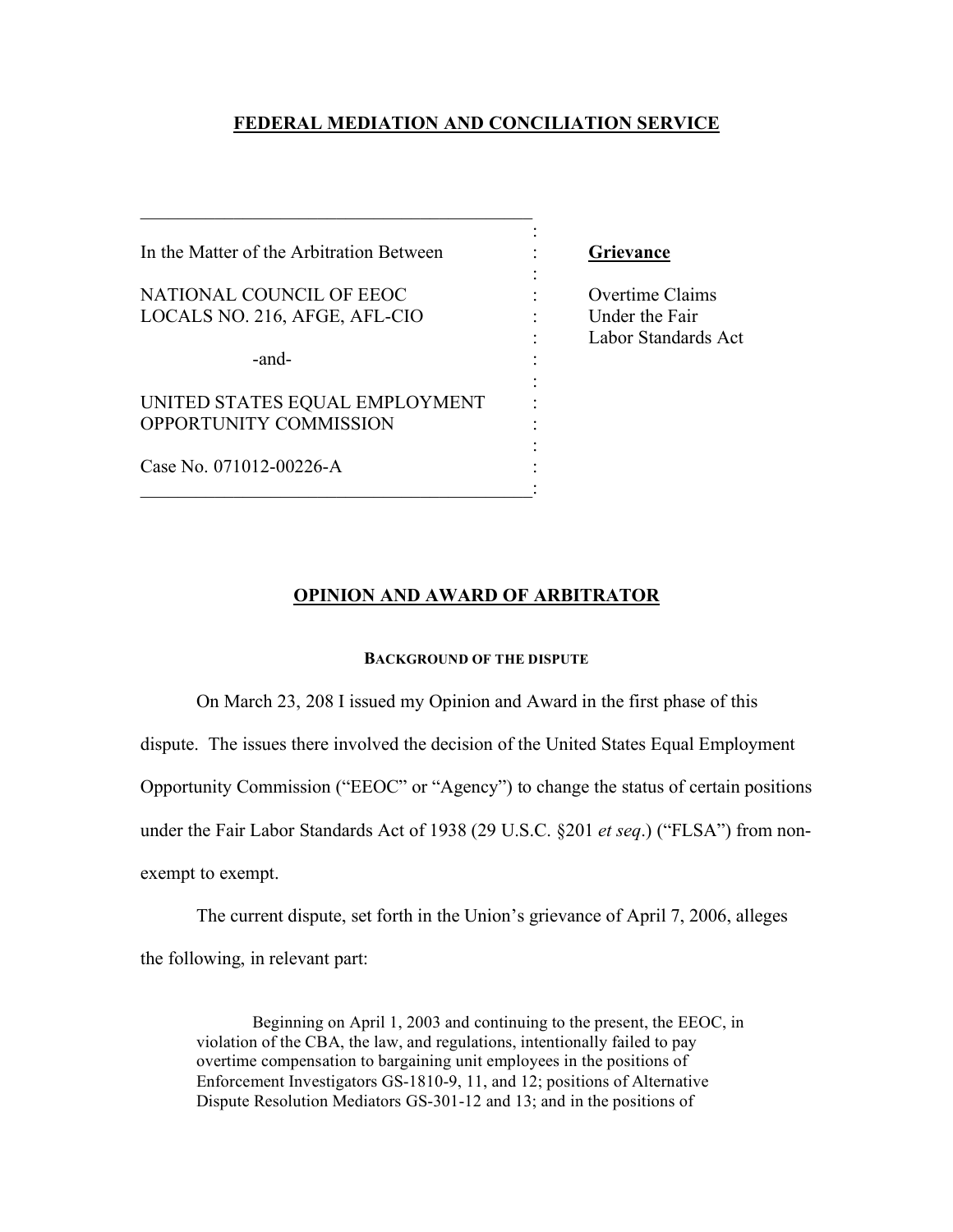# FEDERAL MEDIATION AND CONCILIATION SERVICE

In the Matter of the Arbitration Between

NATIONAL COUNCIL OF EEOC LOCALS NO. 216, AFGE, AFL-CIO

-and-

UNITED STATES EQUAL EMPLOYMENT OPPORTUNITY COMMISSION

Case No. 071012-00226-A

**Grievance**

Overtime Claims Under the Fair Labor Standards Act

## OPINION AND AWARD OF ARBITRATOR

### BACKGROUND OF THE DISPUTE

On March 23, 208 I issued my Opinion and Award in the first phase of this dispute. The issues there involved the decision of the United States Equal Employment Opportunity Commission ("EEOC" or "Agency") to change the status of certain positions under the Fair Labor Standards Act of 1938 (29 U.S.C. §201 *et seq*.) ("FLSA") from non-exempt to exempt.

The current dispute, set forth in the Union's grievance of April 7, 2006, alleges the following, in relevant part:

> Beginning on April 1, 2003 and continuing to the present, the EEOC, in violation of the CBA, the law, and regulations, intentionally failed to pay overtime compensation to bargaining unit employees in the positions of Enforcement Investigators GS-1810-9, 11, and 12; positions of Alternative Dispute Resolution Mediators GS-301-12 and 13; and in the positions of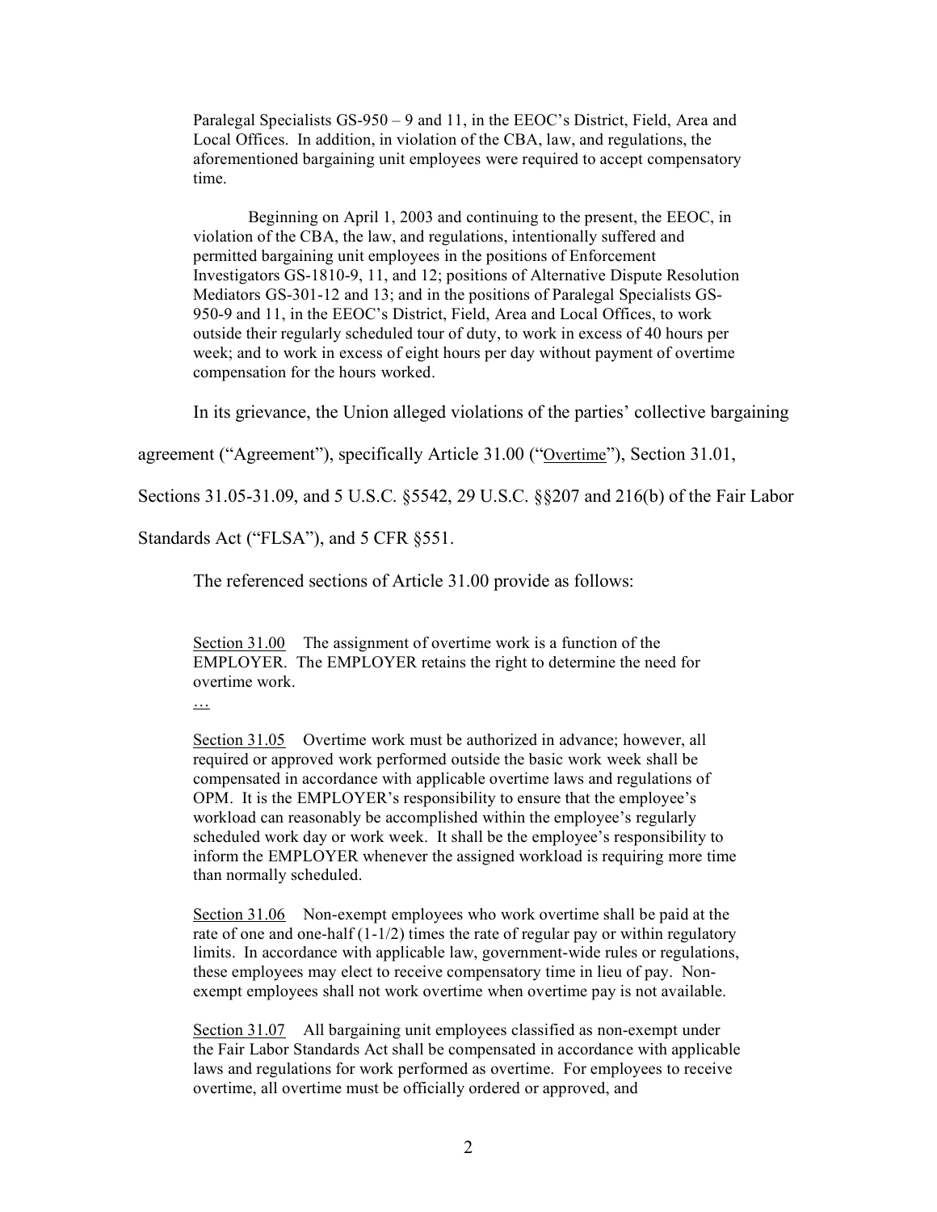Paralegal Specialists GS-950 – 9 and 11, in the EEOC's District, Field, Area and Local Offices. In addition, in violation of the CBA, law, and regulations, the aforementioned bargaining unit employees were required to accept compensatory time.

> Beginning on April 1, 2003 and continuing to the present, the EEOC, in violation of the CBA, the law, and regulations, intentionally suffered and permitted bargaining unit employees in the positions of Enforcement Investigators GS-1810-9, 11, and 12; positions of Alternative Dispute Resolution Mediators GS-301-12 and 13; and in the positions of Paralegal Specialists GS-950-9 and 11, in the EEOC's District, Field, Area and Local Offices, to work outside their regularly scheduled tour of duty, to work in excess of 40 hours per week; and to work in excess of eight hours per day without payment of overtime compensation for the hours worked.

In its grievance, the Union alleged violations of the parties' collective bargaining agreement ("Agreement"), specifically Article 31.00 ("Overtime"), Section 31.01, Sections 31.05-31.09, and 5 U.S.C. §5542, 29 U.S.C. §§207 and 216(b) of the Fair Labor Standards Act ("FLSA"), and 5 CFR §551.

The referenced sections of Article 31.00 provide as follows:

> Section 31.00 The assignment of overtime work is a function of the EMPLOYER. The EMPLOYER retains the right to determine the need for overtime work.
>
> …
>
> Section 31.05 Overtime work must be authorized in advance; however, all required or approved work performed outside the basic work week shall be compensated in accordance with applicable overtime laws and regulations of OPM. It is the EMPLOYER's responsibility to ensure that the employee's workload can reasonably be accomplished within the employee's regularly scheduled work day or work week. It shall be the employee's responsibility to inform the EMPLOYER whenever the assigned workload is requiring more time than normally scheduled.
>
> Section 31.06 Non-exempt employees who work overtime shall be paid at the rate of one and one-half (1-1/2) times the rate of regular pay or within regulatory limits. In accordance with applicable law, government-wide rules or regulations, these employees may elect to receive compensatory time in lieu of pay. Non-exempt employees shall not work overtime when overtime pay is not available.
>
> Section 31.07 All bargaining unit employees classified as non-exempt under the Fair Labor Standards Act shall be compensated in accordance with applicable laws and regulations for work performed as overtime. For employees to receive overtime, all overtime must be officially ordered or approved, and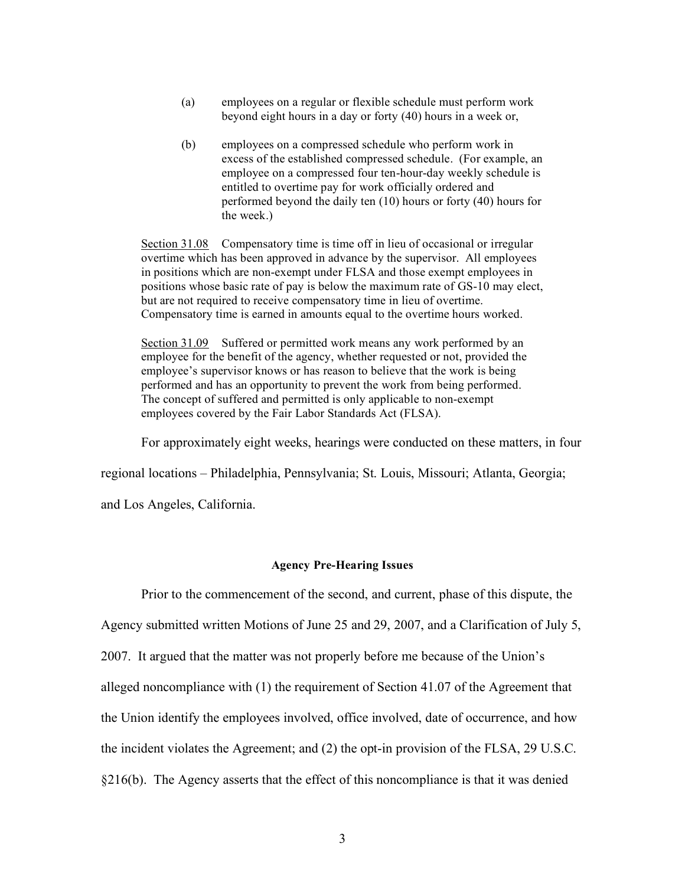(a) employees on a regular or flexible schedule must perform work beyond eight hours in a day or forty (40) hours in a week or,

(b) employees on a compressed schedule who perform work in excess of the established compressed schedule. (For example, an employee on a compressed four ten-hour-day weekly schedule is entitled to overtime pay for work officially ordered and performed beyond the daily ten (10) hours or forty (40) hours for the week.)

Section 31.08 Compensatory time is time off in lieu of occasional or irregular overtime which has been approved in advance by the supervisor. All employees in positions which are non-exempt under FLSA and those exempt employees in positions whose basic rate of pay is below the maximum rate of GS-10 may elect, but are not required to receive compensatory time in lieu of overtime. Compensatory time is earned in amounts equal to the overtime hours worked.

Section 31.09 Suffered or permitted work means any work performed by an employee for the benefit of the agency, whether requested or not, provided the employee's supervisor knows or has reason to believe that the work is being performed and has an opportunity to prevent the work from being performed. The concept of suffered and permitted is only applicable to non-exempt employees covered by the Fair Labor Standards Act (FLSA).

For approximately eight weeks, hearings were conducted on these matters, in four regional locations – Philadelphia, Pennsylvania; St. Louis, Missouri; Atlanta, Georgia; and Los Angeles, California.

### Agency Pre-Hearing Issues

Prior to the commencement of the second, and current, phase of this dispute, the Agency submitted written Motions of June 25 and 29, 2007, and a Clarification of July 5, 2007. It argued that the matter was not properly before me because of the Union's alleged noncompliance with (1) the requirement of Section 41.07 of the Agreement that the Union identify the employees involved, office involved, date of occurrence, and how the incident violates the Agreement; and (2) the opt-in provision of the FLSA, 29 U.S.C. §216(b). The Agency asserts that the effect of this noncompliance is that it was denied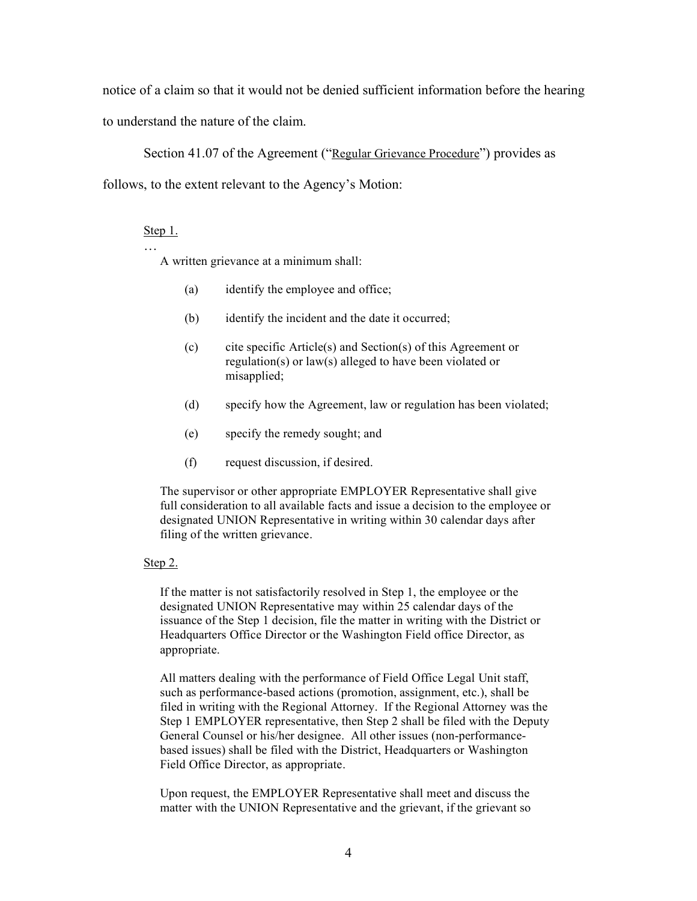notice of a claim so that it would not be denied sufficient information before the hearing to understand the nature of the claim.

Section 41.07 of the Agreement ("Regular Grievance Procedure") provides as follows, to the extent relevant to the Agency's Motion:

> Step 1.
>
> …
>
> A written grievance at a minimum shall:
>
> (a) identify the employee and office;
>
> (b) identify the incident and the date it occurred;
>
> (c) cite specific Article(s) and Section(s) of this Agreement or regulation(s) or law(s) alleged to have been violated or misapplied;
>
> (d) specify how the Agreement, law or regulation has been violated;
>
> (e) specify the remedy sought; and
>
> (f) request discussion, if desired.
>
> The supervisor or other appropriate EMPLOYER Representative shall give full consideration to all available facts and issue a decision to the employee or designated UNION Representative in writing within 30 calendar days after filing of the written grievance.
>
> Step 2.
>
> If the matter is not satisfactorily resolved in Step 1, the employee or the designated UNION Representative may within 25 calendar days of the issuance of the Step 1 decision, file the matter in writing with the District or Headquarters Office Director or the Washington Field office Director, as appropriate.
>
> All matters dealing with the performance of Field Office Legal Unit staff, such as performance-based actions (promotion, assignment, etc.), shall be filed in writing with the Regional Attorney. If the Regional Attorney was the Step 1 EMPLOYER representative, then Step 2 shall be filed with the Deputy General Counsel or his/her designee. All other issues (non-performance-based issues) shall be filed with the District, Headquarters or Washington Field Office Director, as appropriate.
>
> Upon request, the EMPLOYER Representative shall meet and discuss the matter with the UNION Representative and the grievant, if the grievant so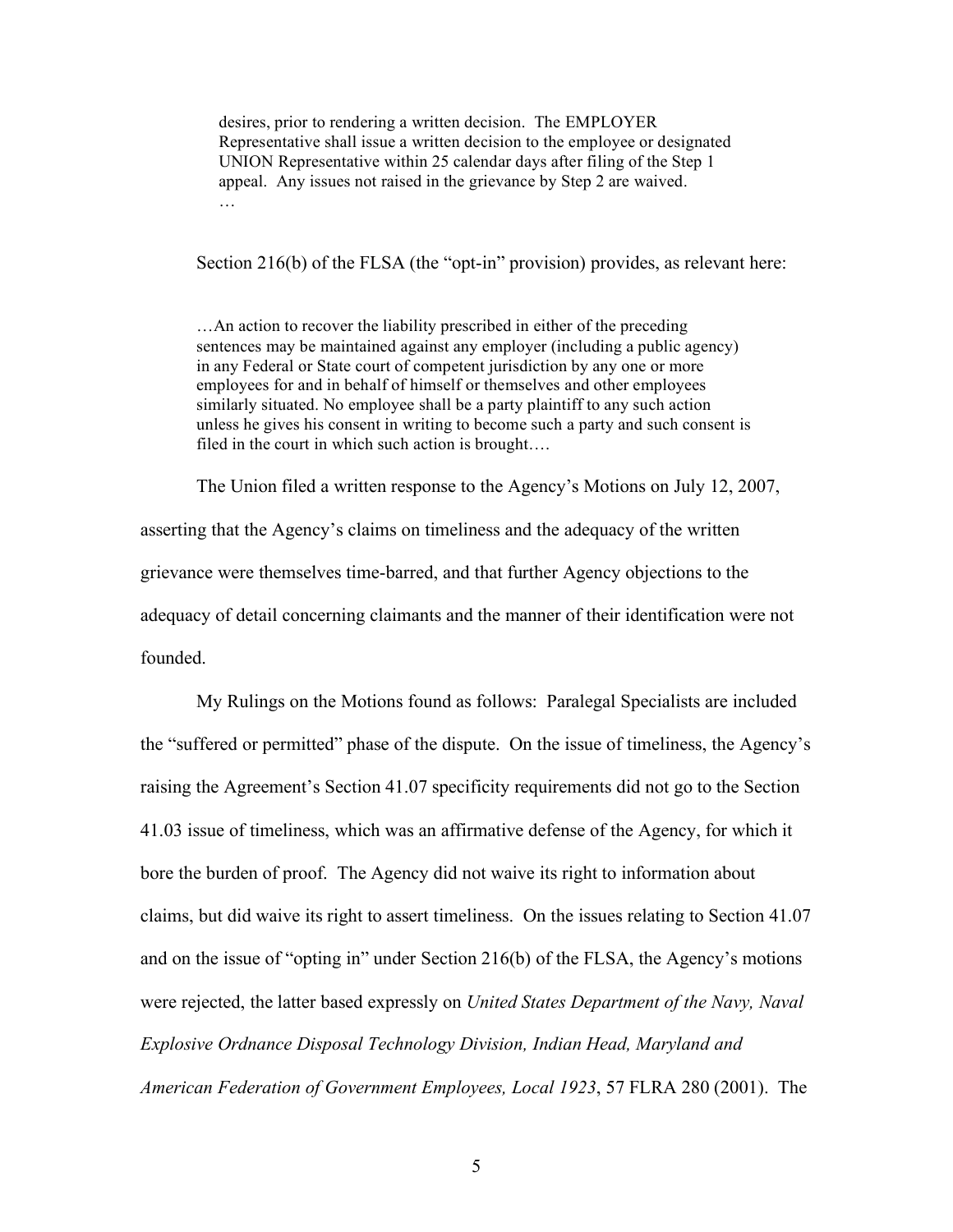> desires, prior to rendering a written decision. The EMPLOYER Representative shall issue a written decision to the employee or designated UNION Representative within 25 calendar days after filing of the Step 1 appeal. Any issues not raised in the grievance by Step 2 are waived.
> …

Section 216(b) of the FLSA (the "opt-in" provision) provides, as relevant here:

> …An action to recover the liability prescribed in either of the preceding sentences may be maintained against any employer (including a public agency) in any Federal or State court of competent jurisdiction by any one or more employees for and in behalf of himself or themselves and other employees similarly situated. No employee shall be a party plaintiff to any such action unless he gives his consent in writing to become such a party and such consent is filed in the court in which such action is brought….

The Union filed a written response to the Agency's Motions on July 12, 2007, asserting that the Agency's claims on timeliness and the adequacy of the written grievance were themselves time-barred, and that further Agency objections to the adequacy of detail concerning claimants and the manner of their identification were not founded.

My Rulings on the Motions found as follows: Paralegal Specialists are included the "suffered or permitted" phase of the dispute. On the issue of timeliness, the Agency's raising the Agreement's Section 41.07 specificity requirements did not go to the Section 41.03 issue of timeliness, which was an affirmative defense of the Agency, for which it bore the burden of proof. The Agency did not waive its right to information about claims, but did waive its right to assert timeliness. On the issues relating to Section 41.07 and on the issue of "opting in" under Section 216(b) of the FLSA, the Agency's motions were rejected, the latter based expressly on *United States Department of the Navy, Naval Explosive Ordnance Disposal Technology Division, Indian Head, Maryland and American Federation of Government Employees, Local 1923*, 57 FLRA 280 (2001). The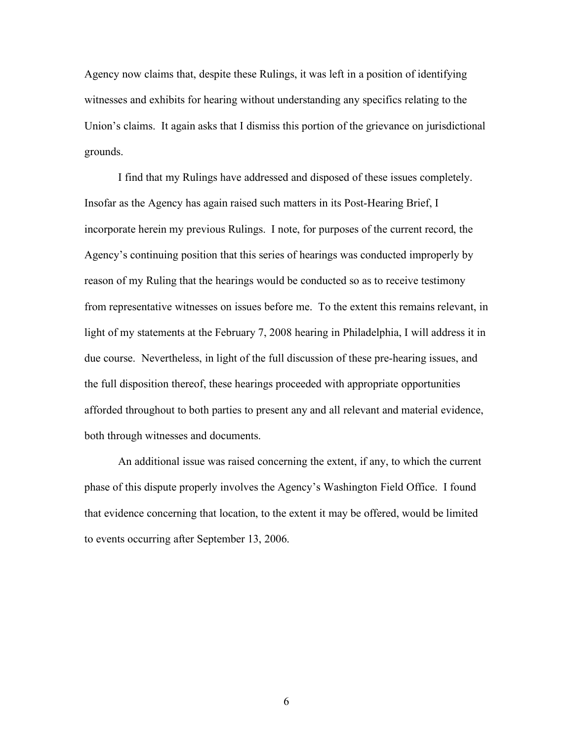Agency now claims that, despite these Rulings, it was left in a position of identifying witnesses and exhibits for hearing without understanding any specifics relating to the Union's claims. It again asks that I dismiss this portion of the grievance on jurisdictional grounds.

I find that my Rulings have addressed and disposed of these issues completely. Insofar as the Agency has again raised such matters in its Post-Hearing Brief, I incorporate herein my previous Rulings. I note, for purposes of the current record, the Agency's continuing position that this series of hearings was conducted improperly by reason of my Ruling that the hearings would be conducted so as to receive testimony from representative witnesses on issues before me. To the extent this remains relevant, in light of my statements at the February 7, 2008 hearing in Philadelphia, I will address it in due course. Nevertheless, in light of the full discussion of these pre-hearing issues, and the full disposition thereof, these hearings proceeded with appropriate opportunities afforded throughout to both parties to present any and all relevant and material evidence, both through witnesses and documents.

An additional issue was raised concerning the extent, if any, to which the current phase of this dispute properly involves the Agency's Washington Field Office. I found that evidence concerning that location, to the extent it may be offered, would be limited to events occurring after September 13, 2006.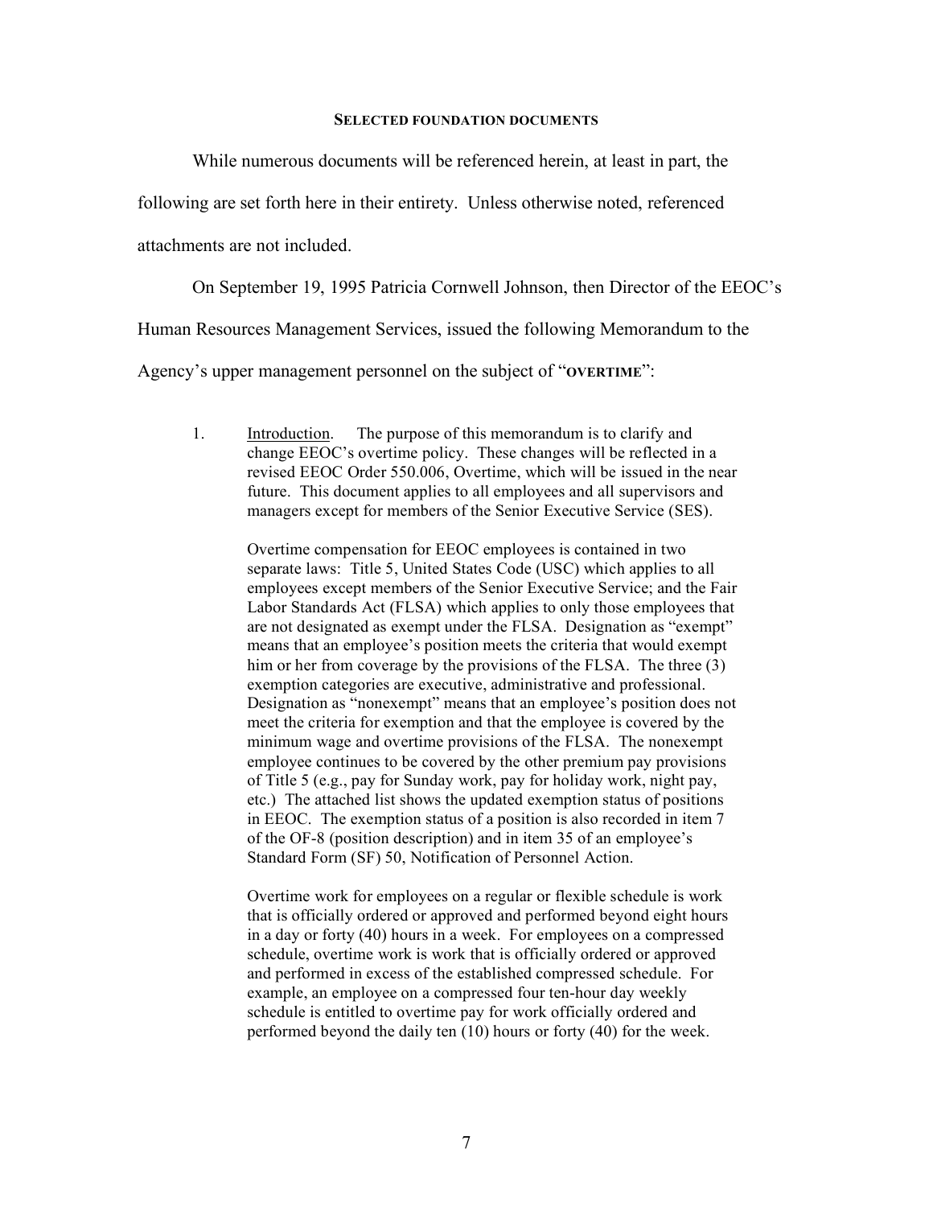## SELECTED FOUNDATION DOCUMENTS

While numerous documents will be referenced herein, at least in part, the following are set forth here in their entirety. Unless otherwise noted, referenced attachments are not included.

On September 19, 1995 Patricia Cornwell Johnson, then Director of the EEOC's Human Resources Management Services, issued the following Memorandum to the Agency's upper management personnel on the subject of "**OVERTIME**":

> 1. Introduction. The purpose of this memorandum is to clarify and change EEOC's overtime policy. These changes will be reflected in a revised EEOC Order 550.006, Overtime, which will be issued in the near future. This document applies to all employees and all supervisors and managers except for members of the Senior Executive Service (SES).
>
> Overtime compensation for EEOC employees is contained in two separate laws: Title 5, United States Code (USC) which applies to all employees except members of the Senior Executive Service; and the Fair Labor Standards Act (FLSA) which applies to only those employees that are not designated as exempt under the FLSA. Designation as "exempt" means that an employee's position meets the criteria that would exempt him or her from coverage by the provisions of the FLSA. The three (3) exemption categories are executive, administrative and professional. Designation as "nonexempt" means that an employee's position does not meet the criteria for exemption and that the employee is covered by the minimum wage and overtime provisions of the FLSA. The nonexempt employee continues to be covered by the other premium pay provisions of Title 5 (e.g., pay for Sunday work, pay for holiday work, night pay, etc.) The attached list shows the updated exemption status of positions in EEOC. The exemption status of a position is also recorded in item 7 of the OF-8 (position description) and in item 35 of an employee's Standard Form (SF) 50, Notification of Personnel Action.
>
> Overtime work for employees on a regular or flexible schedule is work that is officially ordered or approved and performed beyond eight hours in a day or forty (40) hours in a week. For employees on a compressed schedule, overtime work is work that is officially ordered or approved and performed in excess of the established compressed schedule. For example, an employee on a compressed four ten-hour day weekly schedule is entitled to overtime pay for work officially ordered and performed beyond the daily ten (10) hours or forty (40) for the week.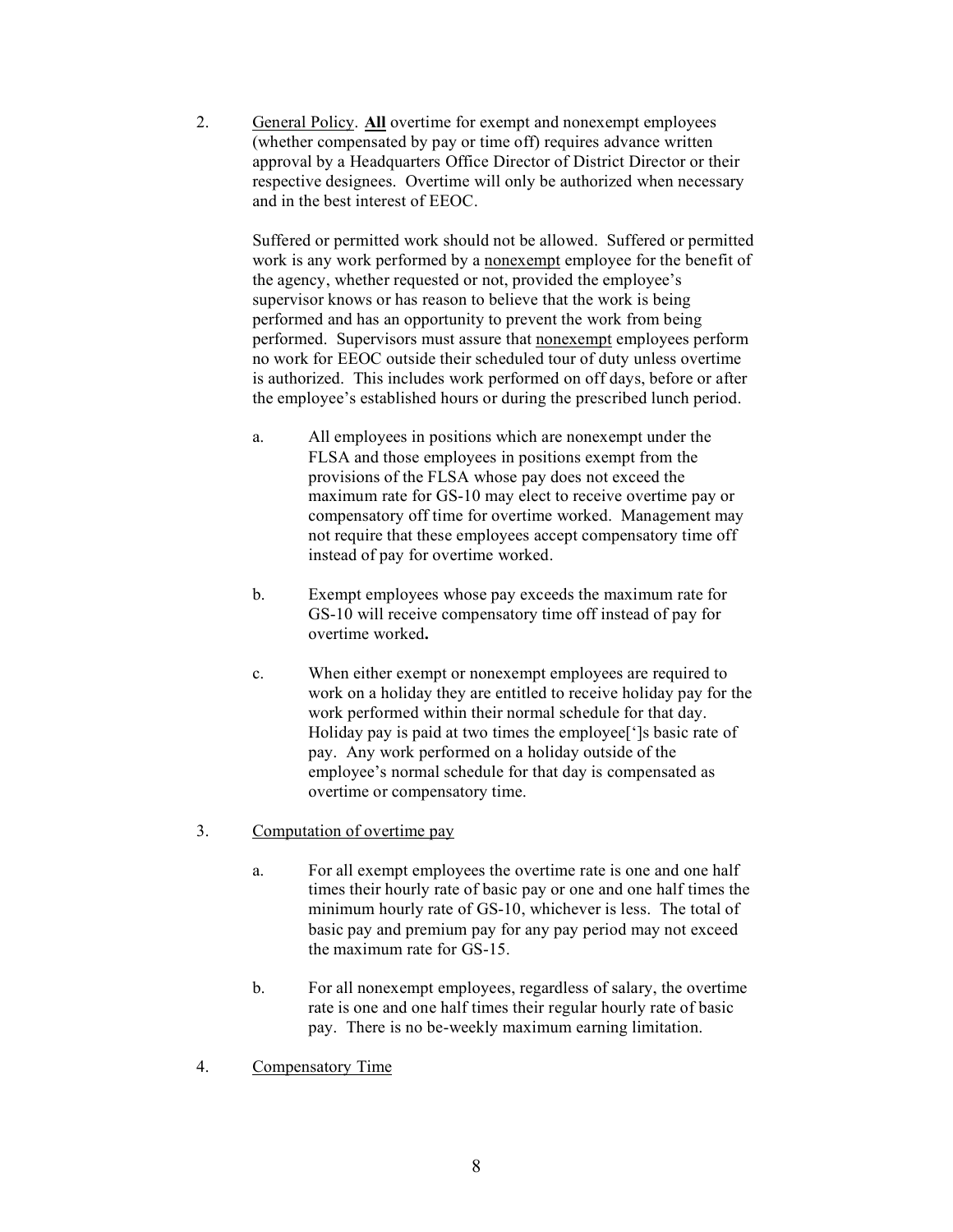2. <u>General Policy</u>. **<u>All</u>** overtime for exempt and nonexempt employees (whether compensated by pay or time off) requires advance written approval by a Headquarters Office Director of District Director or their respective designees. Overtime will only be authorized when necessary and in the best interest of EEOC.

   Suffered or permitted work should not be allowed. Suffered or permitted work is any work performed by a <u>nonexempt</u> employee for the benefit of the agency, whether requested or not, provided the employee's supervisor knows or has reason to believe that the work is being performed and has an opportunity to prevent the work from being performed. Supervisors must assure that <u>nonexempt</u> employees perform no work for EEOC outside their scheduled tour of duty unless overtime is authorized. This includes work performed on off days, before or after the employee's established hours or during the prescribed lunch period.

   a. All employees in positions which are nonexempt under the FLSA and those employees in positions exempt from the provisions of the FLSA whose pay does not exceed the maximum rate for GS-10 may elect to receive overtime pay or compensatory off time for overtime worked. Management may not require that these employees accept compensatory time off instead of pay for overtime worked.

   b. Exempt employees whose pay exceeds the maximum rate for GS-10 will receive compensatory time off instead of pay for overtime worked**.**

   c. When either exempt or nonexempt employees are required to work on a holiday they are entitled to receive holiday pay for the work performed within their normal schedule for that day. Holiday pay is paid at two times the employee[']s basic rate of pay. Any work performed on a holiday outside of the employee's normal schedule for that day is compensated as overtime or compensatory time.

3. <u>Computation of overtime pay</u>

   a. For all exempt employees the overtime rate is one and one half times their hourly rate of basic pay or one and one half times the minimum hourly rate of GS-10, whichever is less. The total of basic pay and premium pay for any pay period may not exceed the maximum rate for GS-15.

   b. For all nonexempt employees, regardless of salary, the overtime rate is one and one half times their regular hourly rate of basic pay. There is no be-weekly maximum earning limitation.

4. <u>Compensatory Time</u>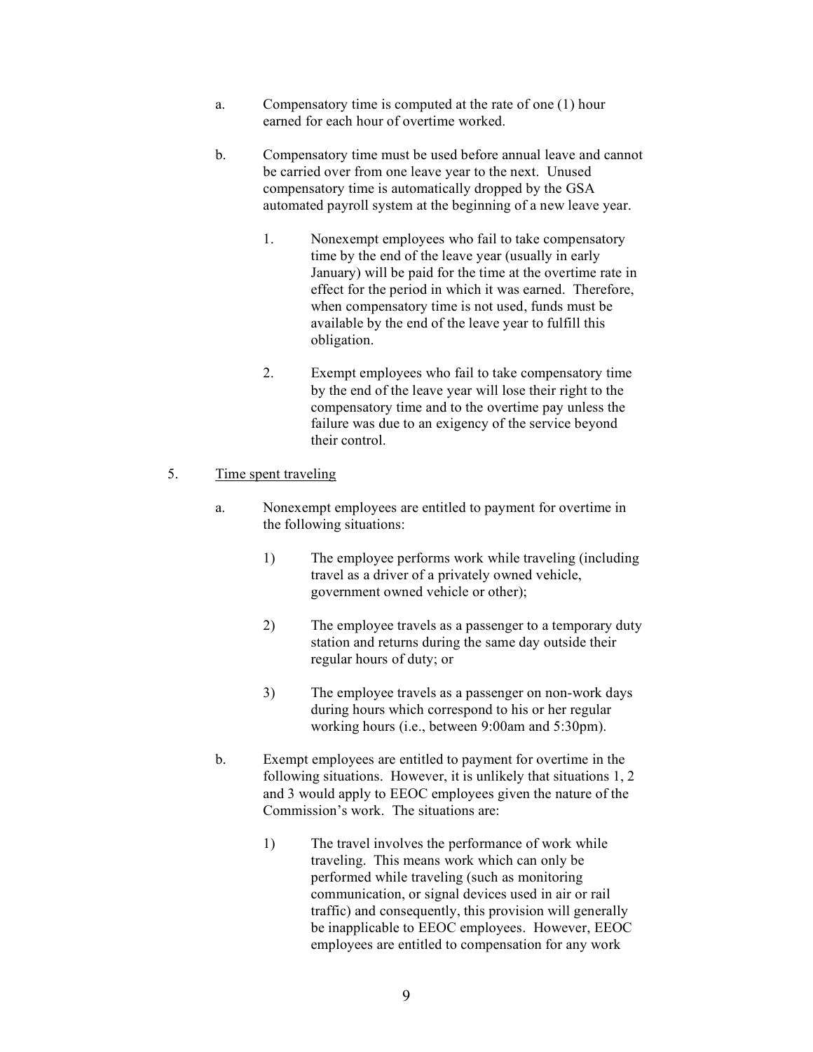a. Compensatory time is computed at the rate of one (1) hour earned for each hour of overtime worked.

b. Compensatory time must be used before annual leave and cannot be carried over from one leave year to the next. Unused compensatory time is automatically dropped by the GSA automated payroll system at the beginning of a new leave year.

   1. Nonexempt employees who fail to take compensatory time by the end of the leave year (usually in early January) will be paid for the time at the overtime rate in effect for the period in which it was earned. Therefore, when compensatory time is not used, funds must be available by the end of the leave year to fulfill this obligation.

   2. Exempt employees who fail to take compensatory time by the end of the leave year will lose their right to the compensatory time and to the overtime pay unless the failure was due to an exigency of the service beyond their control.

5. <u>Time spent traveling</u>

   a. Nonexempt employees are entitled to payment for overtime in the following situations:

      1) The employee performs work while traveling (including travel as a driver of a privately owned vehicle, government owned vehicle or other);

      2) The employee travels as a passenger to a temporary duty station and returns during the same day outside their regular hours of duty; or

      3) The employee travels as a passenger on non-work days during hours which correspond to his or her regular working hours (i.e., between 9:00am and 5:30pm).

   b. Exempt employees are entitled to payment for overtime in the following situations. However, it is unlikely that situations 1, 2 and 3 would apply to EEOC employees given the nature of the Commission's work. The situations are:

      1) The travel involves the performance of work while traveling. This means work which can only be performed while traveling (such as monitoring communication, or signal devices used in air or rail traffic) and consequently, this provision will generally be inapplicable to EEOC employees. However, EEOC employees are entitled to compensation for any work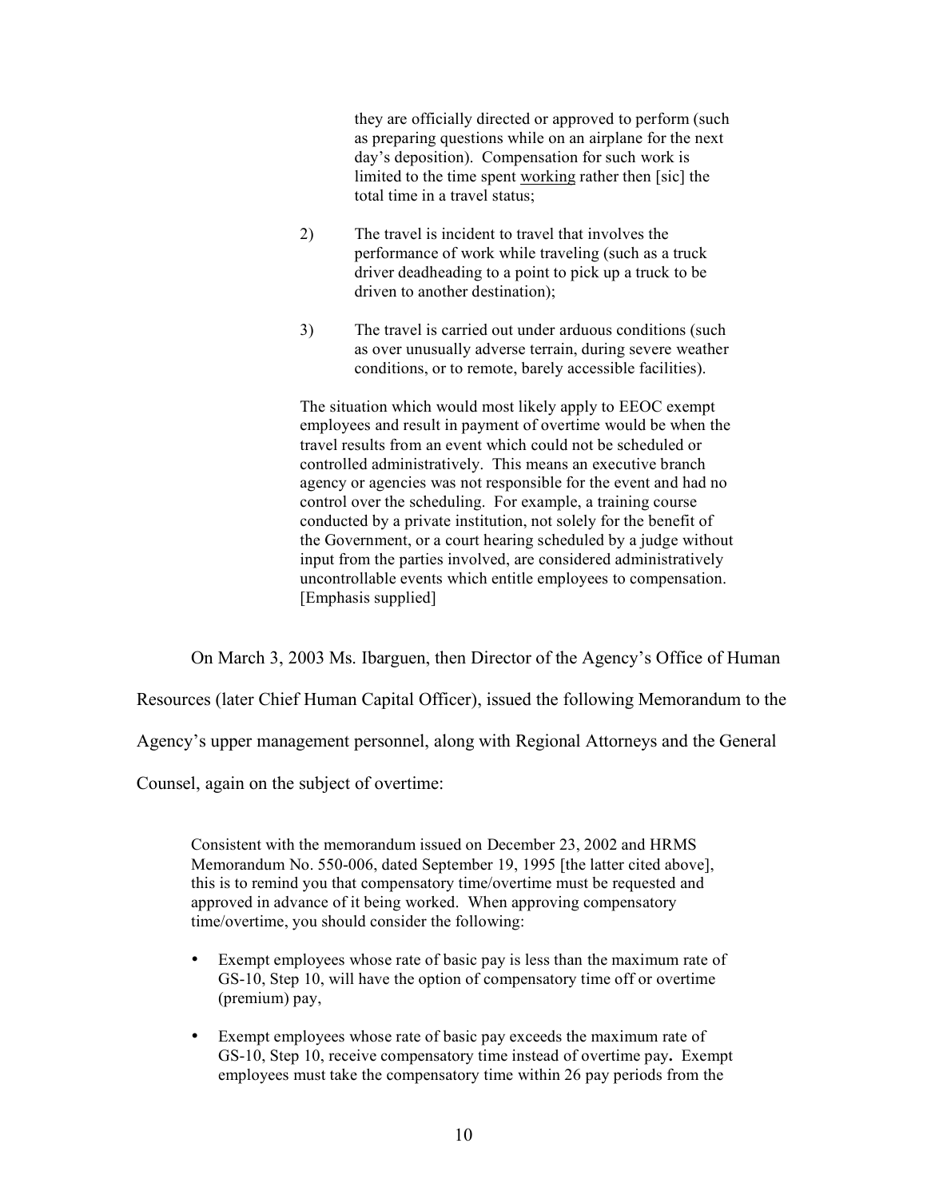> they are officially directed or approved to perform (such as preparing questions while on an airplane for the next day's deposition). Compensation for such work is limited to the time spent working rather then [sic] the total time in a travel status;
>
> 2) The travel is incident to travel that involves the performance of work while traveling (such as a truck driver deadheading to a point to pick up a truck to be driven to another destination);
>
> 3) The travel is carried out under arduous conditions (such as over unusually adverse terrain, during severe weather conditions, or to remote, barely accessible facilities).
>
> The situation which would most likely apply to EEOC exempt employees and result in payment of overtime would be when the travel results from an event which could not be scheduled or controlled administratively. This means an executive branch agency or agencies was not responsible for the event and had no control over the scheduling. For example, a training course conducted by a private institution, not solely for the benefit of the Government, or a court hearing scheduled by a judge without input from the parties involved, are considered administratively uncontrollable events which entitle employees to compensation. [Emphasis supplied]

On March 3, 2003 Ms. Ibarguen, then Director of the Agency's Office of Human Resources (later Chief Human Capital Officer), issued the following Memorandum to the Agency's upper management personnel, along with Regional Attorneys and the General Counsel, again on the subject of overtime:

> Consistent with the memorandum issued on December 23, 2002 and HRMS Memorandum No. 550-006, dated September 19, 1995 [the latter cited above], this is to remind you that compensatory time/overtime must be requested and approved in advance of it being worked. When approving compensatory time/overtime, you should consider the following:
>
> - Exempt employees whose rate of basic pay is less than the maximum rate of GS-10, Step 10, will have the option of compensatory time off or overtime (premium) pay,
>
> - Exempt employees whose rate of basic pay exceeds the maximum rate of GS-10, Step 10, receive compensatory time instead of overtime pay**.** Exempt employees must take the compensatory time within 26 pay periods from the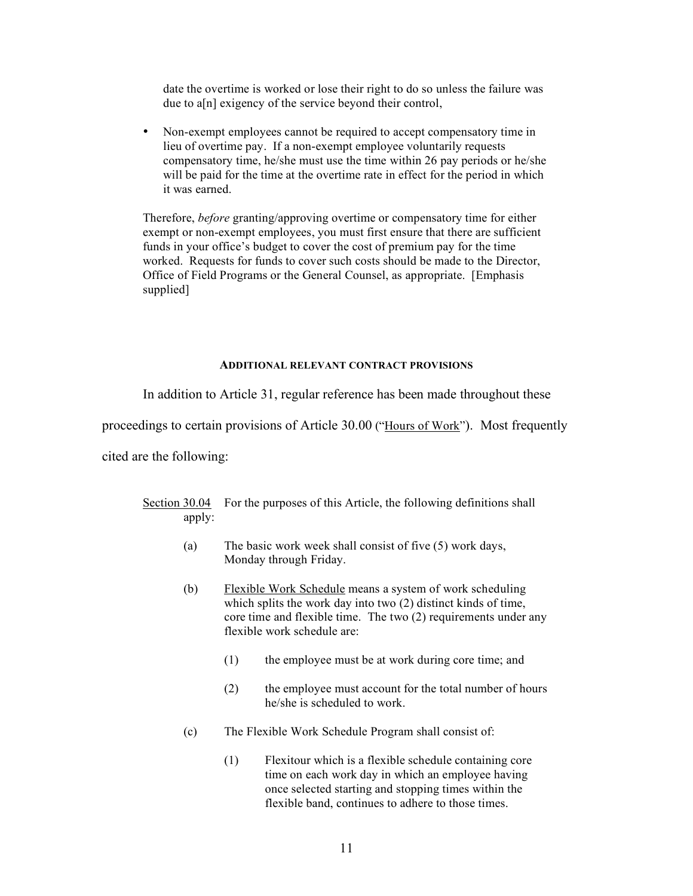date the overtime is worked or lose their right to do so unless the failure was due to a[n] exigency of the service beyond their control,

- Non-exempt employees cannot be required to accept compensatory time in lieu of overtime pay. If a non-exempt employee voluntarily requests compensatory time, he/she must use the time within 26 pay periods or he/she will be paid for the time at the overtime rate in effect for the period in which it was earned.

Therefore, *before* granting/approving overtime or compensatory time for either exempt or non-exempt employees, you must first ensure that there are sufficient funds in your office's budget to cover the cost of premium pay for the time worked. Requests for funds to cover such costs should be made to the Director, Office of Field Programs or the General Counsel, as appropriate. [Emphasis supplied]

#### ADDITIONAL RELEVANT CONTRACT PROVISIONS

In addition to Article 31, regular reference has been made throughout these proceedings to certain provisions of Article 30.00 ("Hours of Work"). Most frequently cited are the following:

Section 30.04 For the purposes of this Article, the following definitions shall apply:

(a) The basic work week shall consist of five (5) work days, Monday through Friday.

(b) Flexible Work Schedule means a system of work scheduling which splits the work day into two (2) distinct kinds of time, core time and flexible time. The two (2) requirements under any flexible work schedule are:

(1) the employee must be at work during core time; and

(2) the employee must account for the total number of hours he/she is scheduled to work.

(c) The Flexible Work Schedule Program shall consist of:

(1) Flexitour which is a flexible schedule containing core time on each work day in which an employee having once selected starting and stopping times within the flexible band, continues to adhere to those times.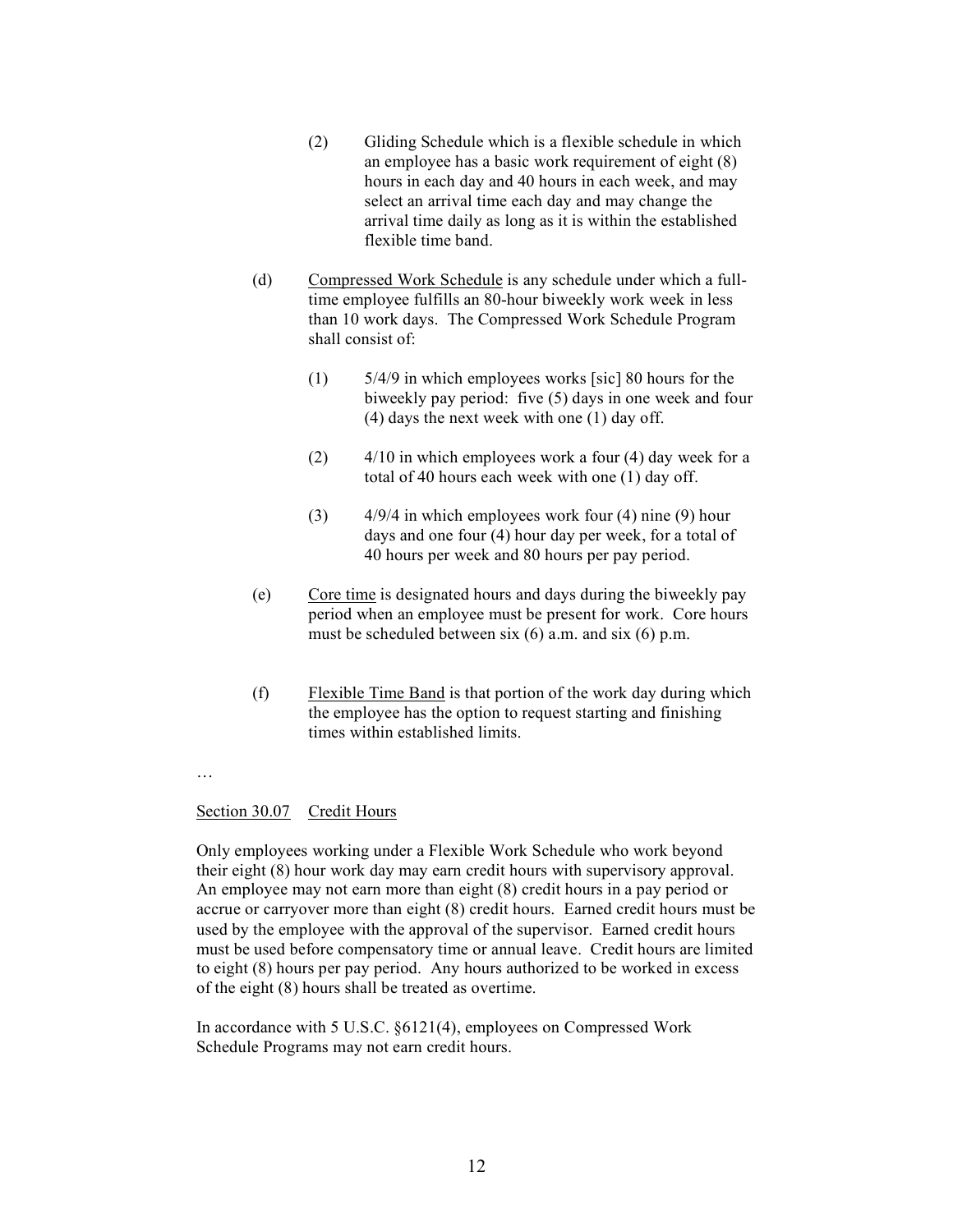(2) Gliding Schedule which is a flexible schedule in which an employee has a basic work requirement of eight (8) hours in each day and 40 hours in each week, and may select an arrival time each day and may change the arrival time daily as long as it is within the established flexible time band.

(d) Compressed Work Schedule is any schedule under which a full-time employee fulfills an 80-hour biweekly work week in less than 10 work days. The Compressed Work Schedule Program shall consist of:

(1) 5/4/9 in which employees works [sic] 80 hours for the biweekly pay period: five (5) days in one week and four (4) days the next week with one (1) day off.

(2) 4/10 in which employees work a four (4) day week for a total of 40 hours each week with one (1) day off.

(3) 4/9/4 in which employees work four (4) nine (9) hour days and one four (4) hour day per week, for a total of 40 hours per week and 80 hours per pay period.

(e) Core time is designated hours and days during the biweekly pay period when an employee must be present for work. Core hours must be scheduled between six (6) a.m. and six (6) p.m.

(f) Flexible Time Band is that portion of the work day during which the employee has the option to request starting and finishing times within established limits.

…

Section 30.07 Credit Hours

Only employees working under a Flexible Work Schedule who work beyond their eight (8) hour work day may earn credit hours with supervisory approval. An employee may not earn more than eight (8) credit hours in a pay period or accrue or carryover more than eight (8) credit hours. Earned credit hours must be used by the employee with the approval of the supervisor. Earned credit hours must be used before compensatory time or annual leave. Credit hours are limited to eight (8) hours per pay period. Any hours authorized to be worked in excess of the eight (8) hours shall be treated as overtime.

In accordance with 5 U.S.C. §6121(4), employees on Compressed Work Schedule Programs may not earn credit hours.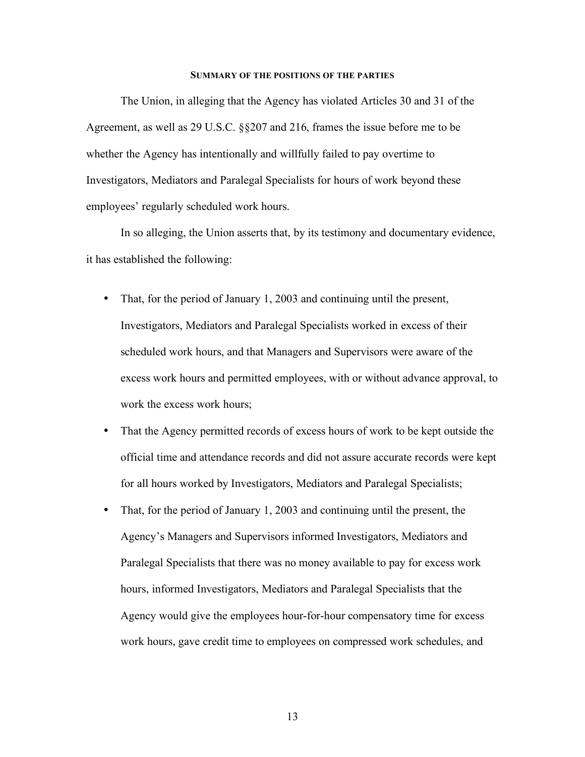## SUMMARY OF THE POSITIONS OF THE PARTIES

The Union, in alleging that the Agency has violated Articles 30 and 31 of the Agreement, as well as 29 U.S.C. §§207 and 216, frames the issue before me to be whether the Agency has intentionally and willfully failed to pay overtime to Investigators, Mediators and Paralegal Specialists for hours of work beyond these employees' regularly scheduled work hours.

In so alleging, the Union asserts that, by its testimony and documentary evidence, it has established the following:

- That, for the period of January 1, 2003 and continuing until the present, Investigators, Mediators and Paralegal Specialists worked in excess of their scheduled work hours, and that Managers and Supervisors were aware of the excess work hours and permitted employees, with or without advance approval, to work the excess work hours;
- That the Agency permitted records of excess hours of work to be kept outside the official time and attendance records and did not assure accurate records were kept for all hours worked by Investigators, Mediators and Paralegal Specialists;
- That, for the period of January 1, 2003 and continuing until the present, the Agency's Managers and Supervisors informed Investigators, Mediators and Paralegal Specialists that there was no money available to pay for excess work hours, informed Investigators, Mediators and Paralegal Specialists that the Agency would give the employees hour-for-hour compensatory time for excess work hours, gave credit time to employees on compressed work schedules, and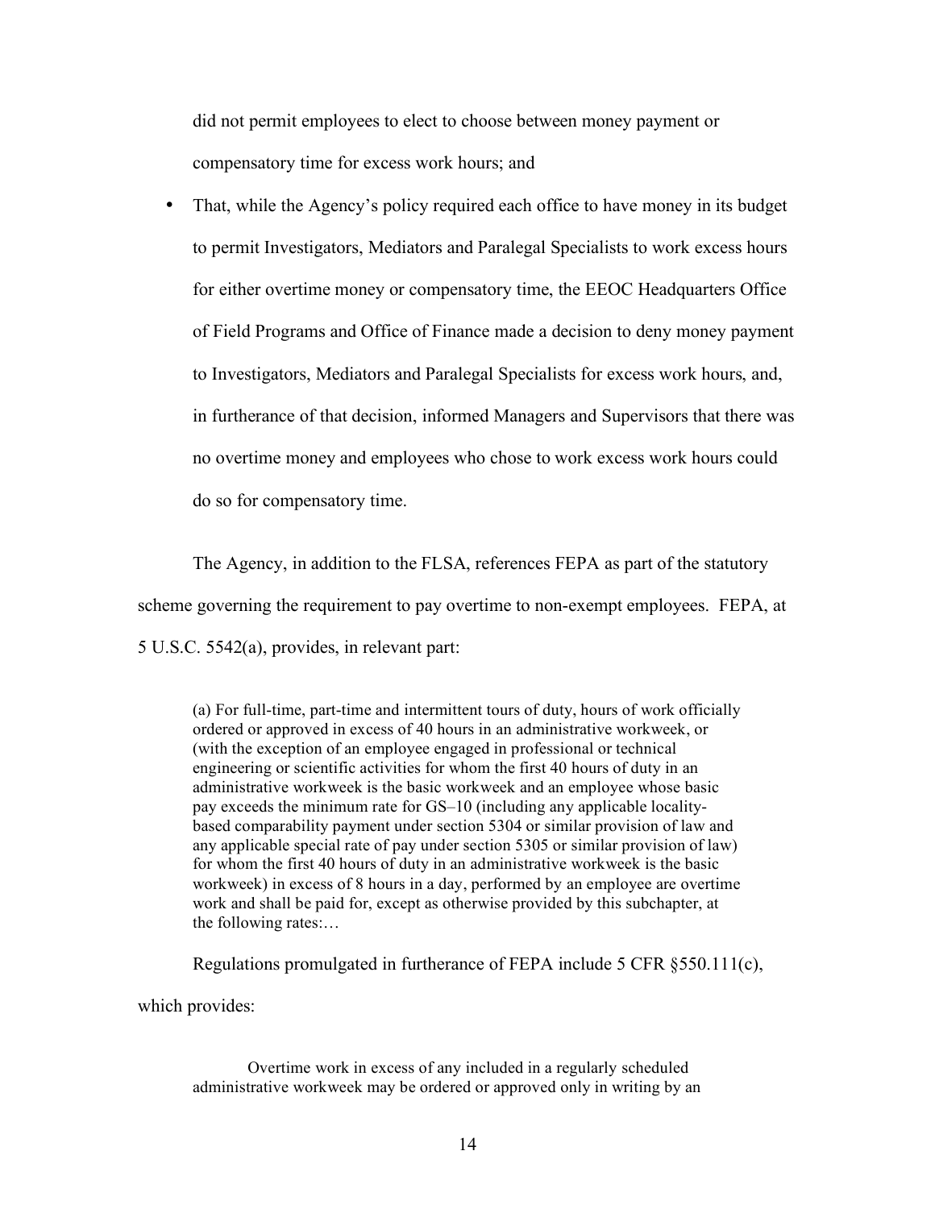did not permit employees to elect to choose between money payment or compensatory time for excess work hours; and

- That, while the Agency's policy required each office to have money in its budget to permit Investigators, Mediators and Paralegal Specialists to work excess hours for either overtime money or compensatory time, the EEOC Headquarters Office of Field Programs and Office of Finance made a decision to deny money payment to Investigators, Mediators and Paralegal Specialists for excess work hours, and, in furtherance of that decision, informed Managers and Supervisors that there was no overtime money and employees who chose to work excess work hours could do so for compensatory time.

The Agency, in addition to the FLSA, references FEPA as part of the statutory scheme governing the requirement to pay overtime to non-exempt employees. FEPA, at 5 U.S.C. 5542(a), provides, in relevant part:

> (a) For full-time, part-time and intermittent tours of duty, hours of work officially ordered or approved in excess of 40 hours in an administrative workweek, or (with the exception of an employee engaged in professional or technical engineering or scientific activities for whom the first 40 hours of duty in an administrative workweek is the basic workweek and an employee whose basic pay exceeds the minimum rate for GS–10 (including any applicable locality-based comparability payment under section 5304 or similar provision of law and any applicable special rate of pay under section 5305 or similar provision of law) for whom the first 40 hours of duty in an administrative workweek is the basic workweek) in excess of 8 hours in a day, performed by an employee are overtime work and shall be paid for, except as otherwise provided by this subchapter, at the following rates:…

Regulations promulgated in furtherance of FEPA include 5 CFR §550.111(c), which provides:

> Overtime work in excess of any included in a regularly scheduled administrative workweek may be ordered or approved only in writing by an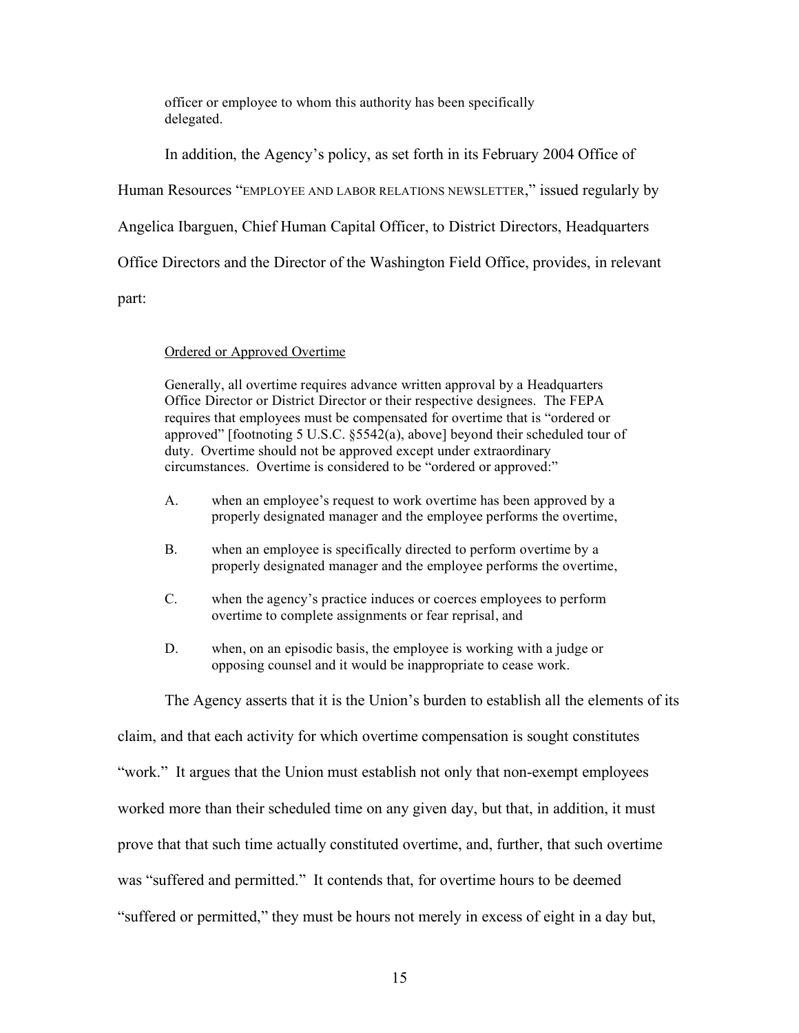officer or employee to whom this authority has been specifically delegated.

In addition, the Agency's policy, as set forth in its February 2004 Office of Human Resources "EMPLOYEE AND LABOR RELATIONS NEWSLETTER," issued regularly by Angelica Ibarguen, Chief Human Capital Officer, to District Directors, Headquarters Office Directors and the Director of the Washington Field Office, provides, in relevant part:

> <u>Ordered or Approved Overtime</u>
>
> Generally, all overtime requires advance written approval by a Headquarters Office Director or District Director or their respective designees. The FEPA requires that employees must be compensated for overtime that is "ordered or approved" [footnoting 5 U.S.C. §5542(a), above] beyond their scheduled tour of duty. Overtime should not be approved except under extraordinary circumstances. Overtime is considered to be "ordered or approved:"
>
> A. when an employee's request to work overtime has been approved by a properly designated manager and the employee performs the overtime,
>
> B. when an employee is specifically directed to perform overtime by a properly designated manager and the employee performs the overtime,
>
> C. when the agency's practice induces or coerces employees to perform overtime to complete assignments or fear reprisal, and
>
> D. when, on an episodic basis, the employee is working with a judge or opposing counsel and it would be inappropriate to cease work.

The Agency asserts that it is the Union's burden to establish all the elements of its claim, and that each activity for which overtime compensation is sought constitutes "work." It argues that the Union must establish not only that non-exempt employees worked more than their scheduled time on any given day, but that, in addition, it must prove that that such time actually constituted overtime, and, further, that such overtime was "suffered and permitted." It contends that, for overtime hours to be deemed "suffered or permitted," they must be hours not merely in excess of eight in a day but,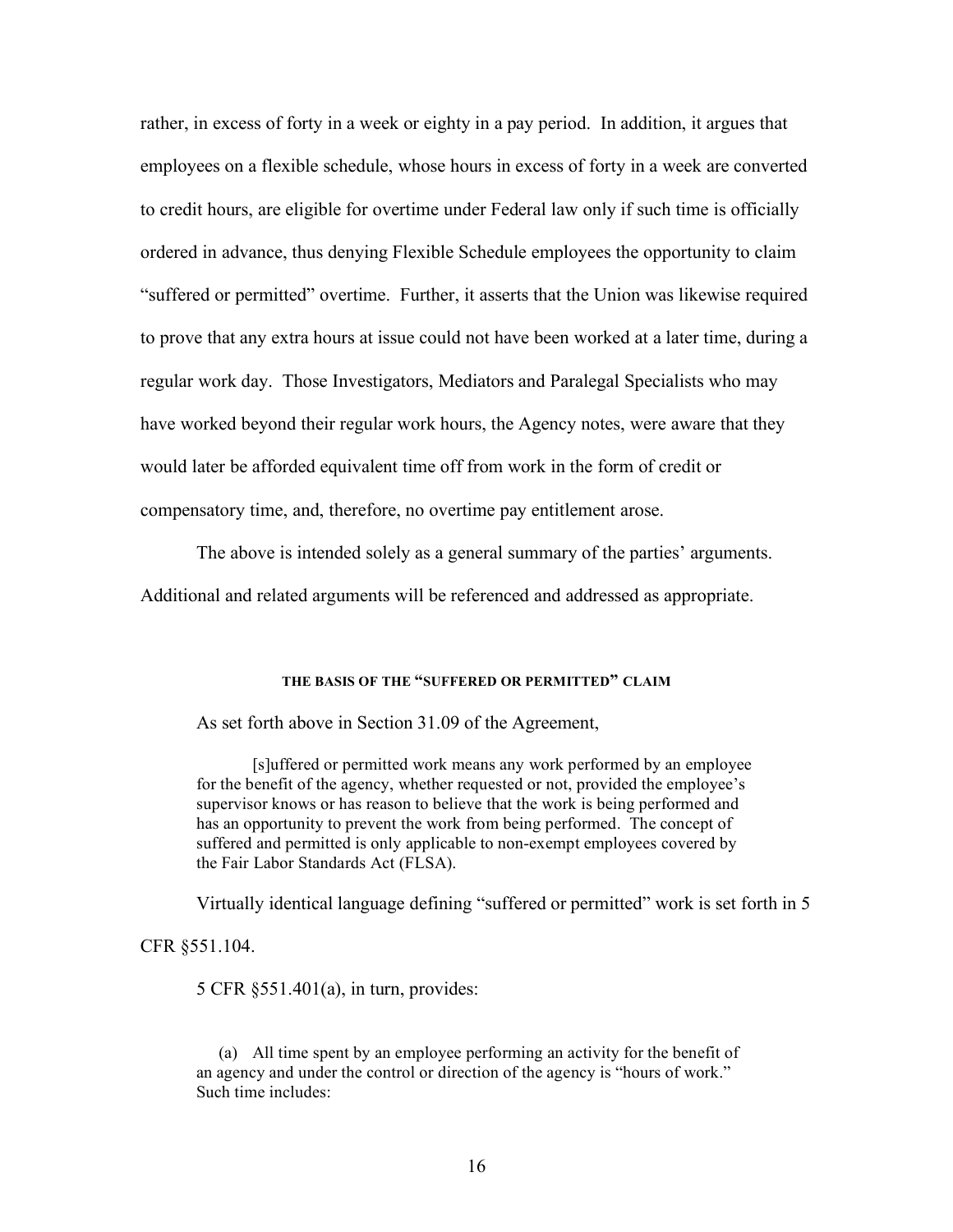rather, in excess of forty in a week or eighty in a pay period. In addition, it argues that employees on a flexible schedule, whose hours in excess of forty in a week are converted to credit hours, are eligible for overtime under Federal law only if such time is officially ordered in advance, thus denying Flexible Schedule employees the opportunity to claim "suffered or permitted" overtime. Further, it asserts that the Union was likewise required to prove that any extra hours at issue could not have been worked at a later time, during a regular work day. Those Investigators, Mediators and Paralegal Specialists who may have worked beyond their regular work hours, the Agency notes, were aware that they would later be afforded equivalent time off from work in the form of credit or compensatory time, and, therefore, no overtime pay entitlement arose.

The above is intended solely as a general summary of the parties' arguments. Additional and related arguments will be referenced and addressed as appropriate.

## THE BASIS OF THE "SUFFERED OR PERMITTED" CLAIM

As set forth above in Section 31.09 of the Agreement,

> [s]uffered or permitted work means any work performed by an employee for the benefit of the agency, whether requested or not, provided the employee's supervisor knows or has reason to believe that the work is being performed and has an opportunity to prevent the work from being performed. The concept of suffered and permitted is only applicable to non-exempt employees covered by the Fair Labor Standards Act (FLSA).

Virtually identical language defining "suffered or permitted" work is set forth in 5 CFR §551.104.

5 CFR §551.401(a), in turn, provides:

> (a) All time spent by an employee performing an activity for the benefit of an agency and under the control or direction of the agency is "hours of work." Such time includes: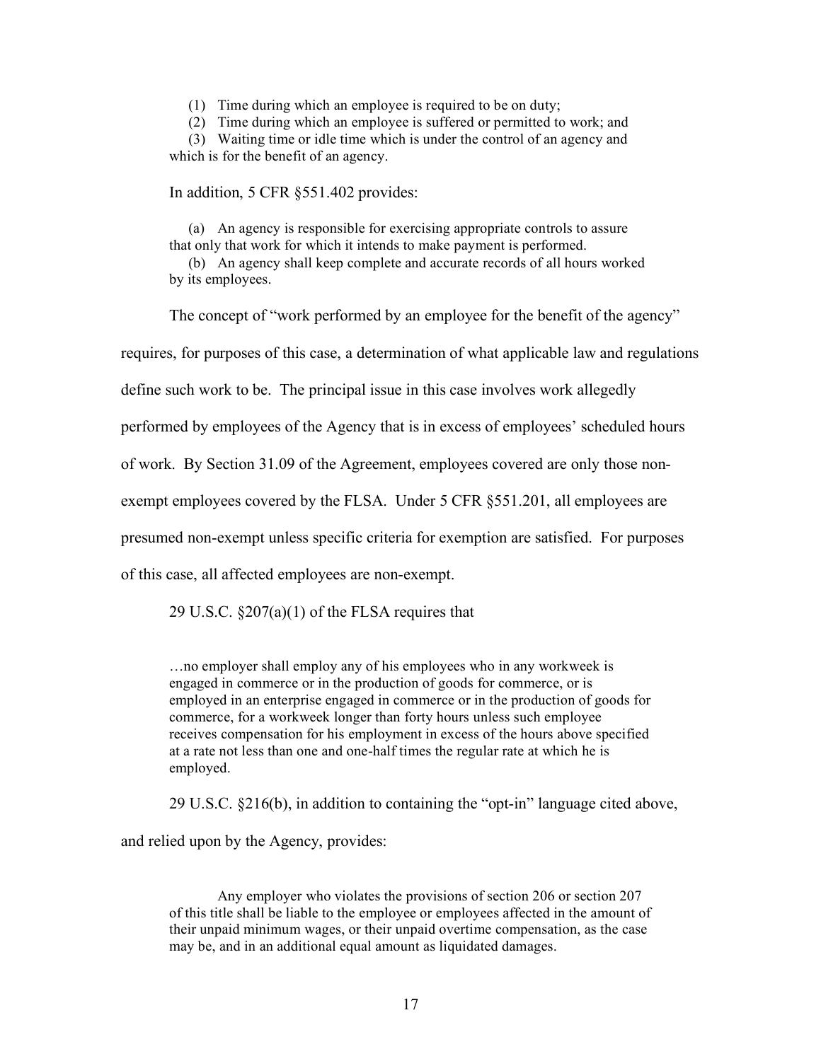(1) Time during which an employee is required to be on duty;

(2) Time during which an employee is suffered or permitted to work; and

(3) Waiting time or idle time which is under the control of an agency and which is for the benefit of an agency.

In addition, 5 CFR §551.402 provides:

> (a) An agency is responsible for exercising appropriate controls to assure that only that work for which it intends to make payment is performed.
>
> (b) An agency shall keep complete and accurate records of all hours worked by its employees.

The concept of "work performed by an employee for the benefit of the agency" requires, for purposes of this case, a determination of what applicable law and regulations define such work to be. The principal issue in this case involves work allegedly performed by employees of the Agency that is in excess of employees' scheduled hours of work. By Section 31.09 of the Agreement, employees covered are only those non-exempt employees covered by the FLSA. Under 5 CFR §551.201, all employees are presumed non-exempt unless specific criteria for exemption are satisfied. For purposes of this case, all affected employees are non-exempt.

29 U.S.C. §207(a)(1) of the FLSA requires that

> …no employer shall employ any of his employees who in any workweek is engaged in commerce or in the production of goods for commerce, or is employed in an enterprise engaged in commerce or in the production of goods for commerce, for a workweek longer than forty hours unless such employee receives compensation for his employment in excess of the hours above specified at a rate not less than one and one-half times the regular rate at which he is employed.

29 U.S.C. §216(b), in addition to containing the "opt-in" language cited above, and relied upon by the Agency, provides:

> Any employer who violates the provisions of section 206 or section 207 of this title shall be liable to the employee or employees affected in the amount of their unpaid minimum wages, or their unpaid overtime compensation, as the case may be, and in an additional equal amount as liquidated damages.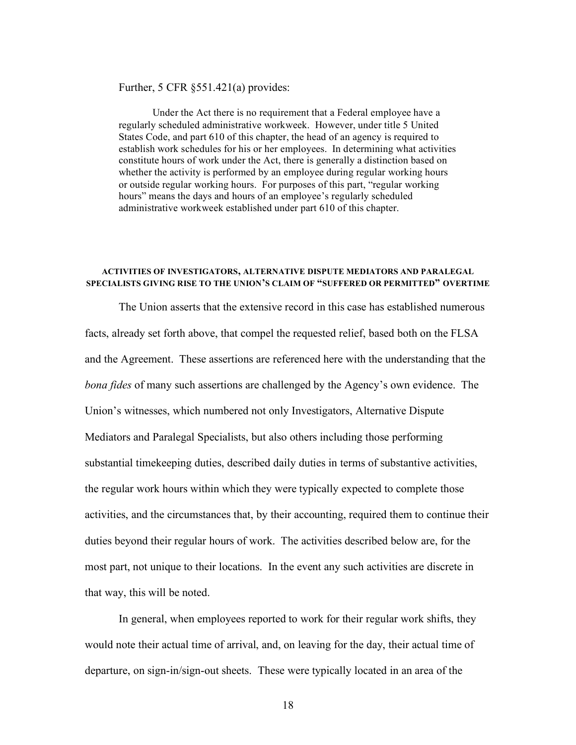Further, 5 CFR §551.421(a) provides:

> Under the Act there is no requirement that a Federal employee have a regularly scheduled administrative workweek. However, under title 5 United States Code, and part 610 of this chapter, the head of an agency is required to establish work schedules for his or her employees. In determining what activities constitute hours of work under the Act, there is generally a distinction based on whether the activity is performed by an employee during regular working hours or outside regular working hours. For purposes of this part, "regular working hours" means the days and hours of an employee's regularly scheduled administrative workweek established under part 610 of this chapter.

#### ACTIVITIES OF INVESTIGATORS, ALTERNATIVE DISPUTE MEDIATORS AND PARALEGAL SPECIALISTS GIVING RISE TO THE UNION'S CLAIM OF "SUFFERED OR PERMITTED" OVERTIME

The Union asserts that the extensive record in this case has established numerous facts, already set forth above, that compel the requested relief, based both on the FLSA and the Agreement. These assertions are referenced here with the understanding that the *bona fides* of many such assertions are challenged by the Agency's own evidence. The Union's witnesses, which numbered not only Investigators, Alternative Dispute Mediators and Paralegal Specialists, but also others including those performing substantial timekeeping duties, described daily duties in terms of substantive activities, the regular work hours within which they were typically expected to complete those activities, and the circumstances that, by their accounting, required them to continue their duties beyond their regular hours of work. The activities described below are, for the most part, not unique to their locations. In the event any such activities are discrete in that way, this will be noted.

In general, when employees reported to work for their regular work shifts, they would note their actual time of arrival, and, on leaving for the day, their actual time of departure, on sign-in/sign-out sheets. These were typically located in an area of the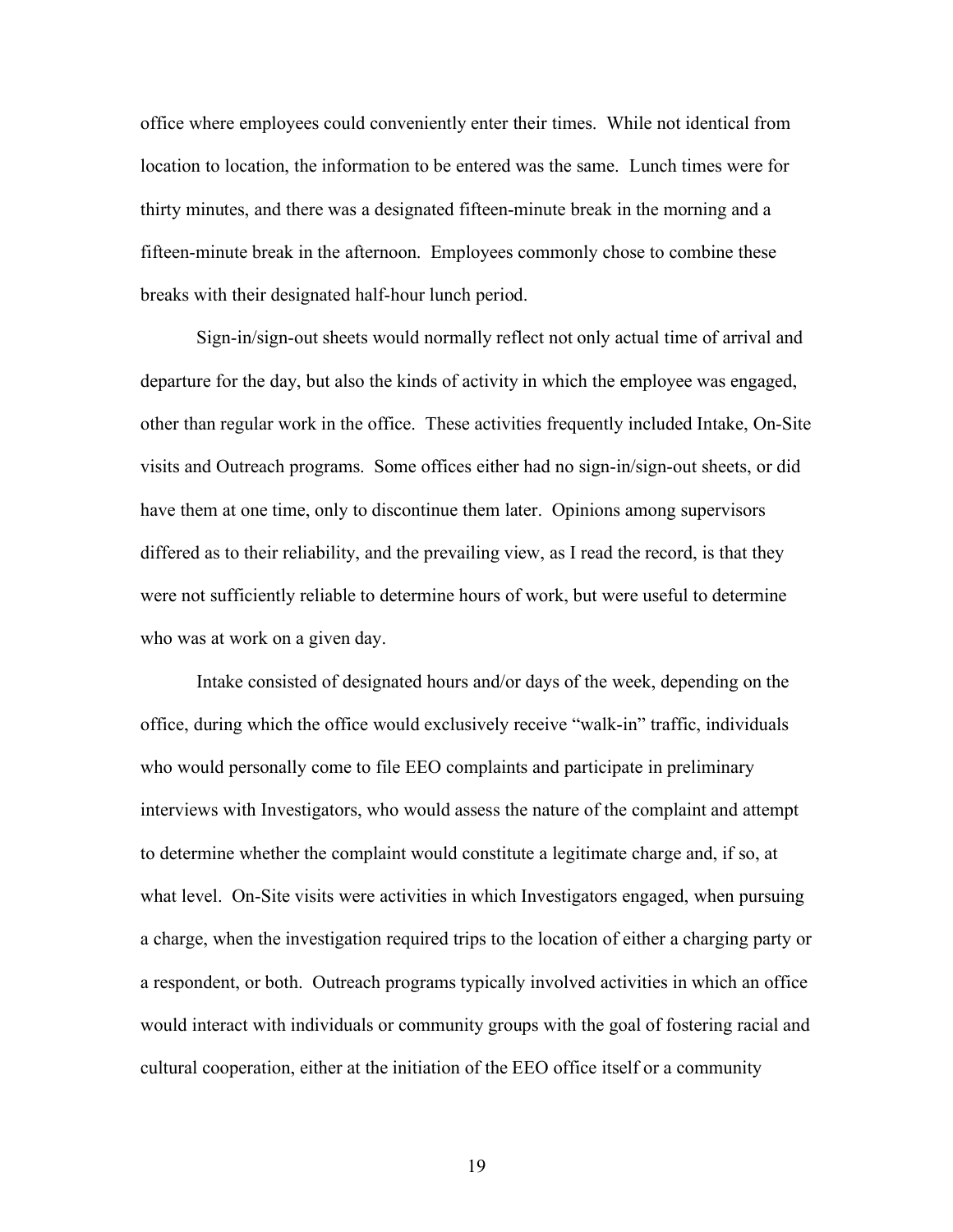office where employees could conveniently enter their times. While not identical from location to location, the information to be entered was the same. Lunch times were for thirty minutes, and there was a designated fifteen-minute break in the morning and a fifteen-minute break in the afternoon. Employees commonly chose to combine these breaks with their designated half-hour lunch period.

Sign-in/sign-out sheets would normally reflect not only actual time of arrival and departure for the day, but also the kinds of activity in which the employee was engaged, other than regular work in the office. These activities frequently included Intake, On-Site visits and Outreach programs. Some offices either had no sign-in/sign-out sheets, or did have them at one time, only to discontinue them later. Opinions among supervisors differed as to their reliability, and the prevailing view, as I read the record, is that they were not sufficiently reliable to determine hours of work, but were useful to determine who was at work on a given day.

Intake consisted of designated hours and/or days of the week, depending on the office, during which the office would exclusively receive "walk-in" traffic, individuals who would personally come to file EEO complaints and participate in preliminary interviews with Investigators, who would assess the nature of the complaint and attempt to determine whether the complaint would constitute a legitimate charge and, if so, at what level. On-Site visits were activities in which Investigators engaged, when pursuing a charge, when the investigation required trips to the location of either a charging party or a respondent, or both. Outreach programs typically involved activities in which an office would interact with individuals or community groups with the goal of fostering racial and cultural cooperation, either at the initiation of the EEO office itself or a community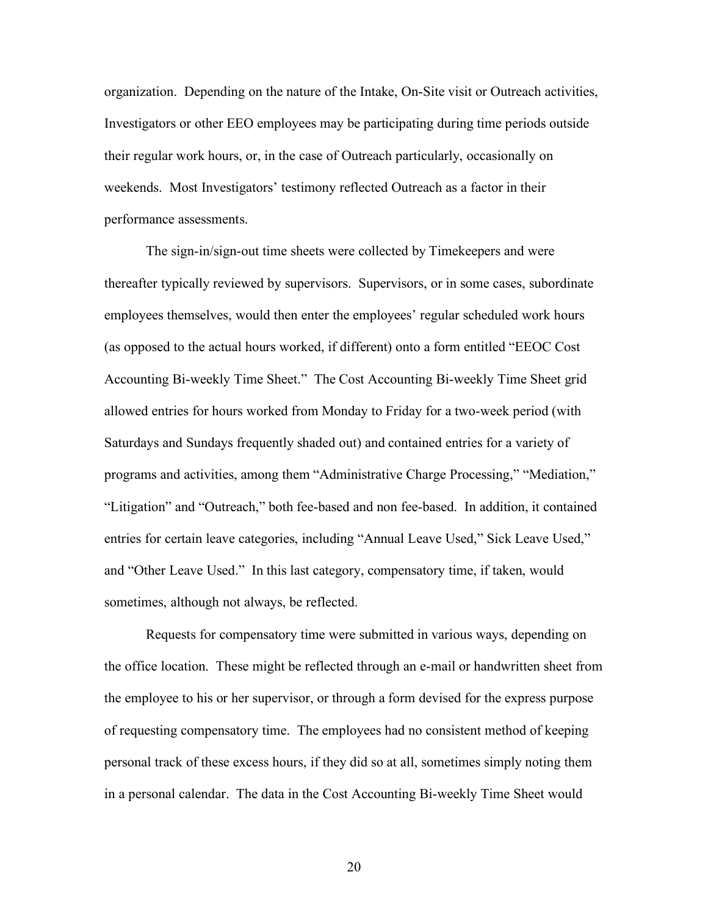organization. Depending on the nature of the Intake, On-Site visit or Outreach activities, Investigators or other EEO employees may be participating during time periods outside their regular work hours, or, in the case of Outreach particularly, occasionally on weekends. Most Investigators' testimony reflected Outreach as a factor in their performance assessments.

The sign-in/sign-out time sheets were collected by Timekeepers and were thereafter typically reviewed by supervisors. Supervisors, or in some cases, subordinate employees themselves, would then enter the employees' regular scheduled work hours (as opposed to the actual hours worked, if different) onto a form entitled "EEOC Cost Accounting Bi-weekly Time Sheet." The Cost Accounting Bi-weekly Time Sheet grid allowed entries for hours worked from Monday to Friday for a two-week period (with Saturdays and Sundays frequently shaded out) and contained entries for a variety of programs and activities, among them "Administrative Charge Processing," "Mediation," "Litigation" and "Outreach," both fee-based and non fee-based. In addition, it contained entries for certain leave categories, including "Annual Leave Used," Sick Leave Used," and "Other Leave Used." In this last category, compensatory time, if taken, would sometimes, although not always, be reflected.

Requests for compensatory time were submitted in various ways, depending on the office location. These might be reflected through an e-mail or handwritten sheet from the employee to his or her supervisor, or through a form devised for the express purpose of requesting compensatory time. The employees had no consistent method of keeping personal track of these excess hours, if they did so at all, sometimes simply noting them in a personal calendar. The data in the Cost Accounting Bi-weekly Time Sheet would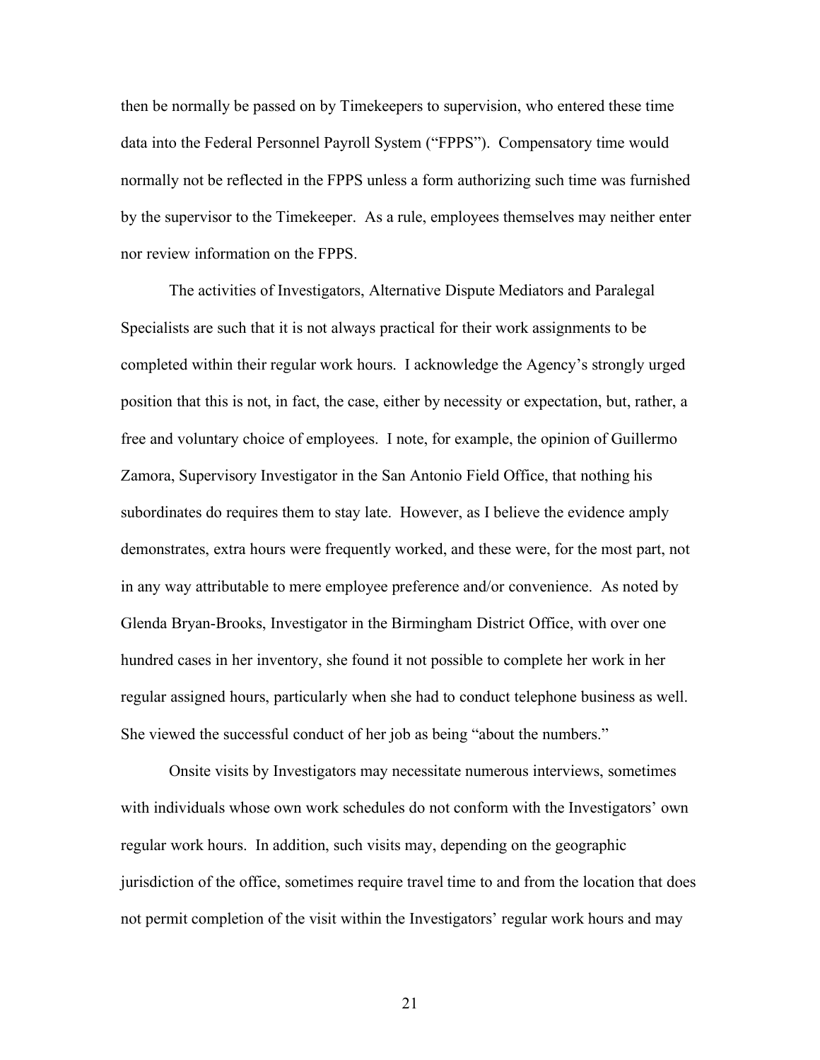then be normally be passed on by Timekeepers to supervision, who entered these time data into the Federal Personnel Payroll System ("FPPS"). Compensatory time would normally not be reflected in the FPPS unless a form authorizing such time was furnished by the supervisor to the Timekeeper. As a rule, employees themselves may neither enter nor review information on the FPPS.

The activities of Investigators, Alternative Dispute Mediators and Paralegal Specialists are such that it is not always practical for their work assignments to be completed within their regular work hours. I acknowledge the Agency's strongly urged position that this is not, in fact, the case, either by necessity or expectation, but, rather, a free and voluntary choice of employees. I note, for example, the opinion of Guillermo Zamora, Supervisory Investigator in the San Antonio Field Office, that nothing his subordinates do requires them to stay late. However, as I believe the evidence amply demonstrates, extra hours were frequently worked, and these were, for the most part, not in any way attributable to mere employee preference and/or convenience. As noted by Glenda Bryan-Brooks, Investigator in the Birmingham District Office, with over one hundred cases in her inventory, she found it not possible to complete her work in her regular assigned hours, particularly when she had to conduct telephone business as well. She viewed the successful conduct of her job as being "about the numbers."

Onsite visits by Investigators may necessitate numerous interviews, sometimes with individuals whose own work schedules do not conform with the Investigators' own regular work hours. In addition, such visits may, depending on the geographic jurisdiction of the office, sometimes require travel time to and from the location that does not permit completion of the visit within the Investigators' regular work hours and may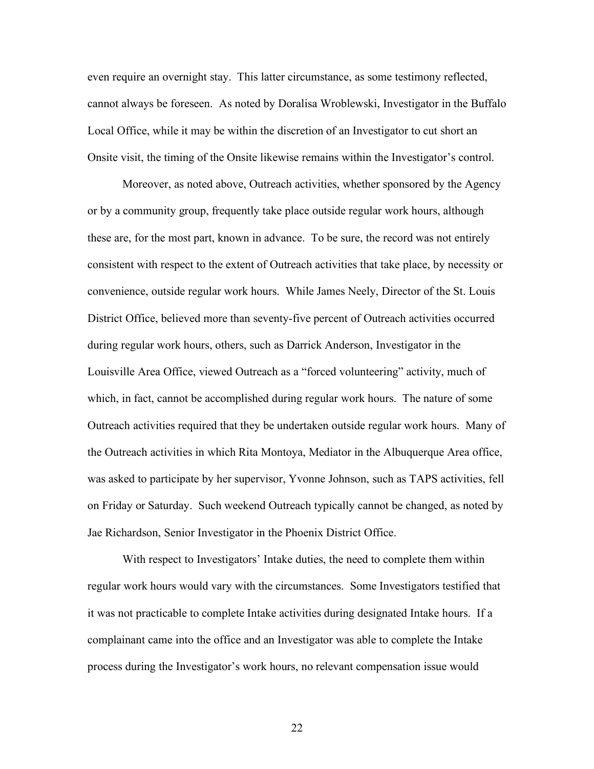even require an overnight stay. This latter circumstance, as some testimony reflected, cannot always be foreseen. As noted by Doralisa Wroblewski, Investigator in the Buffalo Local Office, while it may be within the discretion of an Investigator to cut short an Onsite visit, the timing of the Onsite likewise remains within the Investigator's control.

Moreover, as noted above, Outreach activities, whether sponsored by the Agency or by a community group, frequently take place outside regular work hours, although these are, for the most part, known in advance. To be sure, the record was not entirely consistent with respect to the extent of Outreach activities that take place, by necessity or convenience, outside regular work hours. While James Neely, Director of the St. Louis District Office, believed more than seventy-five percent of Outreach activities occurred during regular work hours, others, such as Darrick Anderson, Investigator in the Louisville Area Office, viewed Outreach as a "forced volunteering" activity, much of which, in fact, cannot be accomplished during regular work hours. The nature of some Outreach activities required that they be undertaken outside regular work hours. Many of the Outreach activities in which Rita Montoya, Mediator in the Albuquerque Area office, was asked to participate by her supervisor, Yvonne Johnson, such as TAPS activities, fell on Friday or Saturday. Such weekend Outreach typically cannot be changed, as noted by Jae Richardson, Senior Investigator in the Phoenix District Office.

With respect to Investigators' Intake duties, the need to complete them within regular work hours would vary with the circumstances. Some Investigators testified that it was not practicable to complete Intake activities during designated Intake hours. If a complainant came into the office and an Investigator was able to complete the Intake process during the Investigator's work hours, no relevant compensation issue would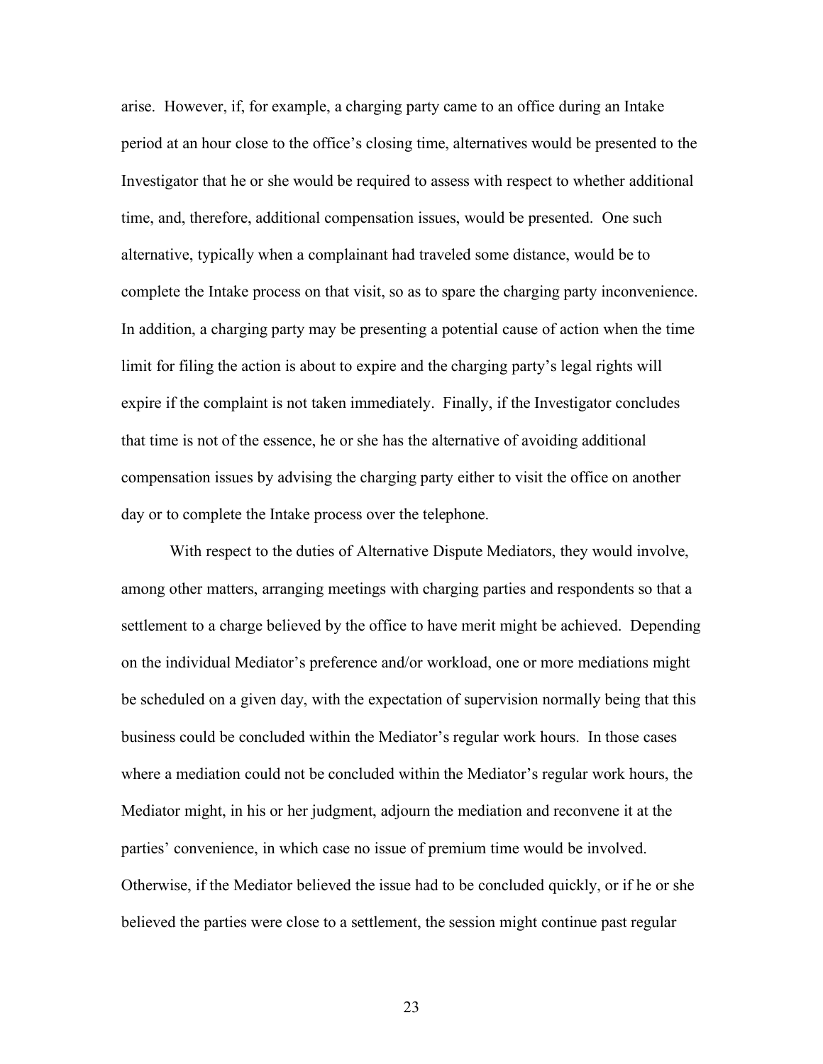arise. However, if, for example, a charging party came to an office during an Intake period at an hour close to the office's closing time, alternatives would be presented to the Investigator that he or she would be required to assess with respect to whether additional time, and, therefore, additional compensation issues, would be presented. One such alternative, typically when a complainant had traveled some distance, would be to complete the Intake process on that visit, so as to spare the charging party inconvenience. In addition, a charging party may be presenting a potential cause of action when the time limit for filing the action is about to expire and the charging party's legal rights will expire if the complaint is not taken immediately. Finally, if the Investigator concludes that time is not of the essence, he or she has the alternative of avoiding additional compensation issues by advising the charging party either to visit the office on another day or to complete the Intake process over the telephone.

With respect to the duties of Alternative Dispute Mediators, they would involve, among other matters, arranging meetings with charging parties and respondents so that a settlement to a charge believed by the office to have merit might be achieved. Depending on the individual Mediator's preference and/or workload, one or more mediations might be scheduled on a given day, with the expectation of supervision normally being that this business could be concluded within the Mediator's regular work hours. In those cases where a mediation could not be concluded within the Mediator's regular work hours, the Mediator might, in his or her judgment, adjourn the mediation and reconvene it at the parties' convenience, in which case no issue of premium time would be involved. Otherwise, if the Mediator believed the issue had to be concluded quickly, or if he or she believed the parties were close to a settlement, the session might continue past regular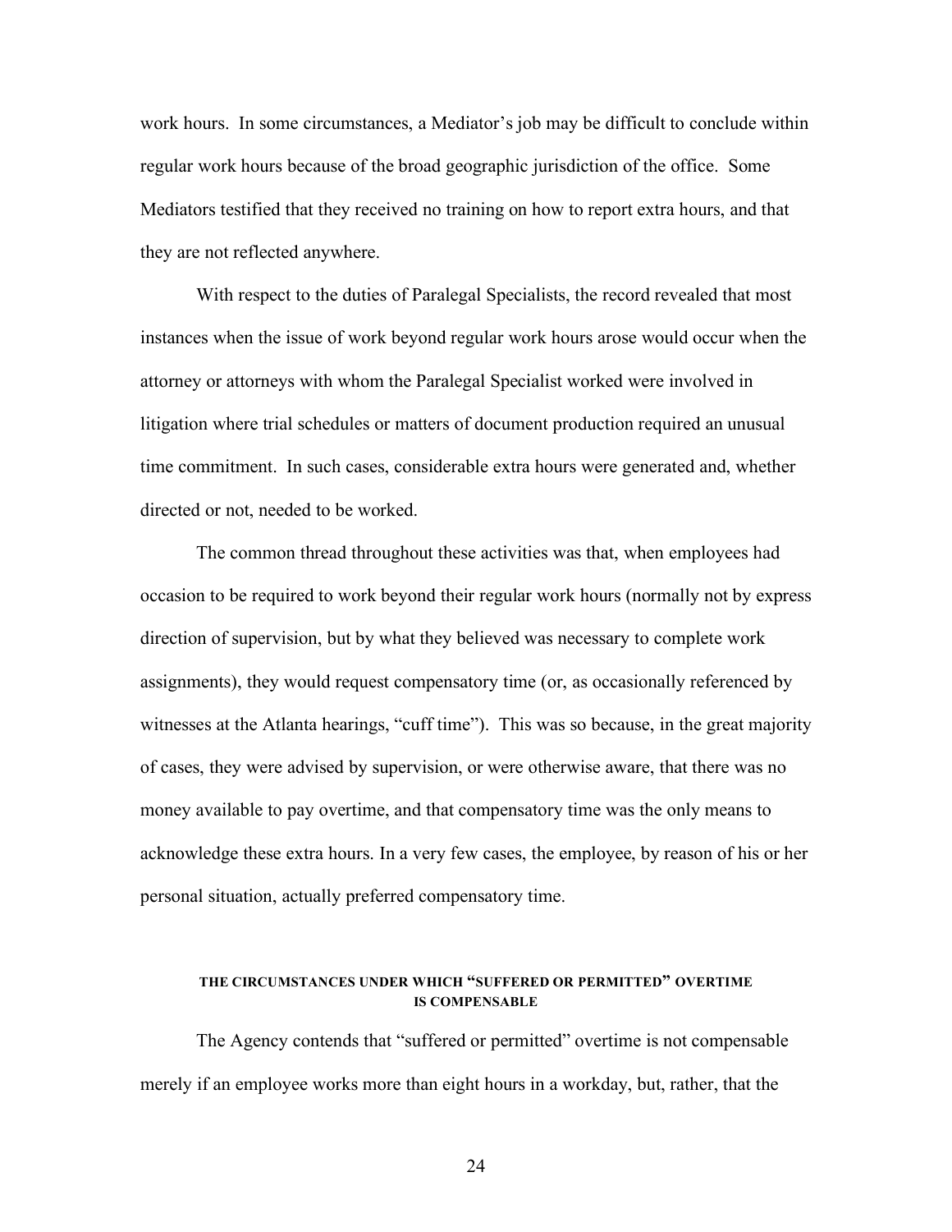work hours. In some circumstances, a Mediator's job may be difficult to conclude within regular work hours because of the broad geographic jurisdiction of the office. Some Mediators testified that they received no training on how to report extra hours, and that they are not reflected anywhere.

With respect to the duties of Paralegal Specialists, the record revealed that most instances when the issue of work beyond regular work hours arose would occur when the attorney or attorneys with whom the Paralegal Specialist worked were involved in litigation where trial schedules or matters of document production required an unusual time commitment. In such cases, considerable extra hours were generated and, whether directed or not, needed to be worked.

The common thread throughout these activities was that, when employees had occasion to be required to work beyond their regular work hours (normally not by express direction of supervision, but by what they believed was necessary to complete work assignments), they would request compensatory time (or, as occasionally referenced by witnesses at the Atlanta hearings, "cuff time"). This was so because, in the great majority of cases, they were advised by supervision, or were otherwise aware, that there was no money available to pay overtime, and that compensatory time was the only means to acknowledge these extra hours. In a very few cases, the employee, by reason of his or her personal situation, actually preferred compensatory time.

### THE CIRCUMSTANCES UNDER WHICH "SUFFERED OR PERMITTED" OVERTIME IS COMPENSABLE

The Agency contends that "suffered or permitted" overtime is not compensable merely if an employee works more than eight hours in a workday, but, rather, that the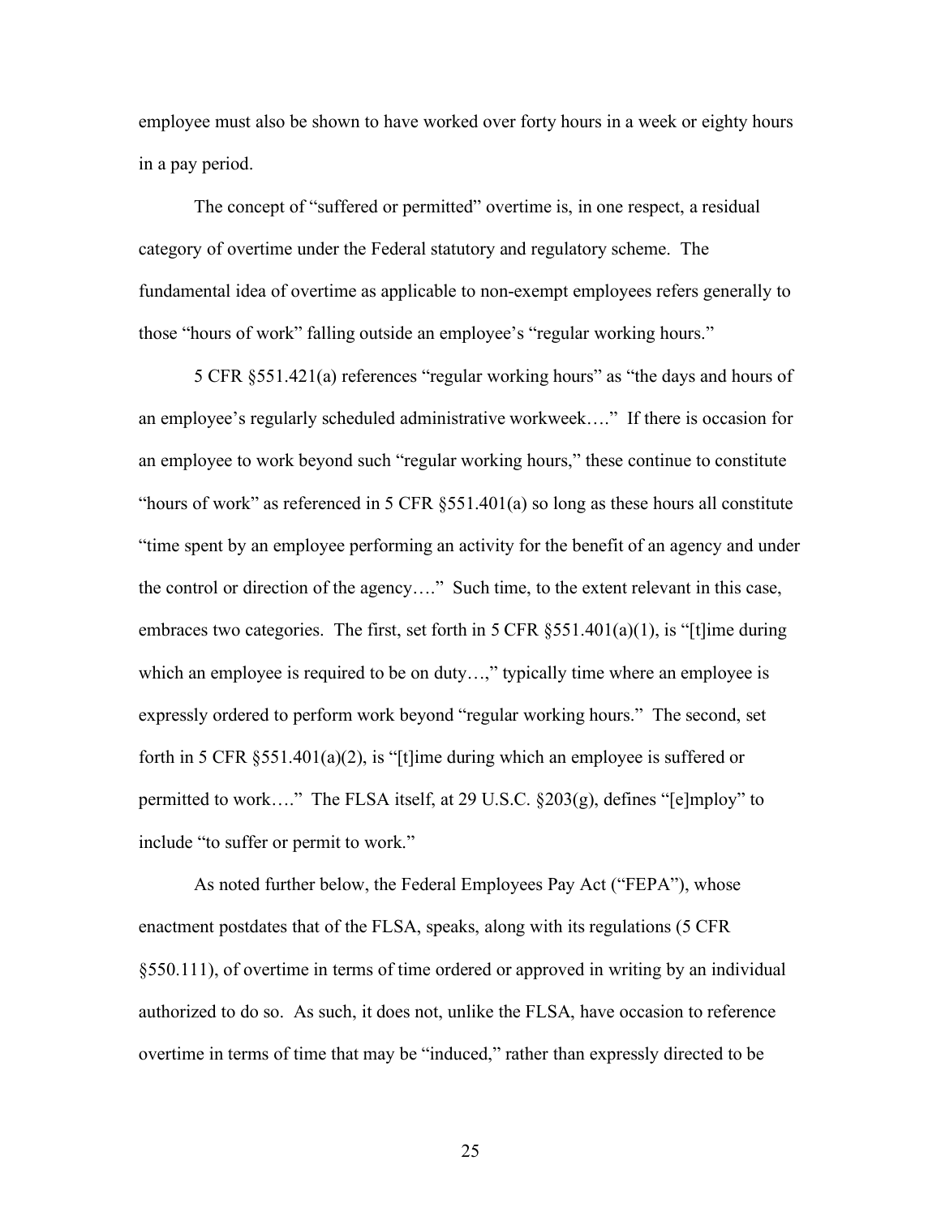employee must also be shown to have worked over forty hours in a week or eighty hours in a pay period.

The concept of "suffered or permitted" overtime is, in one respect, a residual category of overtime under the Federal statutory and regulatory scheme. The fundamental idea of overtime as applicable to non-exempt employees refers generally to those "hours of work" falling outside an employee's "regular working hours."

5 CFR §551.421(a) references "regular working hours" as "the days and hours of an employee's regularly scheduled administrative workweek…." If there is occasion for an employee to work beyond such "regular working hours," these continue to constitute "hours of work" as referenced in 5 CFR §551.401(a) so long as these hours all constitute "time spent by an employee performing an activity for the benefit of an agency and under the control or direction of the agency…." Such time, to the extent relevant in this case, embraces two categories. The first, set forth in 5 CFR §551.401(a)(1), is "[t]ime during which an employee is required to be on duty…," typically time where an employee is expressly ordered to perform work beyond "regular working hours." The second, set forth in 5 CFR §551.401(a)(2), is "[t]ime during which an employee is suffered or permitted to work…." The FLSA itself, at 29 U.S.C. §203(g), defines "[e]mploy" to include "to suffer or permit to work."

As noted further below, the Federal Employees Pay Act ("FEPA"), whose enactment postdates that of the FLSA, speaks, along with its regulations (5 CFR §550.111), of overtime in terms of time ordered or approved in writing by an individual authorized to do so. As such, it does not, unlike the FLSA, have occasion to reference overtime in terms of time that may be "induced," rather than expressly directed to be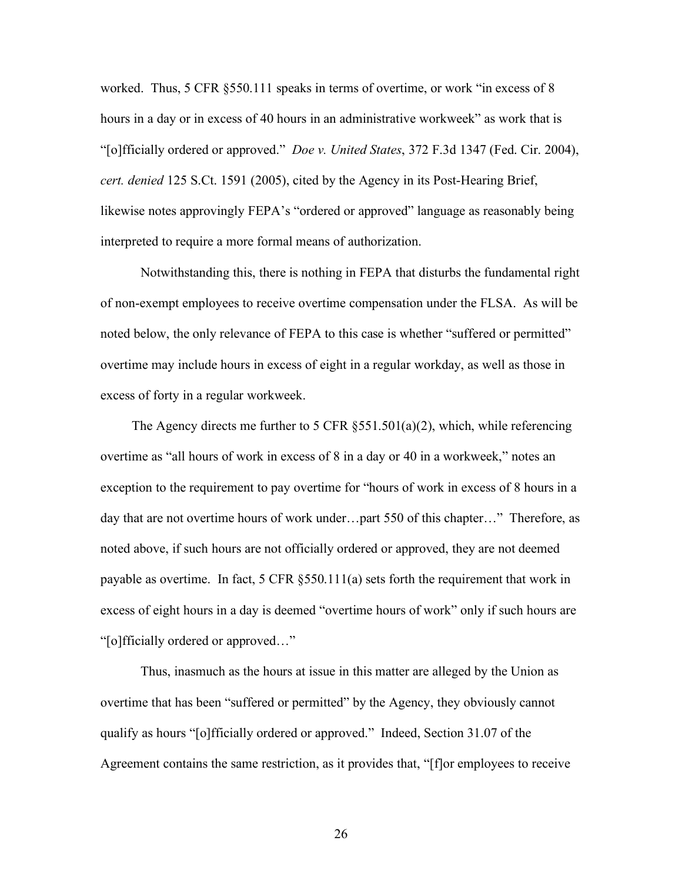worked. Thus, 5 CFR §550.111 speaks in terms of overtime, or work "in excess of 8 hours in a day or in excess of 40 hours in an administrative workweek" as work that is "[o]fficially ordered or approved." *Doe v. United States*, 372 F.3d 1347 (Fed. Cir. 2004), *cert. denied* 125 S.Ct. 1591 (2005), cited by the Agency in its Post-Hearing Brief, likewise notes approvingly FEPA's "ordered or approved" language as reasonably being interpreted to require a more formal means of authorization.

Notwithstanding this, there is nothing in FEPA that disturbs the fundamental right of non-exempt employees to receive overtime compensation under the FLSA. As will be noted below, the only relevance of FEPA to this case is whether "suffered or permitted" overtime may include hours in excess of eight in a regular workday, as well as those in excess of forty in a regular workweek.

The Agency directs me further to 5 CFR §551.501(a)(2), which, while referencing overtime as "all hours of work in excess of 8 in a day or 40 in a workweek," notes an exception to the requirement to pay overtime for "hours of work in excess of 8 hours in a day that are not overtime hours of work under…part 550 of this chapter…" Therefore, as noted above, if such hours are not officially ordered or approved, they are not deemed payable as overtime. In fact, 5 CFR §550.111(a) sets forth the requirement that work in excess of eight hours in a day is deemed "overtime hours of work" only if such hours are "[o]fficially ordered or approved…"

Thus, inasmuch as the hours at issue in this matter are alleged by the Union as overtime that has been "suffered or permitted" by the Agency, they obviously cannot qualify as hours "[o]fficially ordered or approved." Indeed, Section 31.07 of the Agreement contains the same restriction, as it provides that, "[f]or employees to receive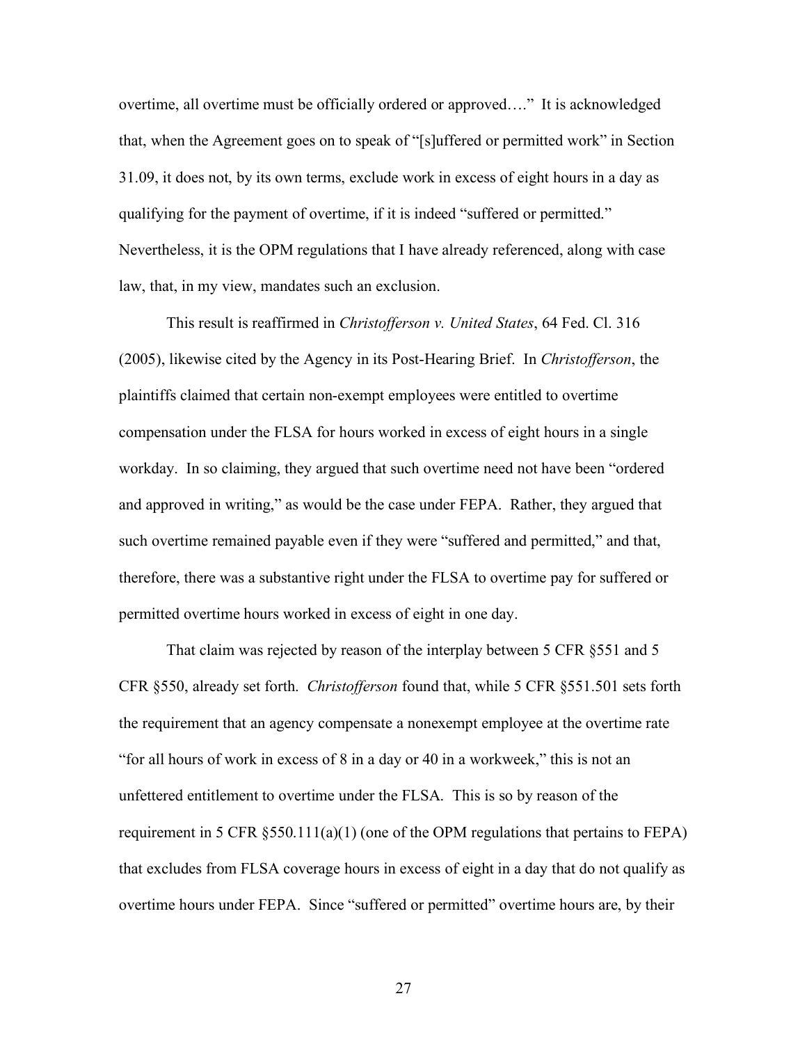overtime, all overtime must be officially ordered or approved…." It is acknowledged that, when the Agreement goes on to speak of "[s]uffered or permitted work" in Section 31.09, it does not, by its own terms, exclude work in excess of eight hours in a day as qualifying for the payment of overtime, if it is indeed "suffered or permitted." Nevertheless, it is the OPM regulations that I have already referenced, along with case law, that, in my view, mandates such an exclusion.

This result is reaffirmed in *Christofferson v. United States*, 64 Fed. Cl. 316 (2005), likewise cited by the Agency in its Post-Hearing Brief. In *Christofferson*, the plaintiffs claimed that certain non-exempt employees were entitled to overtime compensation under the FLSA for hours worked in excess of eight hours in a single workday. In so claiming, they argued that such overtime need not have been "ordered and approved in writing," as would be the case under FEPA. Rather, they argued that such overtime remained payable even if they were "suffered and permitted," and that, therefore, there was a substantive right under the FLSA to overtime pay for suffered or permitted overtime hours worked in excess of eight in one day.

That claim was rejected by reason of the interplay between 5 CFR §551 and 5 CFR §550, already set forth. *Christofferson* found that, while 5 CFR §551.501 sets forth the requirement that an agency compensate a nonexempt employee at the overtime rate "for all hours of work in excess of 8 in a day or 40 in a workweek," this is not an unfettered entitlement to overtime under the FLSA. This is so by reason of the requirement in 5 CFR §550.111(a)(1) (one of the OPM regulations that pertains to FEPA) that excludes from FLSA coverage hours in excess of eight in a day that do not qualify as overtime hours under FEPA. Since "suffered or permitted" overtime hours are, by their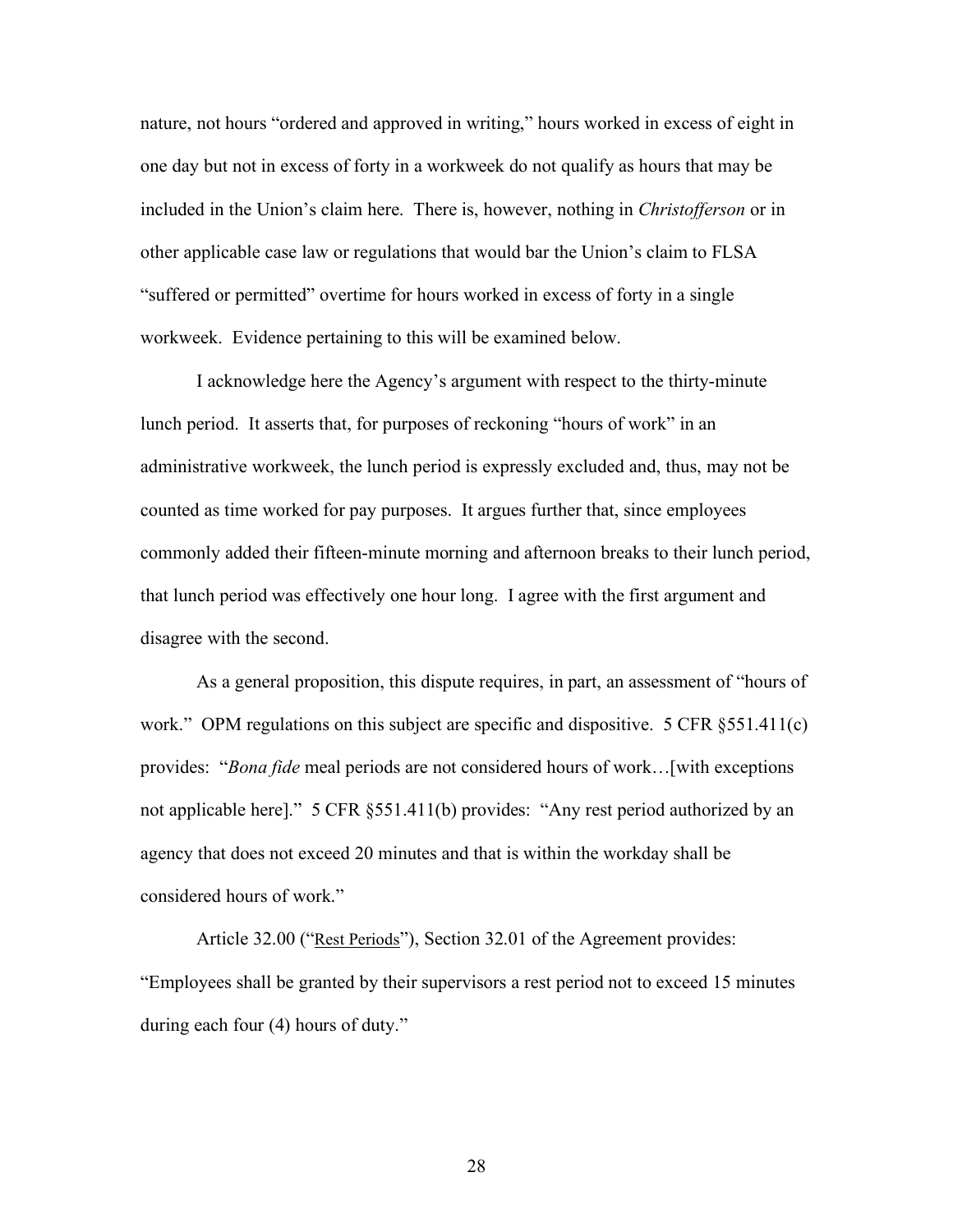nature, not hours "ordered and approved in writing," hours worked in excess of eight in one day but not in excess of forty in a workweek do not qualify as hours that may be included in the Union's claim here. There is, however, nothing in *Christofferson* or in other applicable case law or regulations that would bar the Union's claim to FLSA "suffered or permitted" overtime for hours worked in excess of forty in a single workweek. Evidence pertaining to this will be examined below.

I acknowledge here the Agency's argument with respect to the thirty-minute lunch period. It asserts that, for purposes of reckoning "hours of work" in an administrative workweek, the lunch period is expressly excluded and, thus, may not be counted as time worked for pay purposes. It argues further that, since employees commonly added their fifteen-minute morning and afternoon breaks to their lunch period, that lunch period was effectively one hour long. I agree with the first argument and disagree with the second.

As a general proposition, this dispute requires, in part, an assessment of "hours of work." OPM regulations on this subject are specific and dispositive. 5 CFR §551.411(c) provides: "*Bona fide* meal periods are not considered hours of work…[with exceptions not applicable here]." 5 CFR §551.411(b) provides: "Any rest period authorized by an agency that does not exceed 20 minutes and that is within the workday shall be considered hours of work."

Article 32.00 ("Rest Periods"), Section 32.01 of the Agreement provides: "Employees shall be granted by their supervisors a rest period not to exceed 15 minutes during each four (4) hours of duty."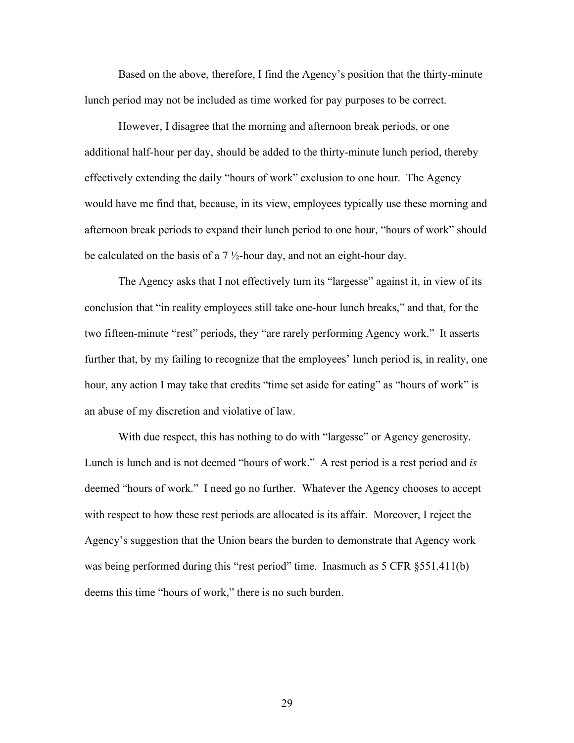Based on the above, therefore, I find the Agency's position that the thirty-minute lunch period may not be included as time worked for pay purposes to be correct.

However, I disagree that the morning and afternoon break periods, or one additional half-hour per day, should be added to the thirty-minute lunch period, thereby effectively extending the daily "hours of work" exclusion to one hour. The Agency would have me find that, because, in its view, employees typically use these morning and afternoon break periods to expand their lunch period to one hour, "hours of work" should be calculated on the basis of a 7 ½-hour day, and not an eight-hour day.

The Agency asks that I not effectively turn its "largesse" against it, in view of its conclusion that "in reality employees still take one-hour lunch breaks," and that, for the two fifteen-minute "rest" periods, they "are rarely performing Agency work." It asserts further that, by my failing to recognize that the employees' lunch period is, in reality, one hour, any action I may take that credits "time set aside for eating" as "hours of work" is an abuse of my discretion and violative of law.

With due respect, this has nothing to do with "largesse" or Agency generosity. Lunch is lunch and is not deemed "hours of work." A rest period is a rest period and *is* deemed "hours of work." I need go no further. Whatever the Agency chooses to accept with respect to how these rest periods are allocated is its affair. Moreover, I reject the Agency's suggestion that the Union bears the burden to demonstrate that Agency work was being performed during this "rest period" time. Inasmuch as 5 CFR §551.411(b) deems this time "hours of work," there is no such burden.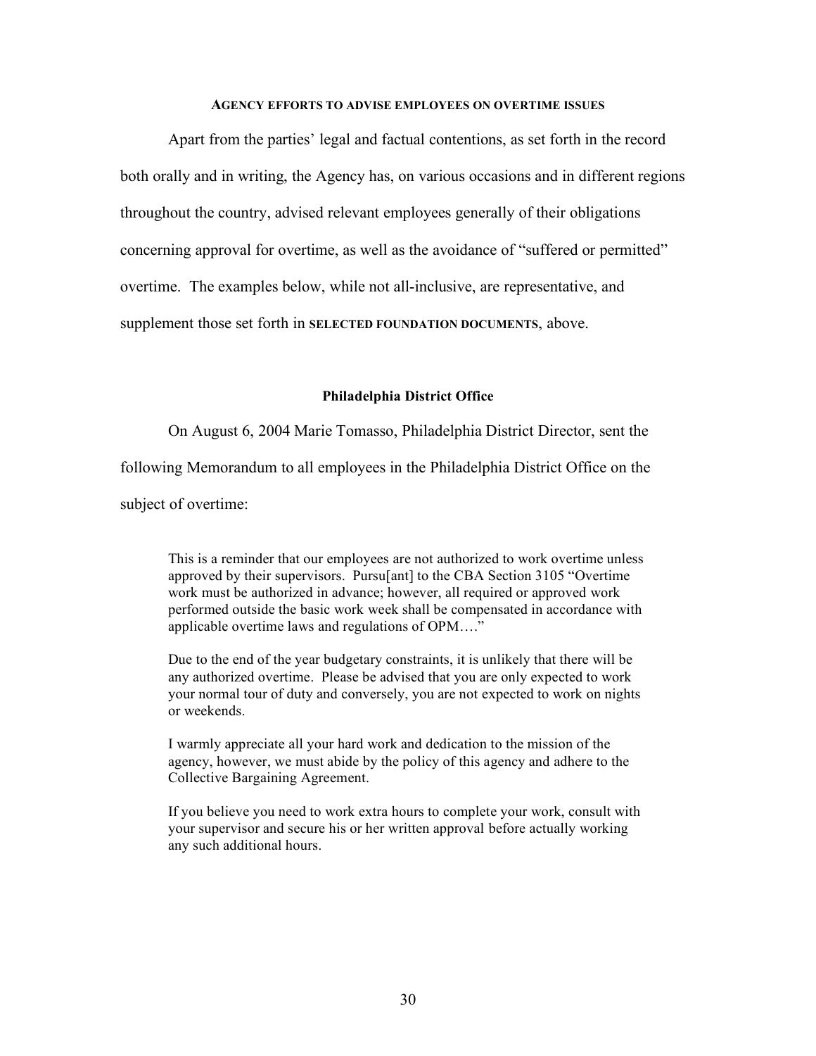## AGENCY EFFORTS TO ADVISE EMPLOYEES ON OVERTIME ISSUES

Apart from the parties' legal and factual contentions, as set forth in the record both orally and in writing, the Agency has, on various occasions and in different regions throughout the country, advised relevant employees generally of their obligations concerning approval for overtime, as well as the avoidance of "suffered or permitted" overtime. The examples below, while not all-inclusive, are representative, and supplement those set forth in **SELECTED FOUNDATION DOCUMENTS**, above.

### Philadelphia District Office

On August 6, 2004 Marie Tomasso, Philadelphia District Director, sent the following Memorandum to all employees in the Philadelphia District Office on the subject of overtime:

> This is a reminder that our employees are not authorized to work overtime unless approved by their supervisors. Pursu[ant] to the CBA Section 3105 "Overtime work must be authorized in advance; however, all required or approved work performed outside the basic work week shall be compensated in accordance with applicable overtime laws and regulations of OPM…."
>
> Due to the end of the year budgetary constraints, it is unlikely that there will be any authorized overtime. Please be advised that you are only expected to work your normal tour of duty and conversely, you are not expected to work on nights or weekends.
>
> I warmly appreciate all your hard work and dedication to the mission of the agency, however, we must abide by the policy of this agency and adhere to the Collective Bargaining Agreement.
>
> If you believe you need to work extra hours to complete your work, consult with your supervisor and secure his or her written approval before actually working any such additional hours.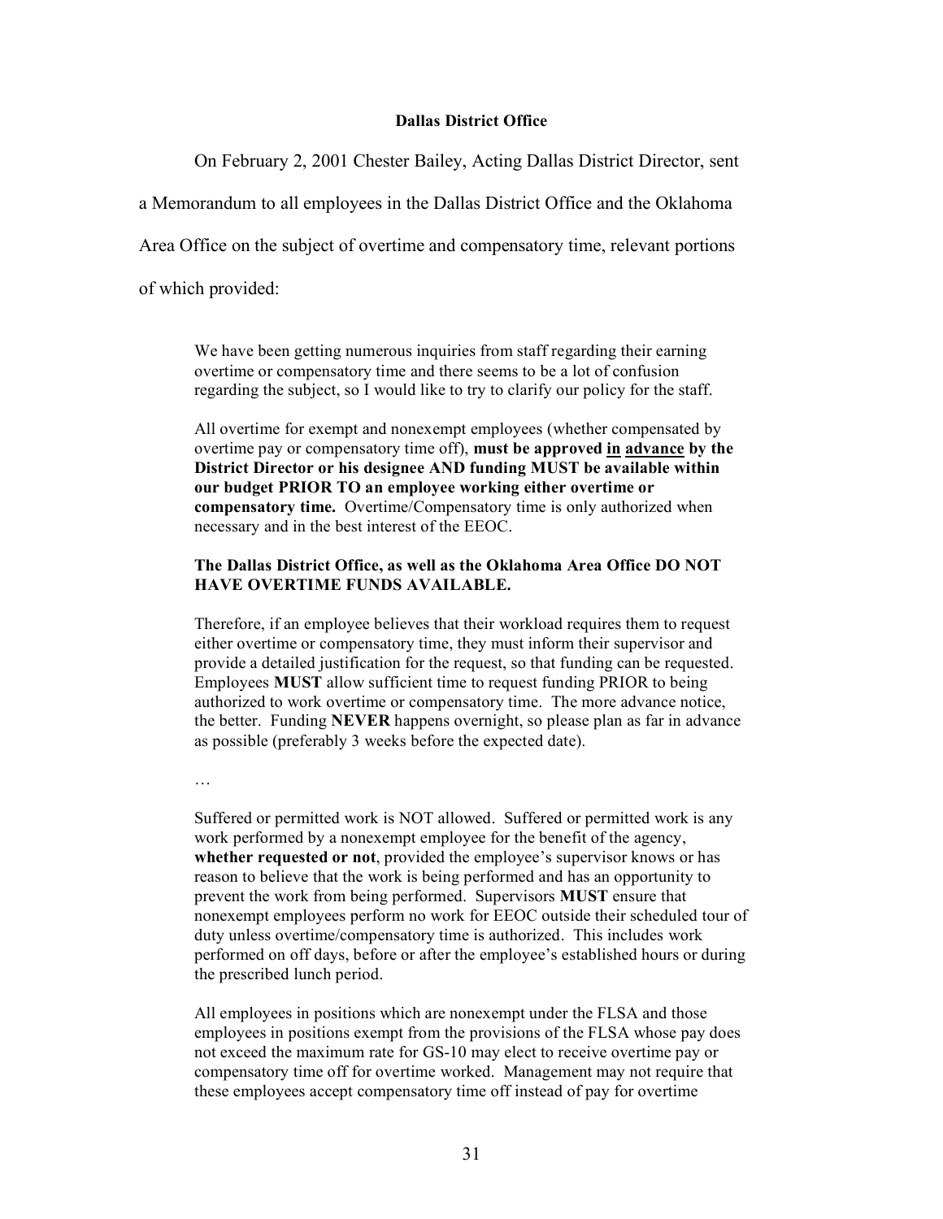**Dallas District Office**

On February 2, 2001 Chester Bailey, Acting Dallas District Director, sent a Memorandum to all employees in the Dallas District Office and the Oklahoma Area Office on the subject of overtime and compensatory time, relevant portions of which provided:

> We have been getting numerous inquiries from staff regarding their earning overtime or compensatory time and there seems to be a lot of confusion regarding the subject, so I would like to try to clarify our policy for the staff.
>
> All overtime for exempt and nonexempt employees (whether compensated by overtime pay or compensatory time off), **must be approved <u>in</u> <u>advance</u> by the District Director or his designee AND funding MUST be available within our budget PRIOR TO an employee working either overtime or compensatory time.** Overtime/Compensatory time is only authorized when necessary and in the best interest of the EEOC.
>
> **The Dallas District Office, as well as the Oklahoma Area Office DO NOT HAVE OVERTIME FUNDS AVAILABLE.**
>
> Therefore, if an employee believes that their workload requires them to request either overtime or compensatory time, they must inform their supervisor and provide a detailed justification for the request, so that funding can be requested. Employees **MUST** allow sufficient time to request funding PRIOR to being authorized to work overtime or compensatory time. The more advance notice, the better. Funding **NEVER** happens overnight, so please plan as far in advance as possible (preferably 3 weeks before the expected date).
>
> …
>
> Suffered or permitted work is NOT allowed. Suffered or permitted work is any work performed by a nonexempt employee for the benefit of the agency, **whether requested or not**, provided the employee's supervisor knows or has reason to believe that the work is being performed and has an opportunity to prevent the work from being performed. Supervisors **MUST** ensure that nonexempt employees perform no work for EEOC outside their scheduled tour of duty unless overtime/compensatory time is authorized. This includes work performed on off days, before or after the employee's established hours or during the prescribed lunch period.
>
> All employees in positions which are nonexempt under the FLSA and those employees in positions exempt from the provisions of the FLSA whose pay does not exceed the maximum rate for GS-10 may elect to receive overtime pay or compensatory time off for overtime worked. Management may not require that these employees accept compensatory time off instead of pay for overtime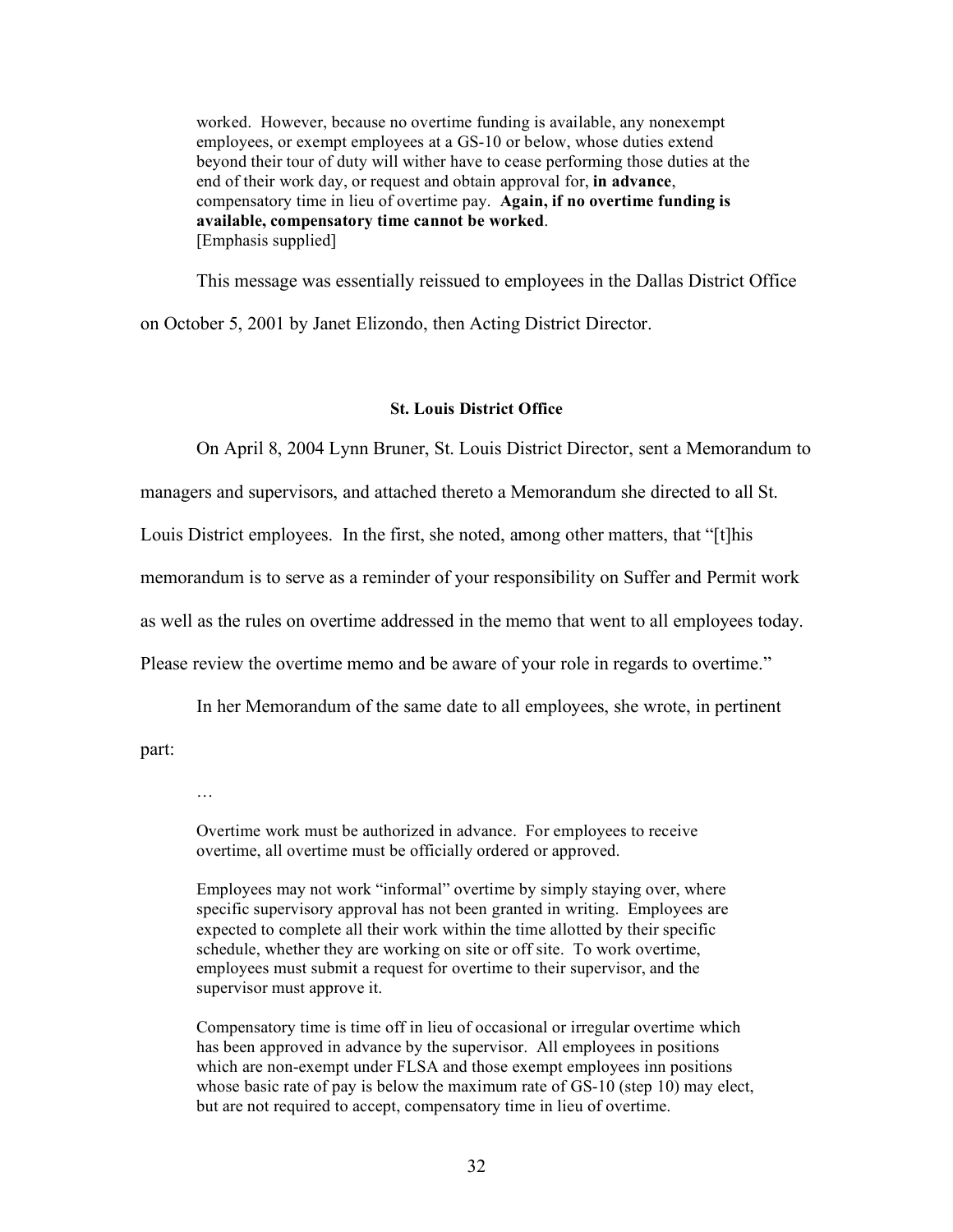> worked. However, because no overtime funding is available, any nonexempt employees, or exempt employees at a GS-10 or below, whose duties extend beyond their tour of duty will wither have to cease performing those duties at the end of their work day, or request and obtain approval for, **in advance**, compensatory time in lieu of overtime pay. **Again, if no overtime funding is available, compensatory time cannot be worked**.
> [Emphasis supplied]

This message was essentially reissued to employees in the Dallas District Office on October 5, 2001 by Janet Elizondo, then Acting District Director.

#### St. Louis District Office

On April 8, 2004 Lynn Bruner, St. Louis District Director, sent a Memorandum to managers and supervisors, and attached thereto a Memorandum she directed to all St. Louis District employees. In the first, she noted, among other matters, that "[t]his memorandum is to serve as a reminder of your responsibility on Suffer and Permit work as well as the rules on overtime addressed in the memo that went to all employees today. Please review the overtime memo and be aware of your role in regards to overtime."

In her Memorandum of the same date to all employees, she wrote, in pertinent part:

> …
>
> Overtime work must be authorized in advance. For employees to receive overtime, all overtime must be officially ordered or approved.
>
> Employees may not work "informal" overtime by simply staying over, where specific supervisory approval has not been granted in writing. Employees are expected to complete all their work within the time allotted by their specific schedule, whether they are working on site or off site. To work overtime, employees must submit a request for overtime to their supervisor, and the supervisor must approve it.
>
> Compensatory time is time off in lieu of occasional or irregular overtime which has been approved in advance by the supervisor. All employees in positions which are non-exempt under FLSA and those exempt employees inn positions whose basic rate of pay is below the maximum rate of GS-10 (step 10) may elect, but are not required to accept, compensatory time in lieu of overtime.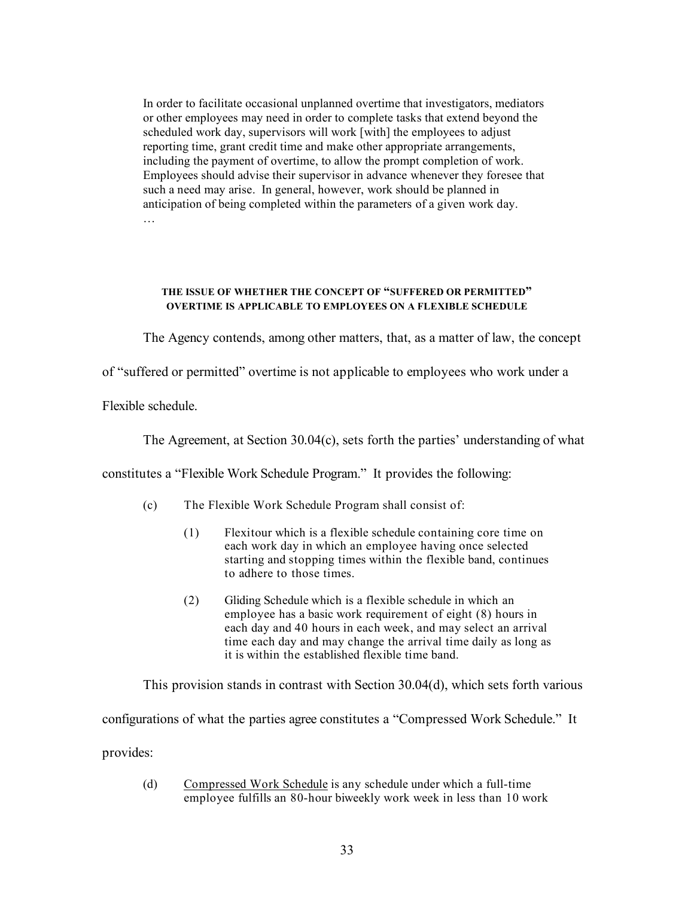> In order to facilitate occasional unplanned overtime that investigators, mediators or other employees may need in order to complete tasks that extend beyond the scheduled work day, supervisors will work [with] the employees to adjust reporting time, grant credit time and make other appropriate arrangements, including the payment of overtime, to allow the prompt completion of work. Employees should advise their supervisor in advance whenever they foresee that such a need may arise. In general, however, work should be planned in anticipation of being completed within the parameters of a given work day.
>
> …

**THE ISSUE OF WHETHER THE CONCEPT OF "SUFFERED OR PERMITTED" OVERTIME IS APPLICABLE TO EMPLOYEES ON A FLEXIBLE SCHEDULE**

The Agency contends, among other matters, that, as a matter of law, the concept of "suffered or permitted" overtime is not applicable to employees who work under a Flexible schedule.

The Agreement, at Section 30.04(c), sets forth the parties' understanding of what constitutes a "Flexible Work Schedule Program." It provides the following:

> (c) The Flexible Work Schedule Program shall consist of:
>
> (1) Flexitour which is a flexible schedule containing core time on each work day in which an employee having once selected starting and stopping times within the flexible band, continues to adhere to those times.
>
> (2) Gliding Schedule which is a flexible schedule in which an employee has a basic work requirement of eight (8) hours in each day and 40 hours in each week, and may select an arrival time each day and may change the arrival time daily as long as it is within the established flexible time band.

This provision stands in contrast with Section 30.04(d), which sets forth various configurations of what the parties agree constitutes a "Compressed Work Schedule." It provides:

> (d) Compressed Work Schedule is any schedule under which a full-time employee fulfills an 80-hour biweekly work week in less than 10 work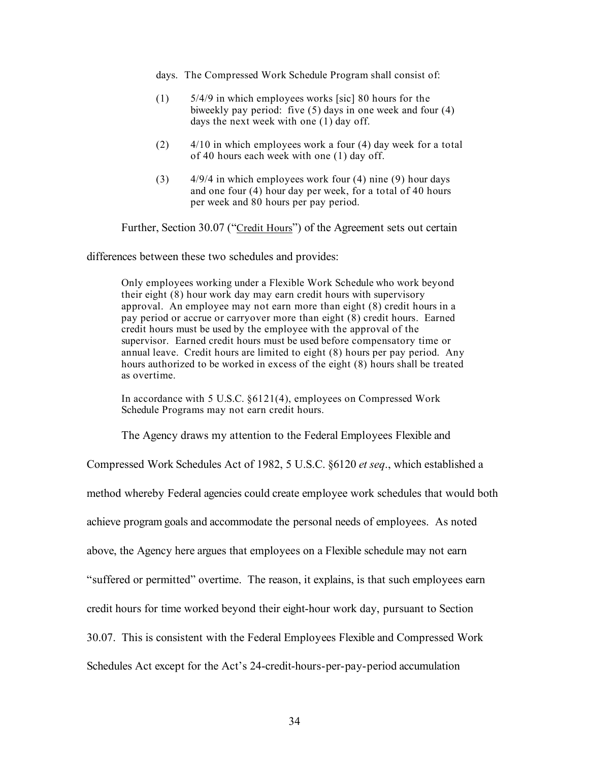days. The Compressed Work Schedule Program shall consist of:

> (1) 5/4/9 in which employees works [sic] 80 hours for the biweekly pay period: five (5) days in one week and four (4) days the next week with one (1) day off.
>
> (2) 4/10 in which employees work a four (4) day week for a total of 40 hours each week with one (1) day off.
>
> (3) 4/9/4 in which employees work four (4) nine (9) hour days and one four (4) hour day per week, for a total of 40 hours per week and 80 hours per pay period.

Further, Section 30.07 ("Credit Hours") of the Agreement sets out certain differences between these two schedules and provides:

> Only employees working under a Flexible Work Schedule who work beyond their eight (8) hour work day may earn credit hours with supervisory approval. An employee may not earn more than eight (8) credit hours in a pay period or accrue or carryover more than eight (8) credit hours. Earned credit hours must be used by the employee with the approval of the supervisor. Earned credit hours must be used before compensatory time or annual leave. Credit hours are limited to eight (8) hours per pay period. Any hours authorized to be worked in excess of the eight (8) hours shall be treated as overtime.
>
> In accordance with 5 U.S.C. §6121(4), employees on Compressed Work Schedule Programs may not earn credit hours.

The Agency draws my attention to the Federal Employees Flexible and Compressed Work Schedules Act of 1982, 5 U.S.C. §6120 *et seq*., which established a method whereby Federal agencies could create employee work schedules that would both achieve program goals and accommodate the personal needs of employees. As noted above, the Agency here argues that employees on a Flexible schedule may not earn "suffered or permitted" overtime. The reason, it explains, is that such employees earn credit hours for time worked beyond their eight-hour work day, pursuant to Section 30.07. This is consistent with the Federal Employees Flexible and Compressed Work Schedules Act except for the Act's 24-credit-hours-per-pay-period accumulation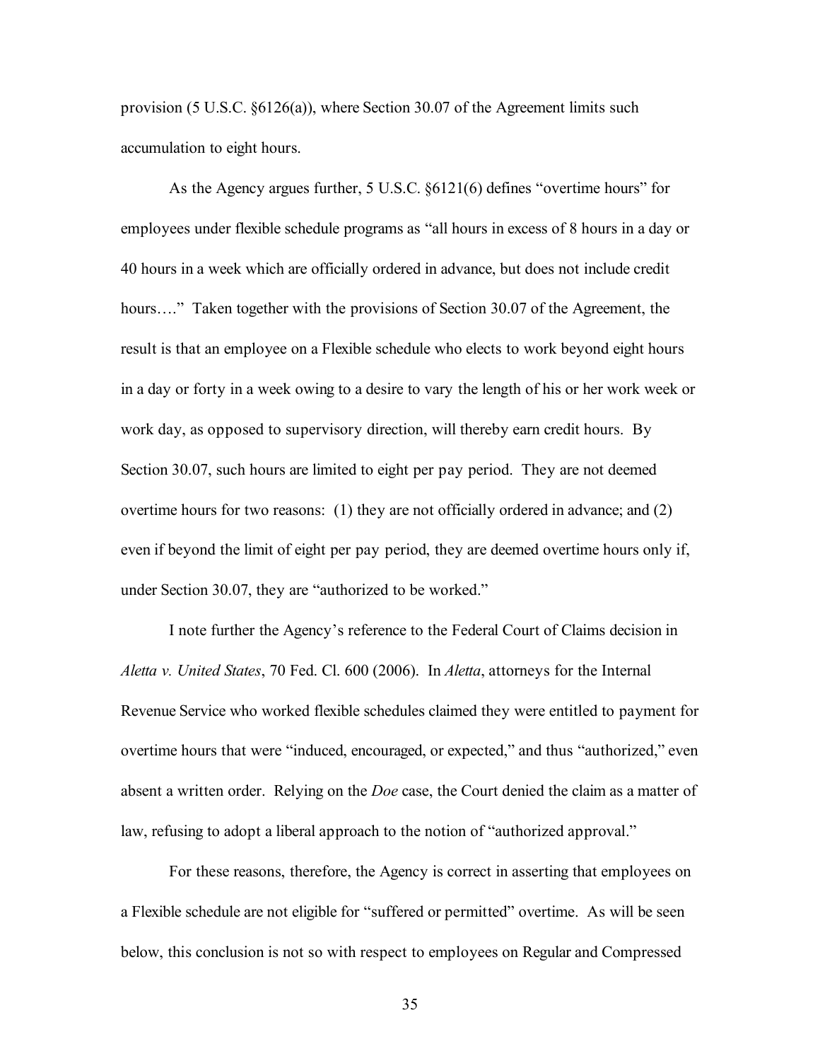provision (5 U.S.C. §6126(a)), where Section 30.07 of the Agreement limits such accumulation to eight hours.

As the Agency argues further, 5 U.S.C. §6121(6) defines "overtime hours" for employees under flexible schedule programs as "all hours in excess of 8 hours in a day or 40 hours in a week which are officially ordered in advance, but does not include credit hours…." Taken together with the provisions of Section 30.07 of the Agreement, the result is that an employee on a Flexible schedule who elects to work beyond eight hours in a day or forty in a week owing to a desire to vary the length of his or her work week or work day, as opposed to supervisory direction, will thereby earn credit hours. By Section 30.07, such hours are limited to eight per pay period. They are not deemed overtime hours for two reasons: (1) they are not officially ordered in advance; and (2) even if beyond the limit of eight per pay period, they are deemed overtime hours only if, under Section 30.07, they are "authorized to be worked."

I note further the Agency's reference to the Federal Court of Claims decision in *Aletta v. United States*, 70 Fed. Cl. 600 (2006). In *Aletta*, attorneys for the Internal Revenue Service who worked flexible schedules claimed they were entitled to payment for overtime hours that were "induced, encouraged, or expected," and thus "authorized," even absent a written order. Relying on the *Doe* case, the Court denied the claim as a matter of law, refusing to adopt a liberal approach to the notion of "authorized approval."

For these reasons, therefore, the Agency is correct in asserting that employees on a Flexible schedule are not eligible for "suffered or permitted" overtime. As will be seen below, this conclusion is not so with respect to employees on Regular and Compressed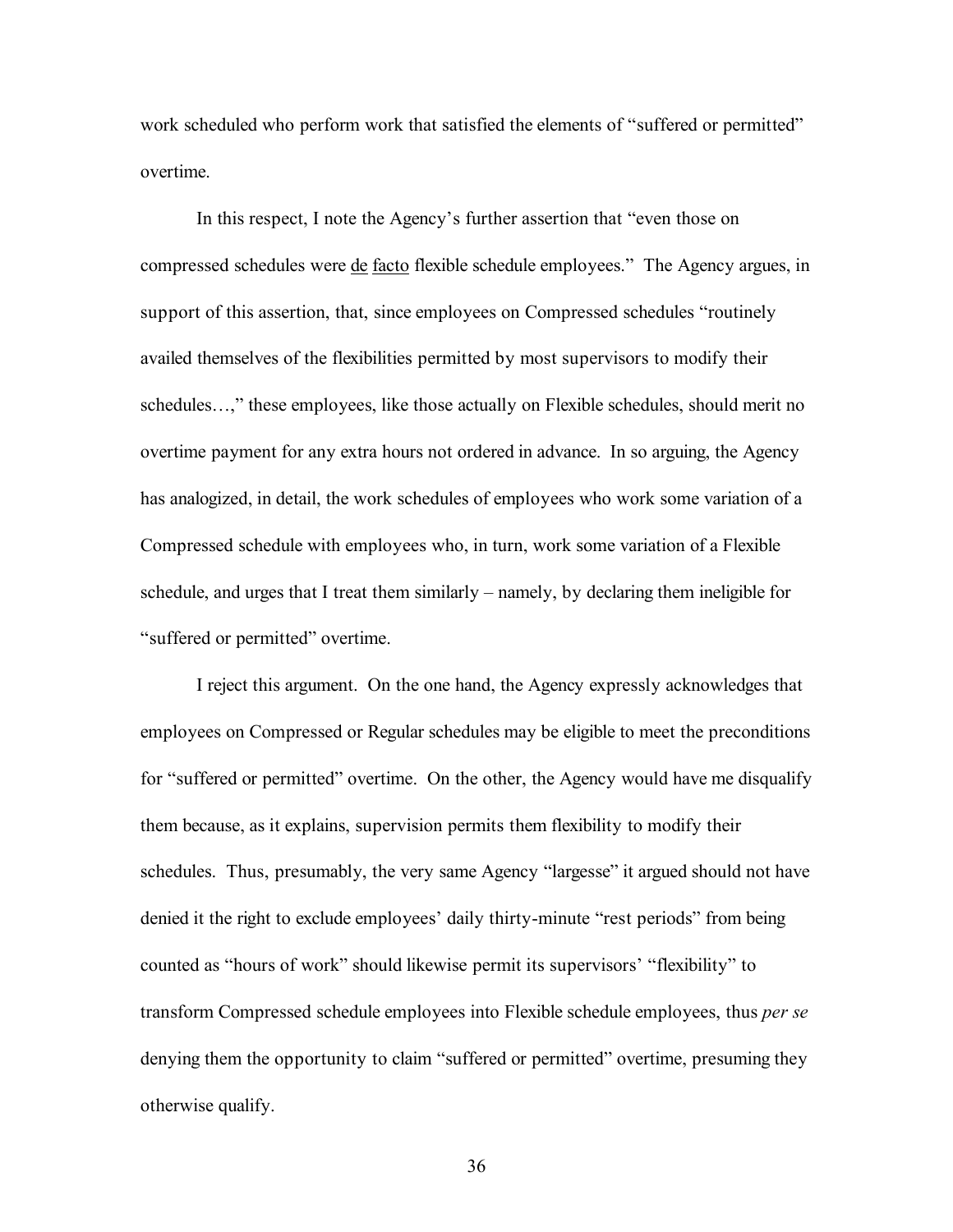work scheduled who perform work that satisfied the elements of "suffered or permitted" overtime.

In this respect, I note the Agency's further assertion that "even those on compressed schedules were de facto flexible schedule employees." The Agency argues, in support of this assertion, that, since employees on Compressed schedules "routinely availed themselves of the flexibilities permitted by most supervisors to modify their schedules…," these employees, like those actually on Flexible schedules, should merit no overtime payment for any extra hours not ordered in advance. In so arguing, the Agency has analogized, in detail, the work schedules of employees who work some variation of a Compressed schedule with employees who, in turn, work some variation of a Flexible schedule, and urges that I treat them similarly – namely, by declaring them ineligible for "suffered or permitted" overtime.

I reject this argument. On the one hand, the Agency expressly acknowledges that employees on Compressed or Regular schedules may be eligible to meet the preconditions for "suffered or permitted" overtime. On the other, the Agency would have me disqualify them because, as it explains, supervision permits them flexibility to modify their schedules. Thus, presumably, the very same Agency "largesse" it argued should not have denied it the right to exclude employees' daily thirty-minute "rest periods" from being counted as "hours of work" should likewise permit its supervisors' "flexibility" to transform Compressed schedule employees into Flexible schedule employees, thus *per se* denying them the opportunity to claim "suffered or permitted" overtime, presuming they otherwise qualify.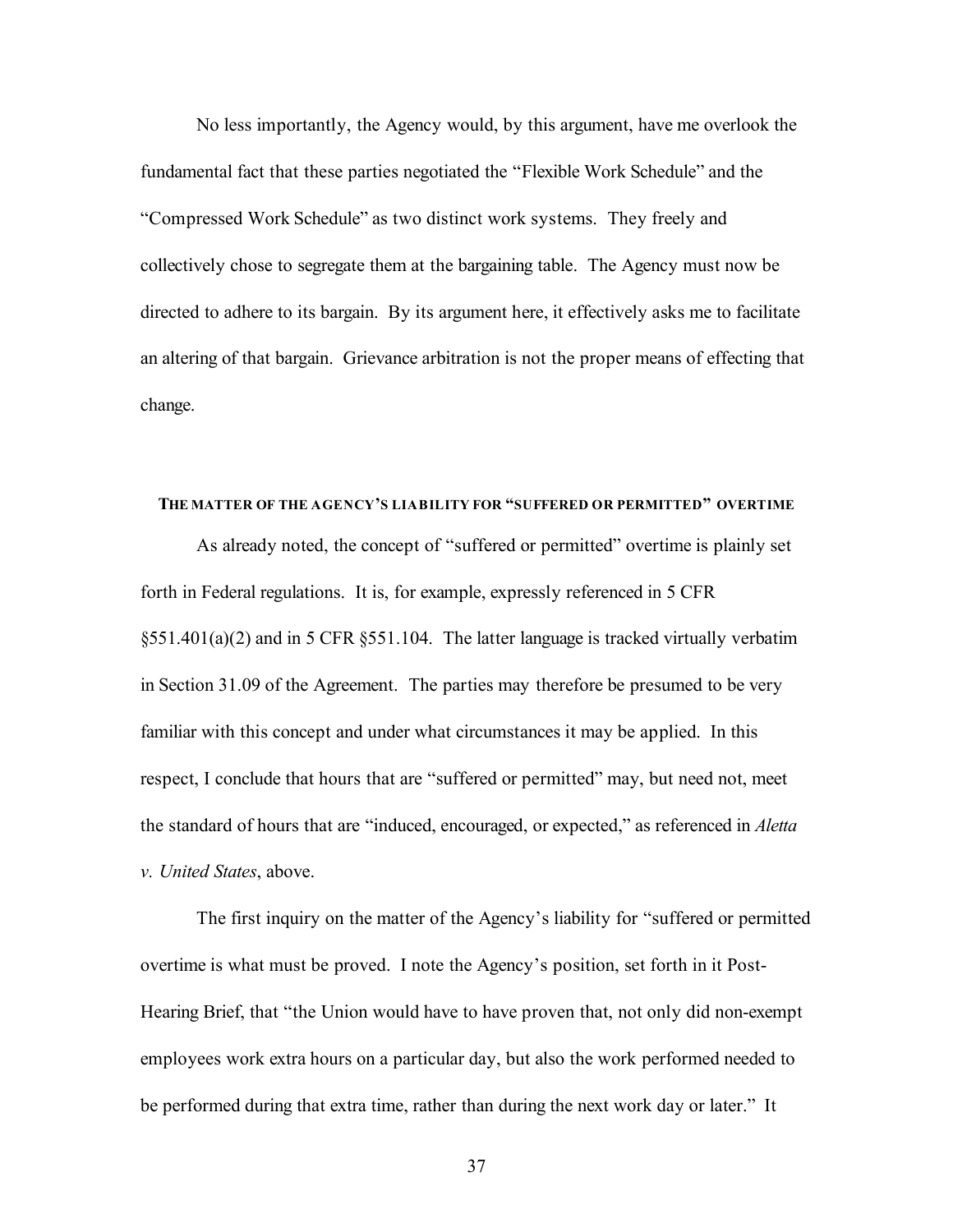No less importantly, the Agency would, by this argument, have me overlook the fundamental fact that these parties negotiated the "Flexible Work Schedule" and the "Compressed Work Schedule" as two distinct work systems. They freely and collectively chose to segregate them at the bargaining table. The Agency must now be directed to adhere to its bargain. By its argument here, it effectively asks me to facilitate an altering of that bargain. Grievance arbitration is not the proper means of effecting that change.

**THE MATTER OF THE AGENCY'S LIABILITY FOR "SUFFERED OR PERMITTED" OVERTIME**

As already noted, the concept of "suffered or permitted" overtime is plainly set forth in Federal regulations. It is, for example, expressly referenced in 5 CFR §551.401(a)(2) and in 5 CFR §551.104. The latter language is tracked virtually verbatim in Section 31.09 of the Agreement. The parties may therefore be presumed to be very familiar with this concept and under what circumstances it may be applied. In this respect, I conclude that hours that are "suffered or permitted" may, but need not, meet the standard of hours that are "induced, encouraged, or expected," as referenced in *Aletta v. United States*, above.

The first inquiry on the matter of the Agency's liability for "suffered or permitted overtime is what must be proved. I note the Agency's position, set forth in it Post-Hearing Brief, that "the Union would have to have proven that, not only did non-exempt employees work extra hours on a particular day, but also the work performed needed to be performed during that extra time, rather than during the next work day or later." It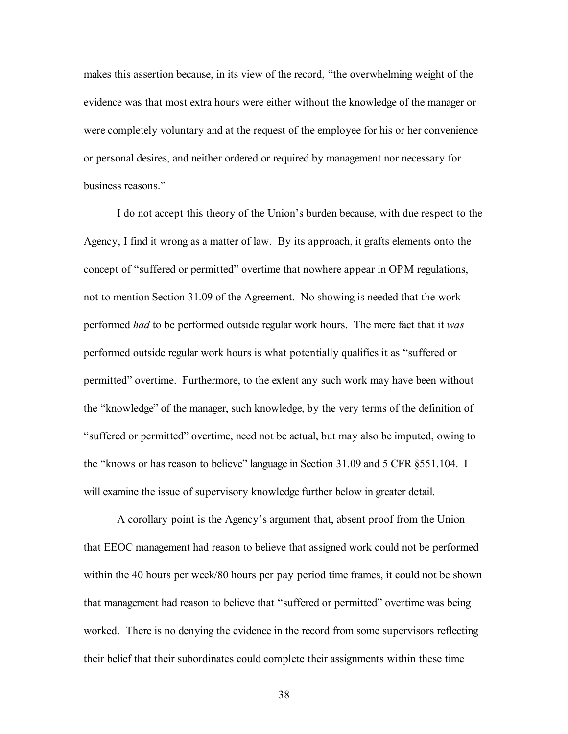makes this assertion because, in its view of the record, "the overwhelming weight of the evidence was that most extra hours were either without the knowledge of the manager or were completely voluntary and at the request of the employee for his or her convenience or personal desires, and neither ordered or required by management nor necessary for business reasons."

I do not accept this theory of the Union's burden because, with due respect to the Agency, I find it wrong as a matter of law. By its approach, it grafts elements onto the concept of "suffered or permitted" overtime that nowhere appear in OPM regulations, not to mention Section 31.09 of the Agreement. No showing is needed that the work performed *had* to be performed outside regular work hours. The mere fact that it *was* performed outside regular work hours is what potentially qualifies it as "suffered or permitted" overtime. Furthermore, to the extent any such work may have been without the "knowledge" of the manager, such knowledge, by the very terms of the definition of "suffered or permitted" overtime, need not be actual, but may also be imputed, owing to the "knows or has reason to believe" language in Section 31.09 and 5 CFR §551.104. I will examine the issue of supervisory knowledge further below in greater detail.

A corollary point is the Agency's argument that, absent proof from the Union that EEOC management had reason to believe that assigned work could not be performed within the 40 hours per week/80 hours per pay period time frames, it could not be shown that management had reason to believe that "suffered or permitted" overtime was being worked. There is no denying the evidence in the record from some supervisors reflecting their belief that their subordinates could complete their assignments within these time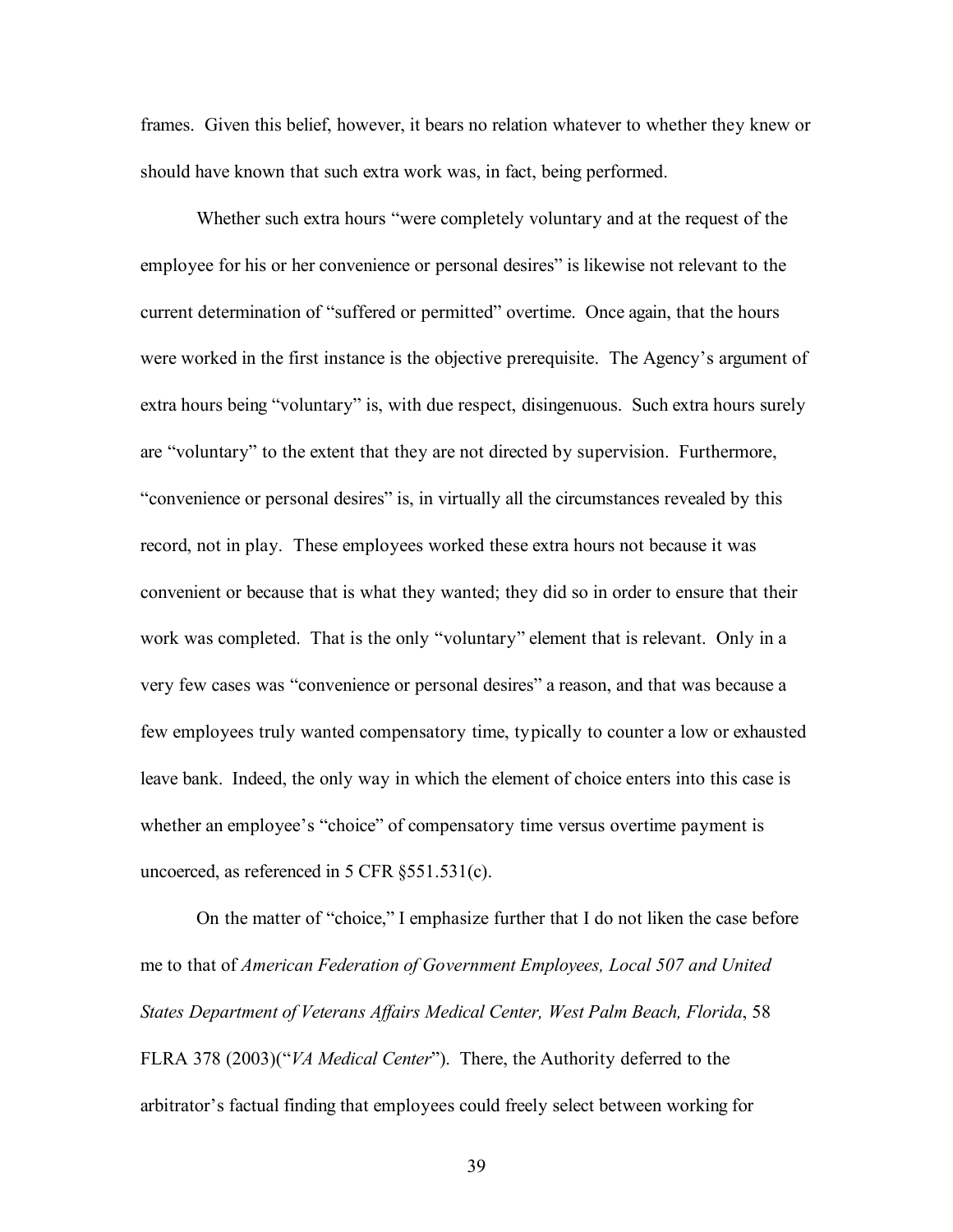frames. Given this belief, however, it bears no relation whatever to whether they knew or should have known that such extra work was, in fact, being performed.

Whether such extra hours "were completely voluntary and at the request of the employee for his or her convenience or personal desires" is likewise not relevant to the current determination of "suffered or permitted" overtime. Once again, that the hours were worked in the first instance is the objective prerequisite. The Agency's argument of extra hours being "voluntary" is, with due respect, disingenuous. Such extra hours surely are "voluntary" to the extent that they are not directed by supervision. Furthermore, "convenience or personal desires" is, in virtually all the circumstances revealed by this record, not in play. These employees worked these extra hours not because it was convenient or because that is what they wanted; they did so in order to ensure that their work was completed. That is the only "voluntary" element that is relevant. Only in a very few cases was "convenience or personal desires" a reason, and that was because a few employees truly wanted compensatory time, typically to counter a low or exhausted leave bank. Indeed, the only way in which the element of choice enters into this case is whether an employee's "choice" of compensatory time versus overtime payment is uncoerced, as referenced in 5 CFR §551.531(c).

On the matter of "choice," I emphasize further that I do not liken the case before me to that of *American Federation of Government Employees, Local 507 and United States Department of Veterans Affairs Medical Center, West Palm Beach, Florida*, 58 FLRA 378 (2003)("*VA Medical Center*"). There, the Authority deferred to the arbitrator's factual finding that employees could freely select between working for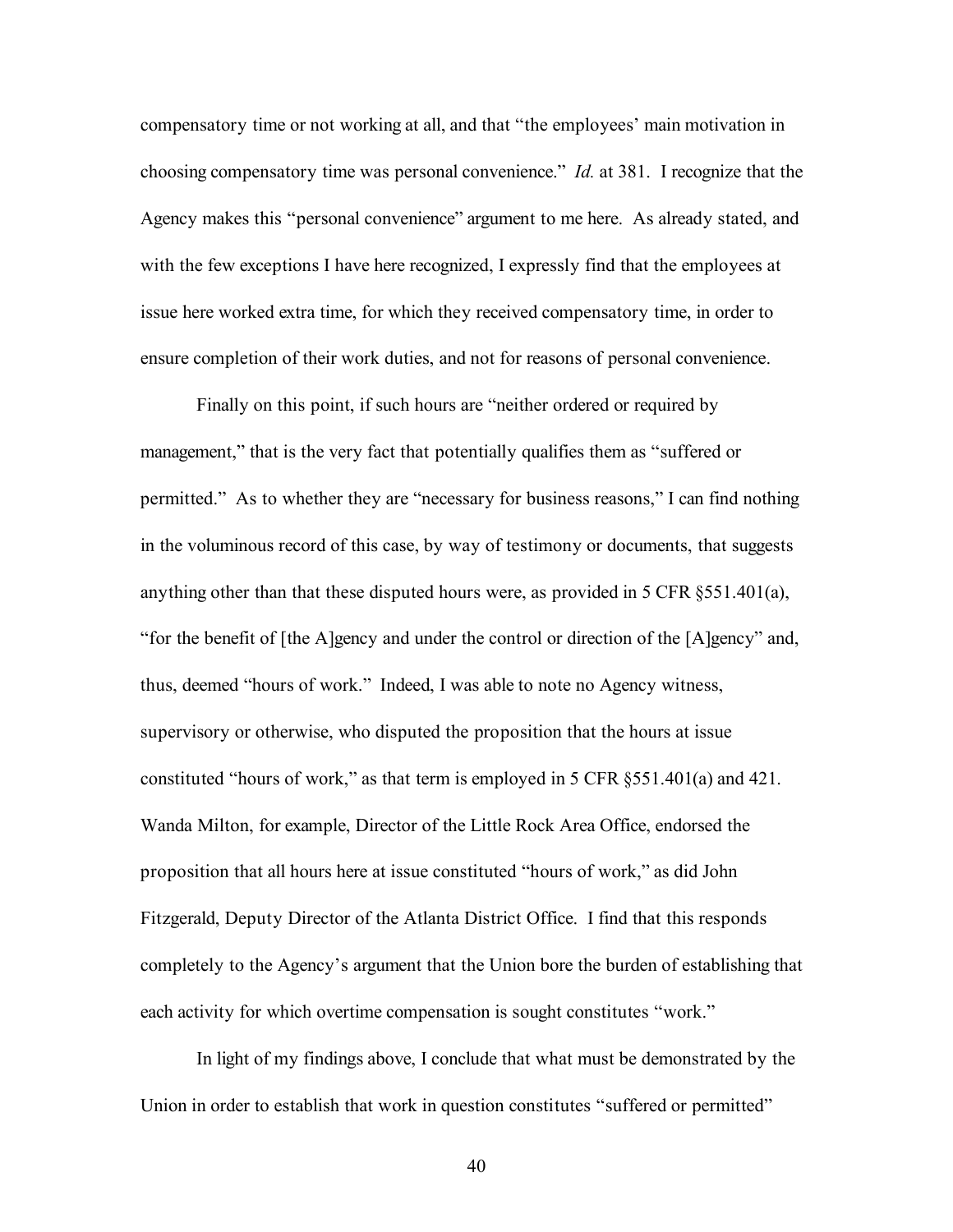compensatory time or not working at all, and that "the employees' main motivation in choosing compensatory time was personal convenience." *Id.* at 381. I recognize that the Agency makes this "personal convenience" argument to me here. As already stated, and with the few exceptions I have here recognized, I expressly find that the employees at issue here worked extra time, for which they received compensatory time, in order to ensure completion of their work duties, and not for reasons of personal convenience.

Finally on this point, if such hours are "neither ordered or required by management," that is the very fact that potentially qualifies them as "suffered or permitted." As to whether they are "necessary for business reasons," I can find nothing in the voluminous record of this case, by way of testimony or documents, that suggests anything other than that these disputed hours were, as provided in 5 CFR §551.401(a), "for the benefit of [the A]gency and under the control or direction of the [A]gency" and, thus, deemed "hours of work." Indeed, I was able to note no Agency witness, supervisory or otherwise, who disputed the proposition that the hours at issue constituted "hours of work," as that term is employed in 5 CFR §551.401(a) and 421. Wanda Milton, for example, Director of the Little Rock Area Office, endorsed the proposition that all hours here at issue constituted "hours of work," as did John Fitzgerald, Deputy Director of the Atlanta District Office. I find that this responds completely to the Agency's argument that the Union bore the burden of establishing that each activity for which overtime compensation is sought constitutes "work."

In light of my findings above, I conclude that what must be demonstrated by the Union in order to establish that work in question constitutes "suffered or permitted"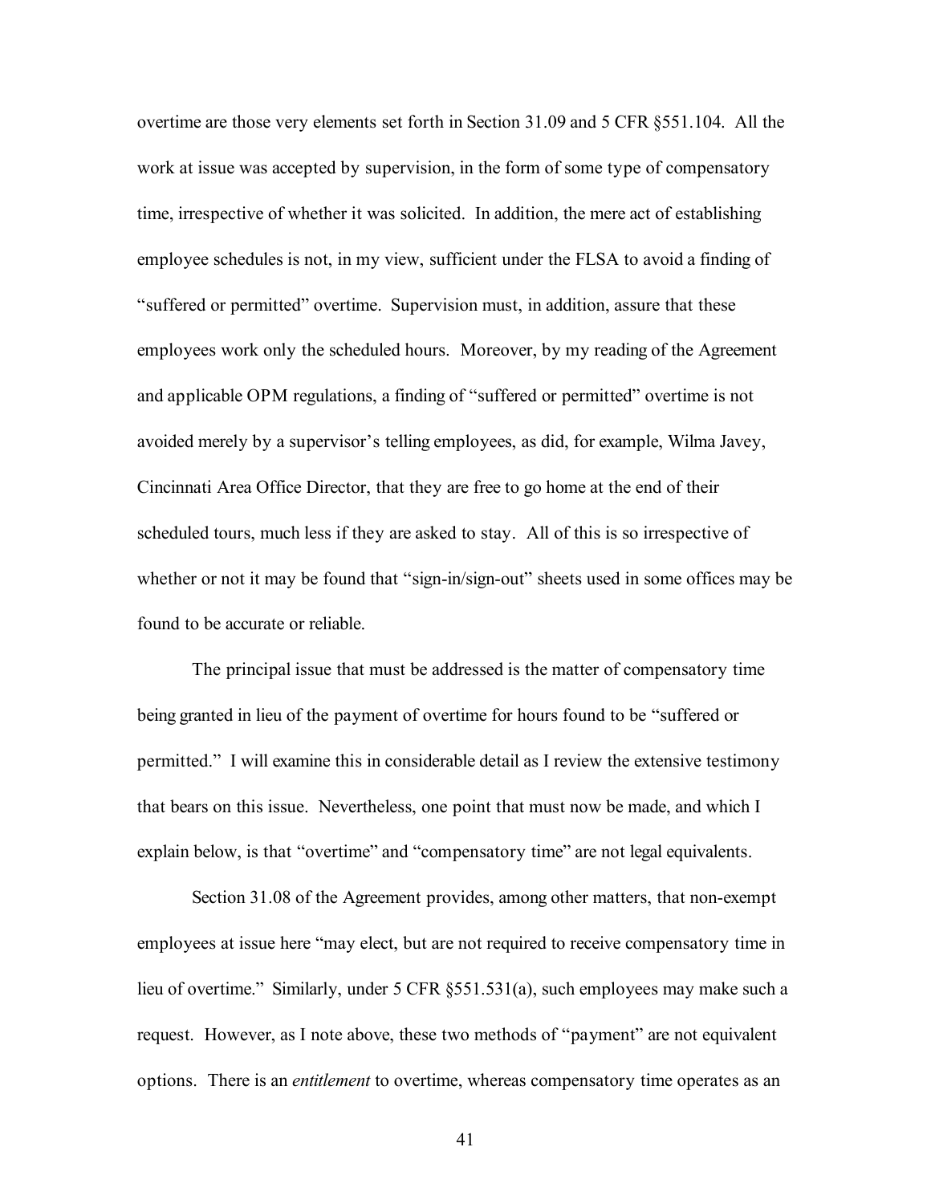overtime are those very elements set forth in Section 31.09 and 5 CFR §551.104. All the work at issue was accepted by supervision, in the form of some type of compensatory time, irrespective of whether it was solicited. In addition, the mere act of establishing employee schedules is not, in my view, sufficient under the FLSA to avoid a finding of "suffered or permitted" overtime. Supervision must, in addition, assure that these employees work only the scheduled hours. Moreover, by my reading of the Agreement and applicable OPM regulations, a finding of "suffered or permitted" overtime is not avoided merely by a supervisor's telling employees, as did, for example, Wilma Javey, Cincinnati Area Office Director, that they are free to go home at the end of their scheduled tours, much less if they are asked to stay. All of this is so irrespective of whether or not it may be found that "sign-in/sign-out" sheets used in some offices may be found to be accurate or reliable.

The principal issue that must be addressed is the matter of compensatory time being granted in lieu of the payment of overtime for hours found to be "suffered or permitted." I will examine this in considerable detail as I review the extensive testimony that bears on this issue. Nevertheless, one point that must now be made, and which I explain below, is that "overtime" and "compensatory time" are not legal equivalents.

Section 31.08 of the Agreement provides, among other matters, that non-exempt employees at issue here "may elect, but are not required to receive compensatory time in lieu of overtime." Similarly, under 5 CFR §551.531(a), such employees may make such a request. However, as I note above, these two methods of "payment" are not equivalent options. There is an *entitlement* to overtime, whereas compensatory time operates as an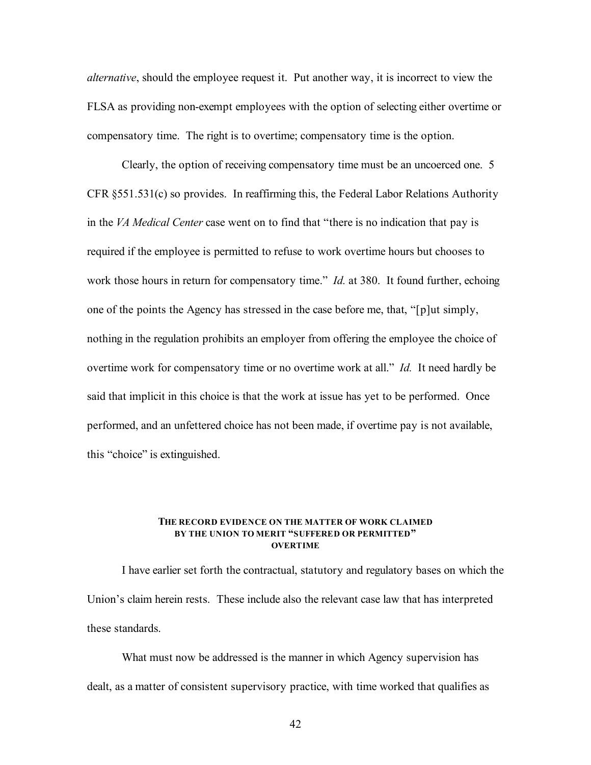*alternative*, should the employee request it. Put another way, it is incorrect to view the FLSA as providing non-exempt employees with the option of selecting either overtime or compensatory time. The right is to overtime; compensatory time is the option.

Clearly, the option of receiving compensatory time must be an uncoerced one. 5 CFR §551.531(c) so provides. In reaffirming this, the Federal Labor Relations Authority in the *VA Medical Center* case went on to find that "there is no indication that pay is required if the employee is permitted to refuse to work overtime hours but chooses to work those hours in return for compensatory time." *Id.* at 380. It found further, echoing one of the points the Agency has stressed in the case before me, that, "[p]ut simply, nothing in the regulation prohibits an employer from offering the employee the choice of overtime work for compensatory time or no overtime work at all." *Id.* It need hardly be said that implicit in this choice is that the work at issue has yet to be performed. Once performed, and an unfettered choice has not been made, if overtime pay is not available, this "choice" is extinguished.

### THE RECORD EVIDENCE ON THE MATTER OF WORK CLAIMED BY THE UNION TO MERIT "SUFFERED OR PERMITTED" OVERTIME

I have earlier set forth the contractual, statutory and regulatory bases on which the Union's claim herein rests. These include also the relevant case law that has interpreted these standards.

What must now be addressed is the manner in which Agency supervision has dealt, as a matter of consistent supervisory practice, with time worked that qualifies as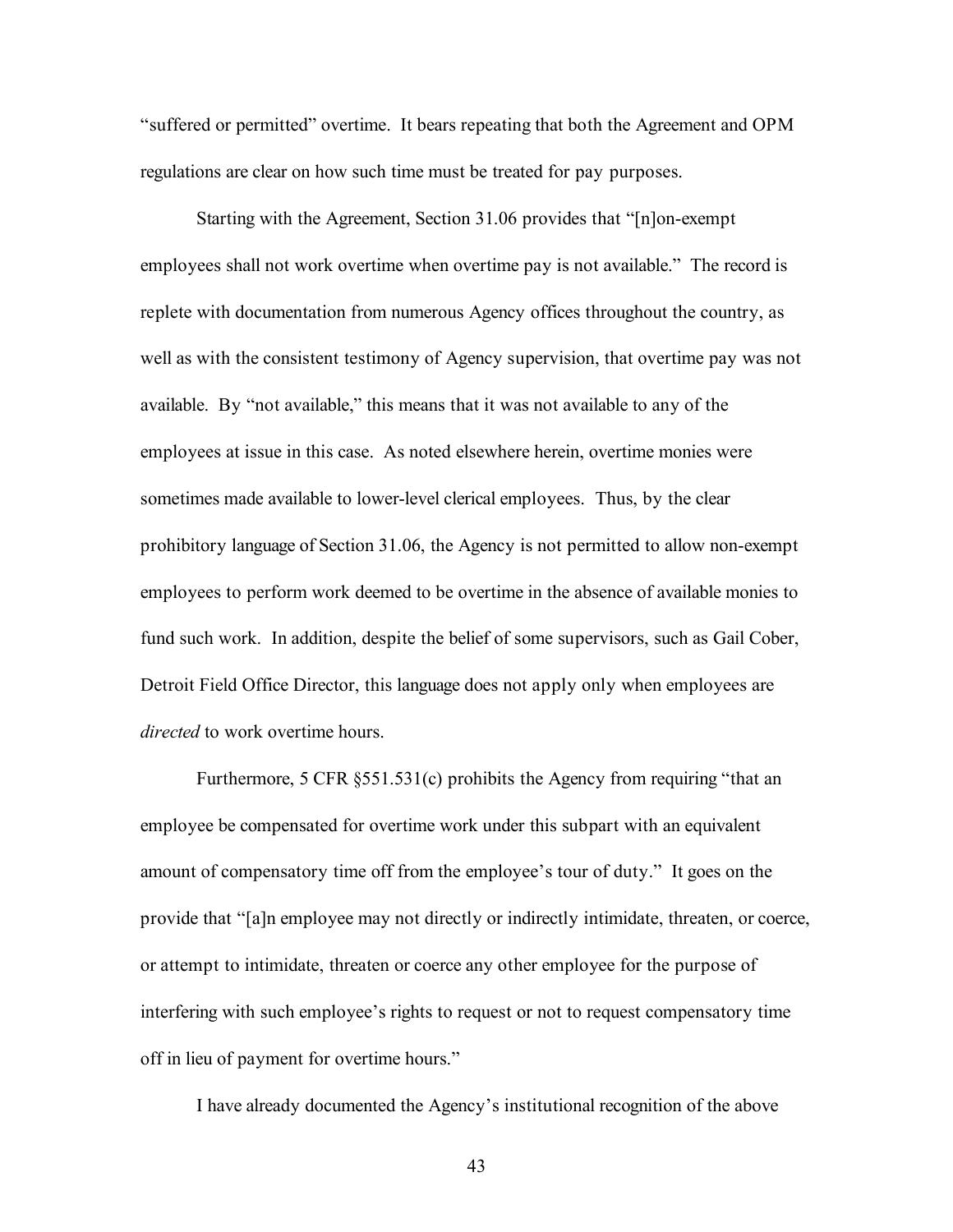"suffered or permitted" overtime. It bears repeating that both the Agreement and OPM regulations are clear on how such time must be treated for pay purposes.

Starting with the Agreement, Section 31.06 provides that "[n]on-exempt employees shall not work overtime when overtime pay is not available." The record is replete with documentation from numerous Agency offices throughout the country, as well as with the consistent testimony of Agency supervision, that overtime pay was not available. By "not available," this means that it was not available to any of the employees at issue in this case. As noted elsewhere herein, overtime monies were sometimes made available to lower-level clerical employees. Thus, by the clear prohibitory language of Section 31.06, the Agency is not permitted to allow non-exempt employees to perform work deemed to be overtime in the absence of available monies to fund such work. In addition, despite the belief of some supervisors, such as Gail Cober, Detroit Field Office Director, this language does not apply only when employees are *directed* to work overtime hours.

Furthermore, 5 CFR §551.531(c) prohibits the Agency from requiring "that an employee be compensated for overtime work under this subpart with an equivalent amount of compensatory time off from the employee's tour of duty." It goes on the provide that "[a]n employee may not directly or indirectly intimidate, threaten, or coerce, or attempt to intimidate, threaten or coerce any other employee for the purpose of interfering with such employee's rights to request or not to request compensatory time off in lieu of payment for overtime hours."

I have already documented the Agency's institutional recognition of the above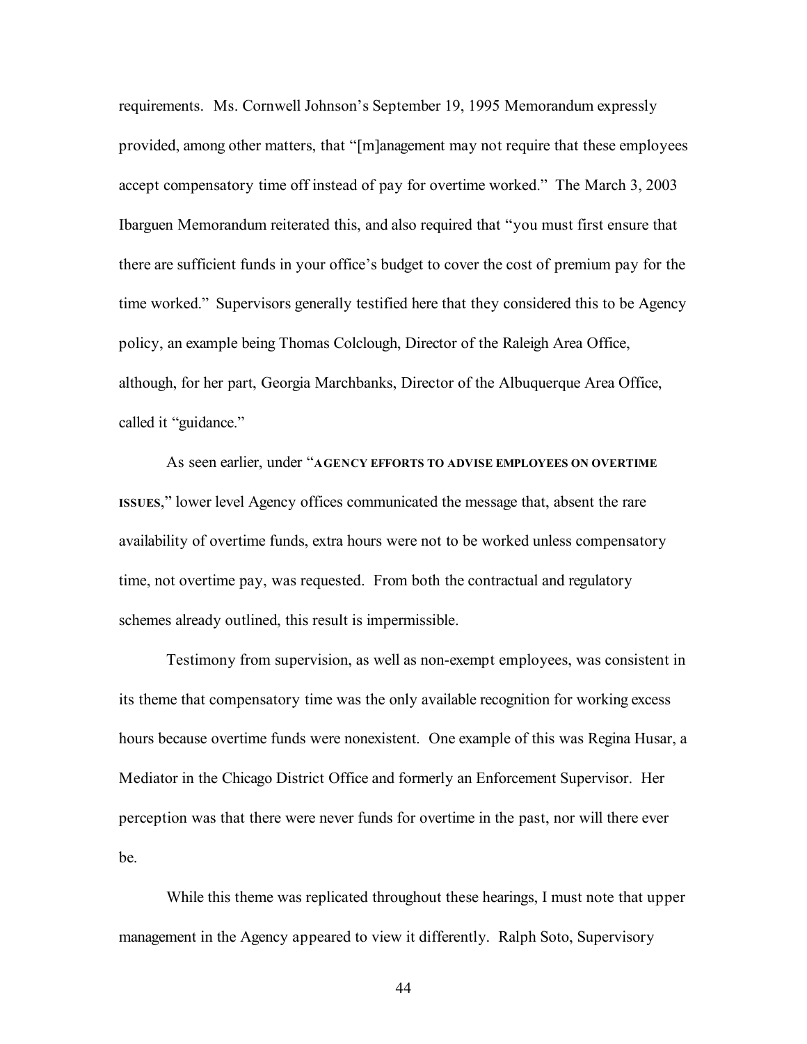requirements. Ms. Cornwell Johnson's September 19, 1995 Memorandum expressly provided, among other matters, that "[m]anagement may not require that these employees accept compensatory time off instead of pay for overtime worked." The March 3, 2003 Ibarguen Memorandum reiterated this, and also required that "you must first ensure that there are sufficient funds in your office's budget to cover the cost of premium pay for the time worked." Supervisors generally testified here that they considered this to be Agency policy, an example being Thomas Colclough, Director of the Raleigh Area Office, although, for her part, Georgia Marchbanks, Director of the Albuquerque Area Office, called it "guidance."

As seen earlier, under "**AGENCY EFFORTS TO ADVISE EMPLOYEES ON OVERTIME ISSUES**," lower level Agency offices communicated the message that, absent the rare availability of overtime funds, extra hours were not to be worked unless compensatory time, not overtime pay, was requested. From both the contractual and regulatory schemes already outlined, this result is impermissible.

Testimony from supervision, as well as non-exempt employees, was consistent in its theme that compensatory time was the only available recognition for working excess hours because overtime funds were nonexistent. One example of this was Regina Husar, a Mediator in the Chicago District Office and formerly an Enforcement Supervisor. Her perception was that there were never funds for overtime in the past, nor will there ever be.

While this theme was replicated throughout these hearings, I must note that upper management in the Agency appeared to view it differently. Ralph Soto, Supervisory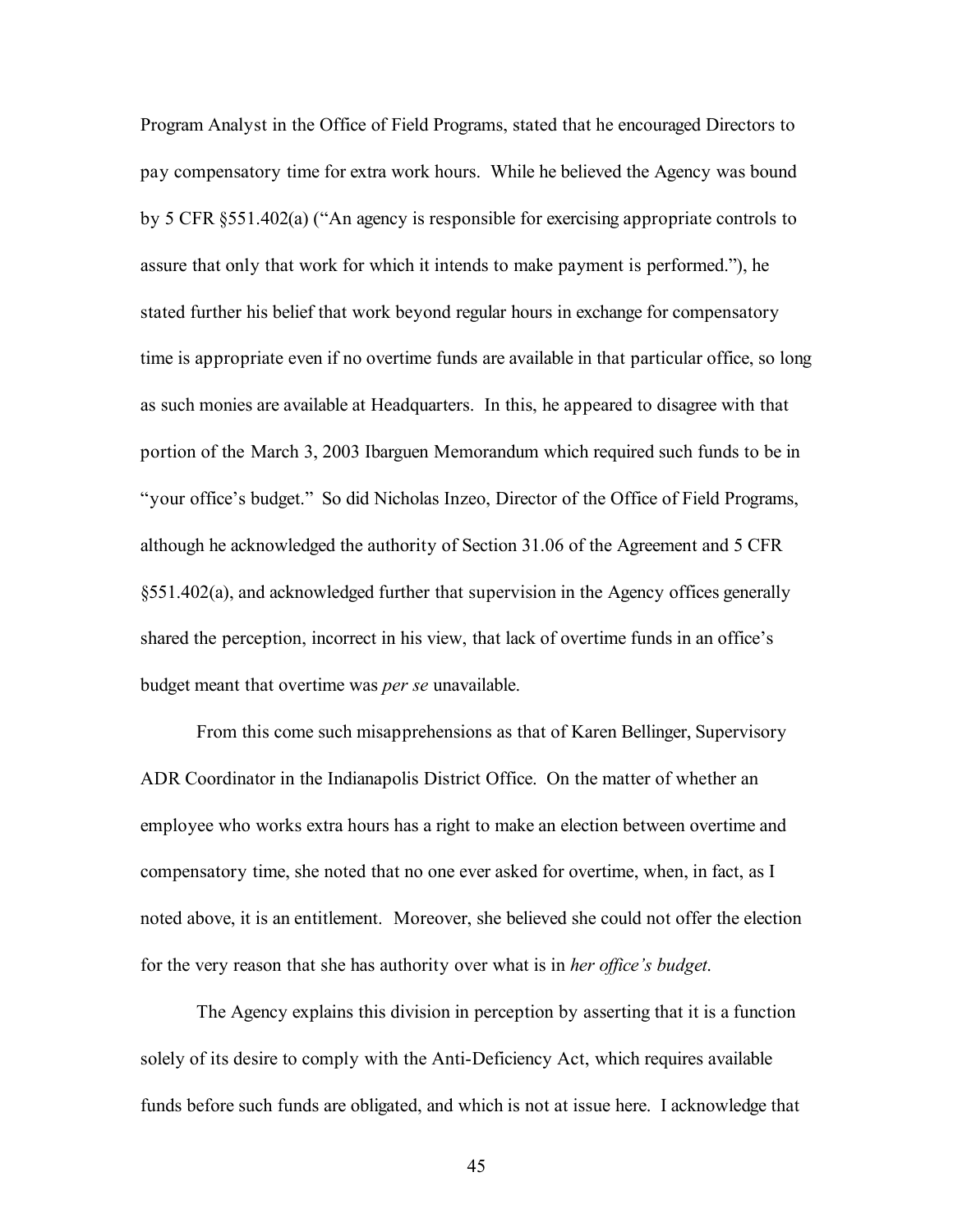Program Analyst in the Office of Field Programs, stated that he encouraged Directors to pay compensatory time for extra work hours. While he believed the Agency was bound by 5 CFR §551.402(a) ("An agency is responsible for exercising appropriate controls to assure that only that work for which it intends to make payment is performed."), he stated further his belief that work beyond regular hours in exchange for compensatory time is appropriate even if no overtime funds are available in that particular office, so long as such monies are available at Headquarters. In this, he appeared to disagree with that portion of the March 3, 2003 Ibarguen Memorandum which required such funds to be in "your office's budget." So did Nicholas Inzeo, Director of the Office of Field Programs, although he acknowledged the authority of Section 31.06 of the Agreement and 5 CFR §551.402(a), and acknowledged further that supervision in the Agency offices generally shared the perception, incorrect in his view, that lack of overtime funds in an office's budget meant that overtime was *per se* unavailable.

From this come such misapprehensions as that of Karen Bellinger, Supervisory ADR Coordinator in the Indianapolis District Office. On the matter of whether an employee who works extra hours has a right to make an election between overtime and compensatory time, she noted that no one ever asked for overtime, when, in fact, as I noted above, it is an entitlement. Moreover, she believed she could not offer the election for the very reason that she has authority over what is in *her office's budget*.

The Agency explains this division in perception by asserting that it is a function solely of its desire to comply with the Anti-Deficiency Act, which requires available funds before such funds are obligated, and which is not at issue here. I acknowledge that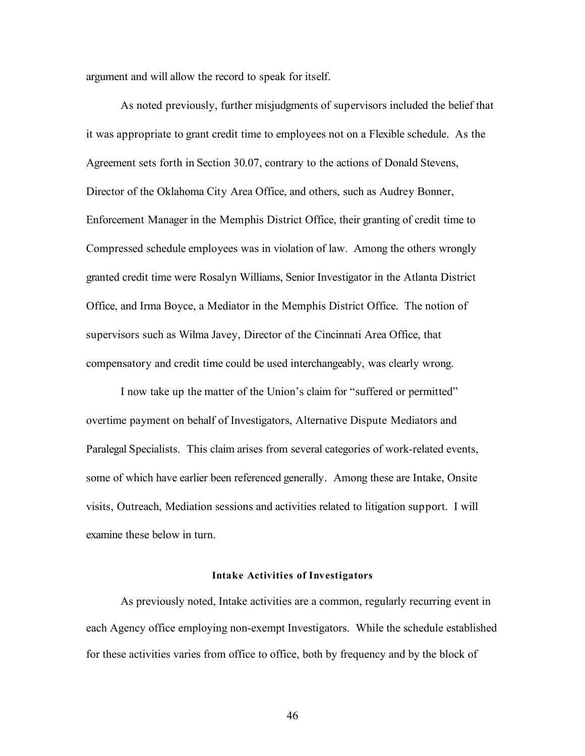argument and will allow the record to speak for itself.

As noted previously, further misjudgments of supervisors included the belief that it was appropriate to grant credit time to employees not on a Flexible schedule. As the Agreement sets forth in Section 30.07, contrary to the actions of Donald Stevens, Director of the Oklahoma City Area Office, and others, such as Audrey Bonner, Enforcement Manager in the Memphis District Office, their granting of credit time to Compressed schedule employees was in violation of law. Among the others wrongly granted credit time were Rosalyn Williams, Senior Investigator in the Atlanta District Office, and Irma Boyce, a Mediator in the Memphis District Office. The notion of supervisors such as Wilma Javey, Director of the Cincinnati Area Office, that compensatory and credit time could be used interchangeably, was clearly wrong.

I now take up the matter of the Union's claim for "suffered or permitted" overtime payment on behalf of Investigators, Alternative Dispute Mediators and Paralegal Specialists. This claim arises from several categories of work-related events, some of which have earlier been referenced generally. Among these are Intake, Onsite visits, Outreach, Mediation sessions and activities related to litigation support. I will examine these below in turn.

**Intake Activities of Investigators**

As previously noted, Intake activities are a common, regularly recurring event in each Agency office employing non-exempt Investigators. While the schedule established for these activities varies from office to office, both by frequency and by the block of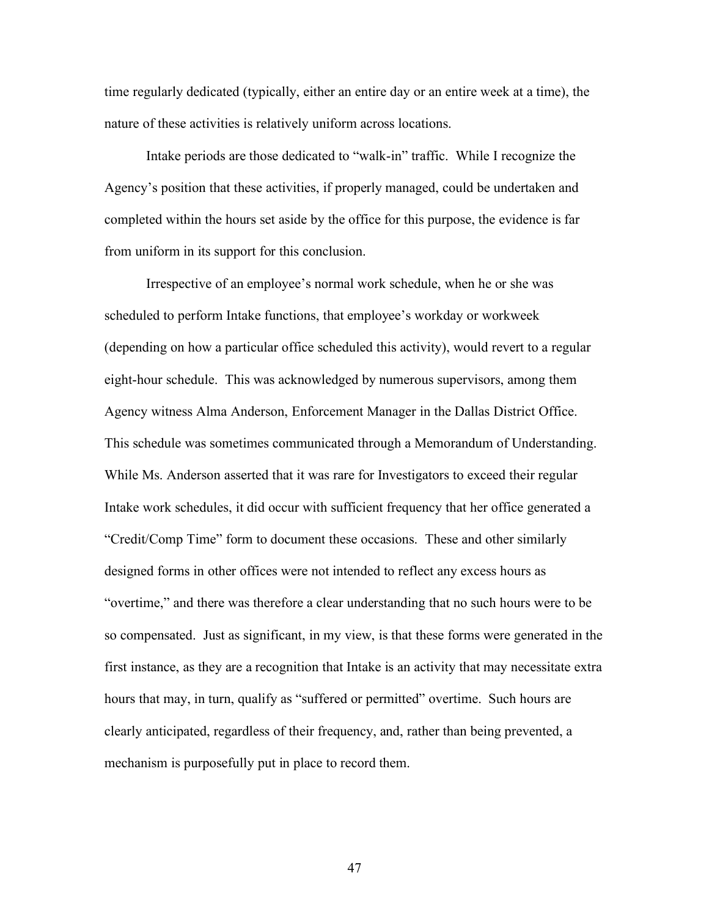time regularly dedicated (typically, either an entire day or an entire week at a time), the nature of these activities is relatively uniform across locations.

Intake periods are those dedicated to "walk-in" traffic. While I recognize the Agency's position that these activities, if properly managed, could be undertaken and completed within the hours set aside by the office for this purpose, the evidence is far from uniform in its support for this conclusion.

Irrespective of an employee's normal work schedule, when he or she was scheduled to perform Intake functions, that employee's workday or workweek (depending on how a particular office scheduled this activity), would revert to a regular eight-hour schedule. This was acknowledged by numerous supervisors, among them Agency witness Alma Anderson, Enforcement Manager in the Dallas District Office. This schedule was sometimes communicated through a Memorandum of Understanding. While Ms. Anderson asserted that it was rare for Investigators to exceed their regular Intake work schedules, it did occur with sufficient frequency that her office generated a "Credit/Comp Time" form to document these occasions. These and other similarly designed forms in other offices were not intended to reflect any excess hours as "overtime," and there was therefore a clear understanding that no such hours were to be so compensated. Just as significant, in my view, is that these forms were generated in the first instance, as they are a recognition that Intake is an activity that may necessitate extra hours that may, in turn, qualify as "suffered or permitted" overtime. Such hours are clearly anticipated, regardless of their frequency, and, rather than being prevented, a mechanism is purposefully put in place to record them.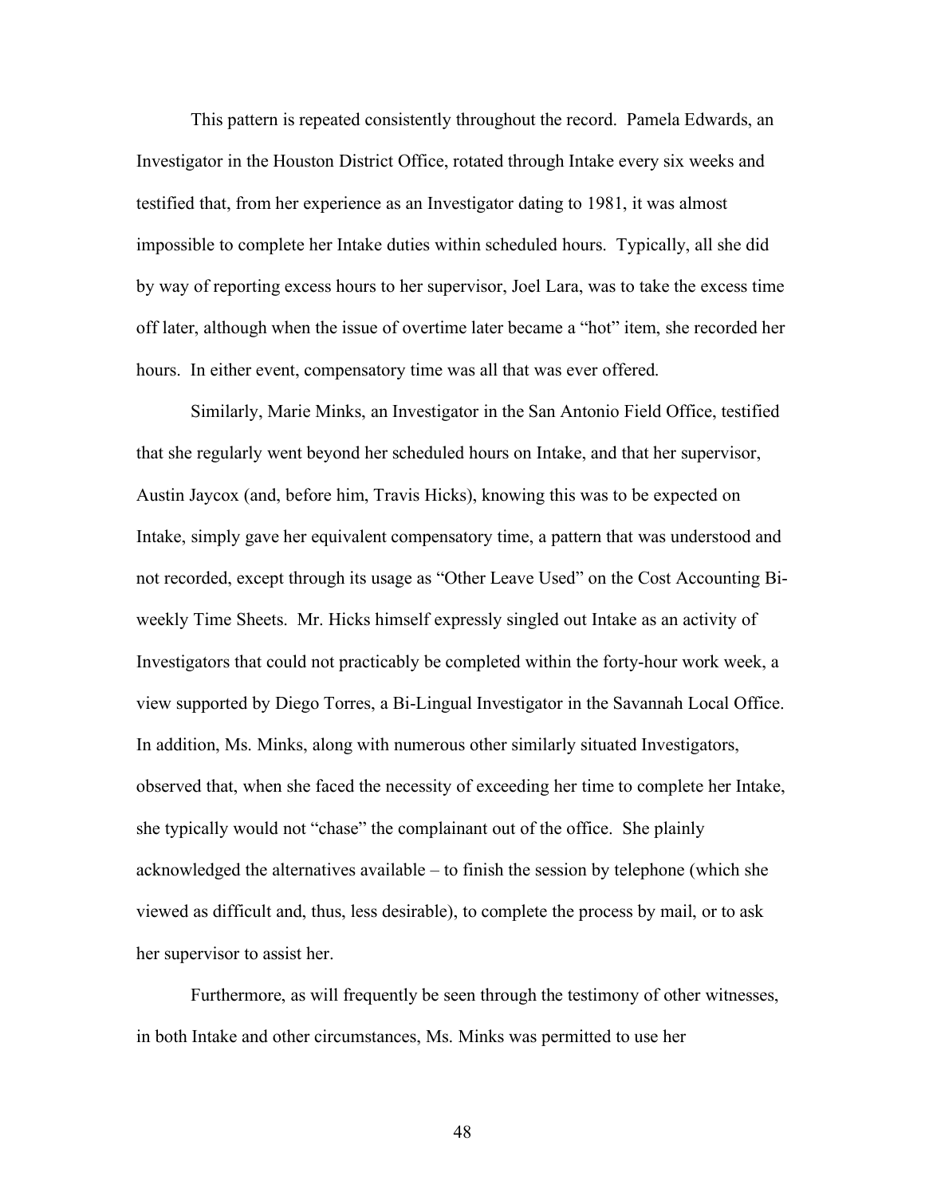This pattern is repeated consistently throughout the record. Pamela Edwards, an Investigator in the Houston District Office, rotated through Intake every six weeks and testified that, from her experience as an Investigator dating to 1981, it was almost impossible to complete her Intake duties within scheduled hours. Typically, all she did by way of reporting excess hours to her supervisor, Joel Lara, was to take the excess time off later, although when the issue of overtime later became a "hot" item, she recorded her hours. In either event, compensatory time was all that was ever offered.

Similarly, Marie Minks, an Investigator in the San Antonio Field Office, testified that she regularly went beyond her scheduled hours on Intake, and that her supervisor, Austin Jaycox (and, before him, Travis Hicks), knowing this was to be expected on Intake, simply gave her equivalent compensatory time, a pattern that was understood and not recorded, except through its usage as "Other Leave Used" on the Cost Accounting Bi-weekly Time Sheets. Mr. Hicks himself expressly singled out Intake as an activity of Investigators that could not practicably be completed within the forty-hour work week, a view supported by Diego Torres, a Bi-Lingual Investigator in the Savannah Local Office. In addition, Ms. Minks, along with numerous other similarly situated Investigators, observed that, when she faced the necessity of exceeding her time to complete her Intake, she typically would not "chase" the complainant out of the office. She plainly acknowledged the alternatives available – to finish the session by telephone (which she viewed as difficult and, thus, less desirable), to complete the process by mail, or to ask her supervisor to assist her.

Furthermore, as will frequently be seen through the testimony of other witnesses, in both Intake and other circumstances, Ms. Minks was permitted to use her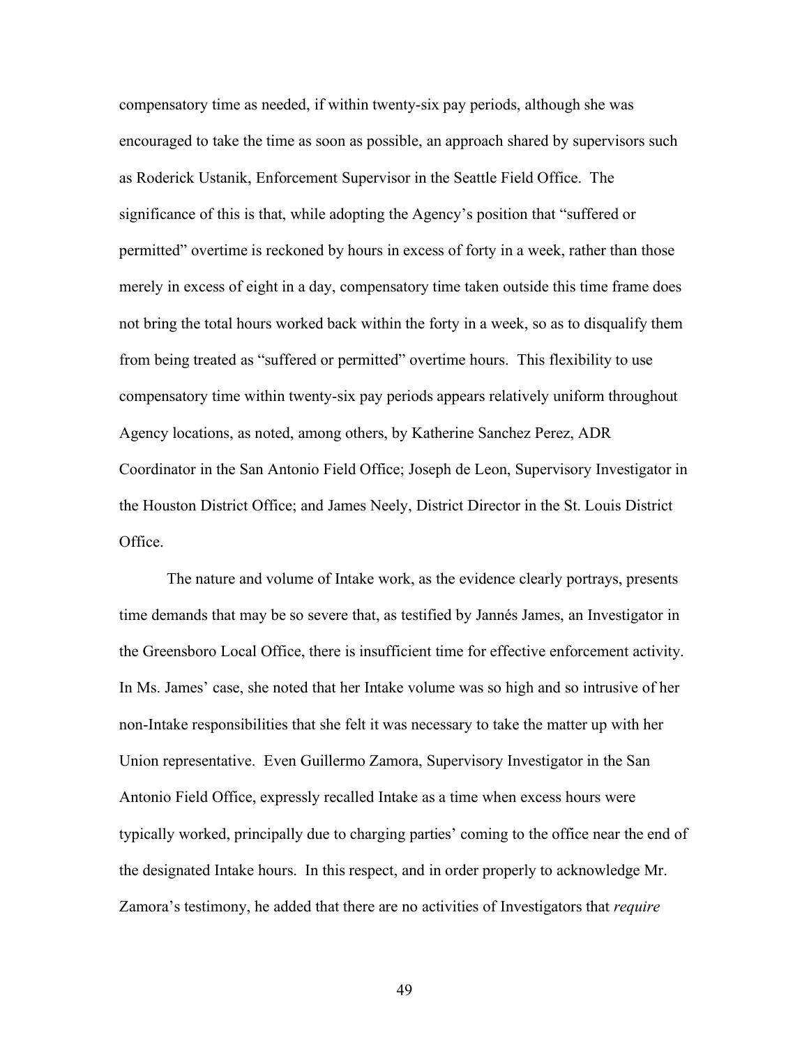compensatory time as needed, if within twenty-six pay periods, although she was encouraged to take the time as soon as possible, an approach shared by supervisors such as Roderick Ustanik, Enforcement Supervisor in the Seattle Field Office. The significance of this is that, while adopting the Agency's position that "suffered or permitted" overtime is reckoned by hours in excess of forty in a week, rather than those merely in excess of eight in a day, compensatory time taken outside this time frame does not bring the total hours worked back within the forty in a week, so as to disqualify them from being treated as "suffered or permitted" overtime hours. This flexibility to use compensatory time within twenty-six pay periods appears relatively uniform throughout Agency locations, as noted, among others, by Katherine Sanchez Perez, ADR Coordinator in the San Antonio Field Office; Joseph de Leon, Supervisory Investigator in the Houston District Office; and James Neely, District Director in the St. Louis District Office.

The nature and volume of Intake work, as the evidence clearly portrays, presents time demands that may be so severe that, as testified by Jannés James, an Investigator in the Greensboro Local Office, there is insufficient time for effective enforcement activity. In Ms. James' case, she noted that her Intake volume was so high and so intrusive of her non-Intake responsibilities that she felt it was necessary to take the matter up with her Union representative. Even Guillermo Zamora, Supervisory Investigator in the San Antonio Field Office, expressly recalled Intake as a time when excess hours were typically worked, principally due to charging parties' coming to the office near the end of the designated Intake hours. In this respect, and in order properly to acknowledge Mr. Zamora's testimony, he added that there are no activities of Investigators that *require*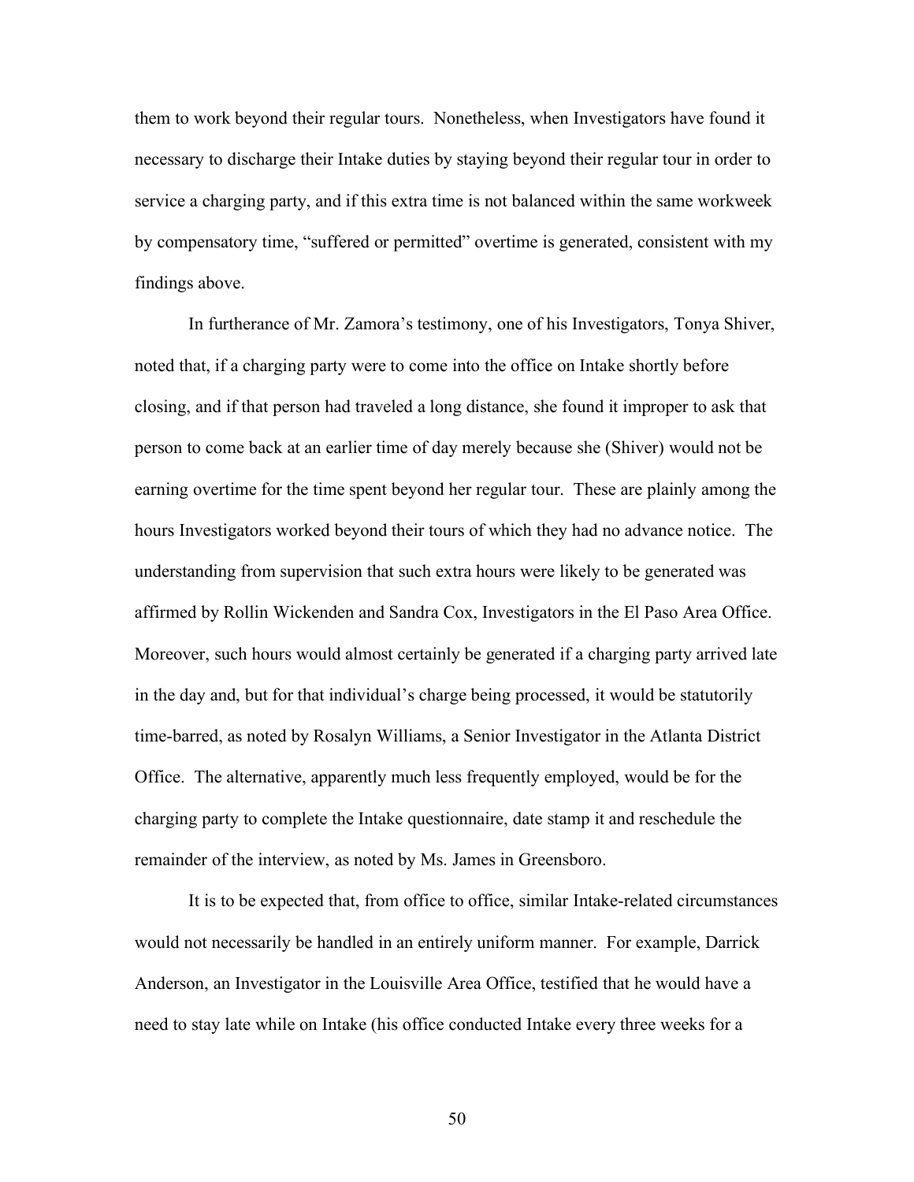them to work beyond their regular tours. Nonetheless, when Investigators have found it necessary to discharge their Intake duties by staying beyond their regular tour in order to service a charging party, and if this extra time is not balanced within the same workweek by compensatory time, "suffered or permitted" overtime is generated, consistent with my findings above.

In furtherance of Mr. Zamora's testimony, one of his Investigators, Tonya Shiver, noted that, if a charging party were to come into the office on Intake shortly before closing, and if that person had traveled a long distance, she found it improper to ask that person to come back at an earlier time of day merely because she (Shiver) would not be earning overtime for the time spent beyond her regular tour. These are plainly among the hours Investigators worked beyond their tours of which they had no advance notice. The understanding from supervision that such extra hours were likely to be generated was affirmed by Rollin Wickenden and Sandra Cox, Investigators in the El Paso Area Office. Moreover, such hours would almost certainly be generated if a charging party arrived late in the day and, but for that individual's charge being processed, it would be statutorily time-barred, as noted by Rosalyn Williams, a Senior Investigator in the Atlanta District Office. The alternative, apparently much less frequently employed, would be for the charging party to complete the Intake questionnaire, date stamp it and reschedule the remainder of the interview, as noted by Ms. James in Greensboro.

It is to be expected that, from office to office, similar Intake-related circumstances would not necessarily be handled in an entirely uniform manner. For example, Darrick Anderson, an Investigator in the Louisville Area Office, testified that he would have a need to stay late while on Intake (his office conducted Intake every three weeks for a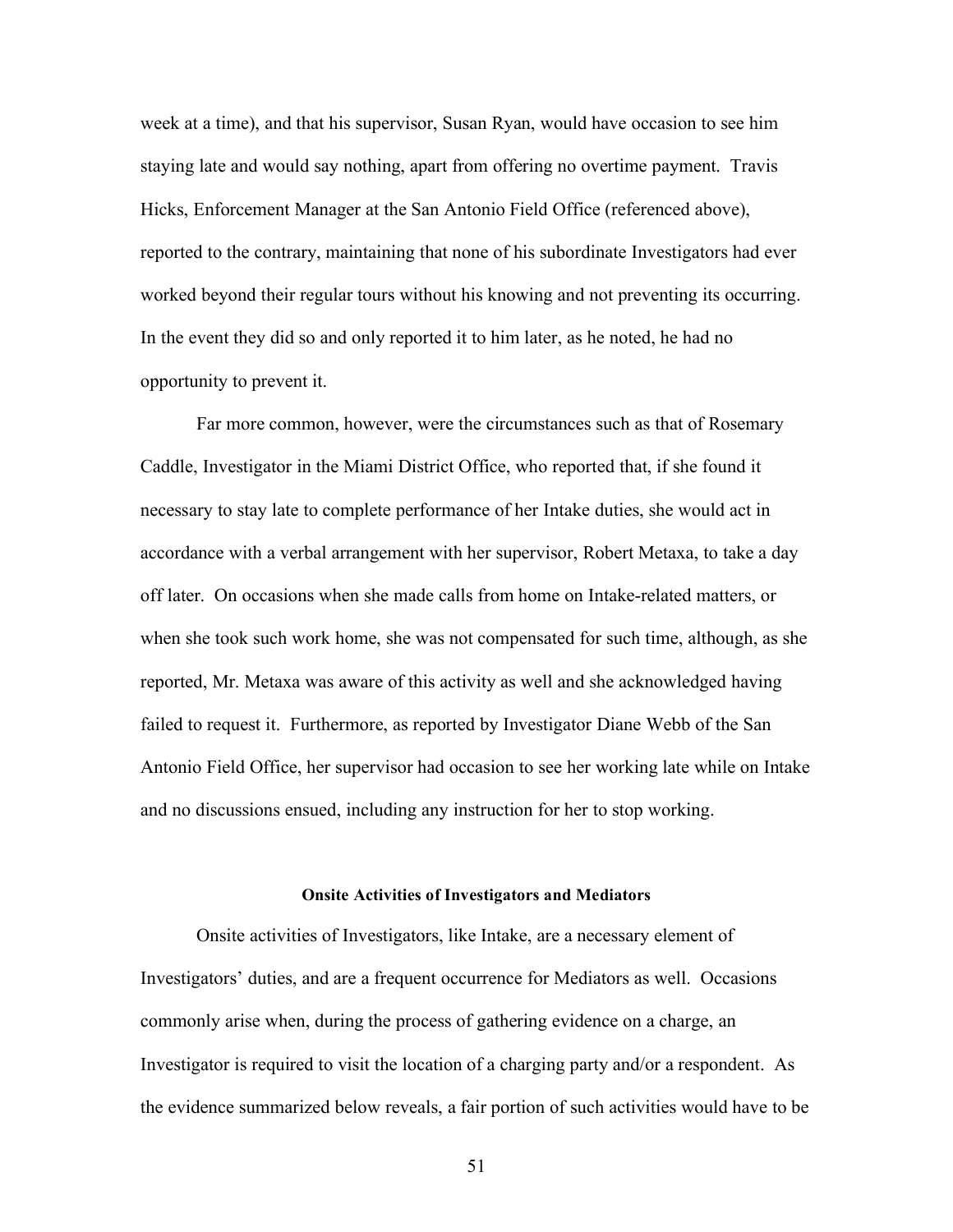week at a time), and that his supervisor, Susan Ryan, would have occasion to see him staying late and would say nothing, apart from offering no overtime payment. Travis Hicks, Enforcement Manager at the San Antonio Field Office (referenced above), reported to the contrary, maintaining that none of his subordinate Investigators had ever worked beyond their regular tours without his knowing and not preventing its occurring. In the event they did so and only reported it to him later, as he noted, he had no opportunity to prevent it.

Far more common, however, were the circumstances such as that of Rosemary Caddle, Investigator in the Miami District Office, who reported that, if she found it necessary to stay late to complete performance of her Intake duties, she would act in accordance with a verbal arrangement with her supervisor, Robert Metaxa, to take a day off later. On occasions when she made calls from home on Intake-related matters, or when she took such work home, she was not compensated for such time, although, as she reported, Mr. Metaxa was aware of this activity as well and she acknowledged having failed to request it. Furthermore, as reported by Investigator Diane Webb of the San Antonio Field Office, her supervisor had occasion to see her working late while on Intake and no discussions ensued, including any instruction for her to stop working.

### Onsite Activities of Investigators and Mediators

Onsite activities of Investigators, like Intake, are a necessary element of Investigators' duties, and are a frequent occurrence for Mediators as well. Occasions commonly arise when, during the process of gathering evidence on a charge, an Investigator is required to visit the location of a charging party and/or a respondent. As the evidence summarized below reveals, a fair portion of such activities would have to be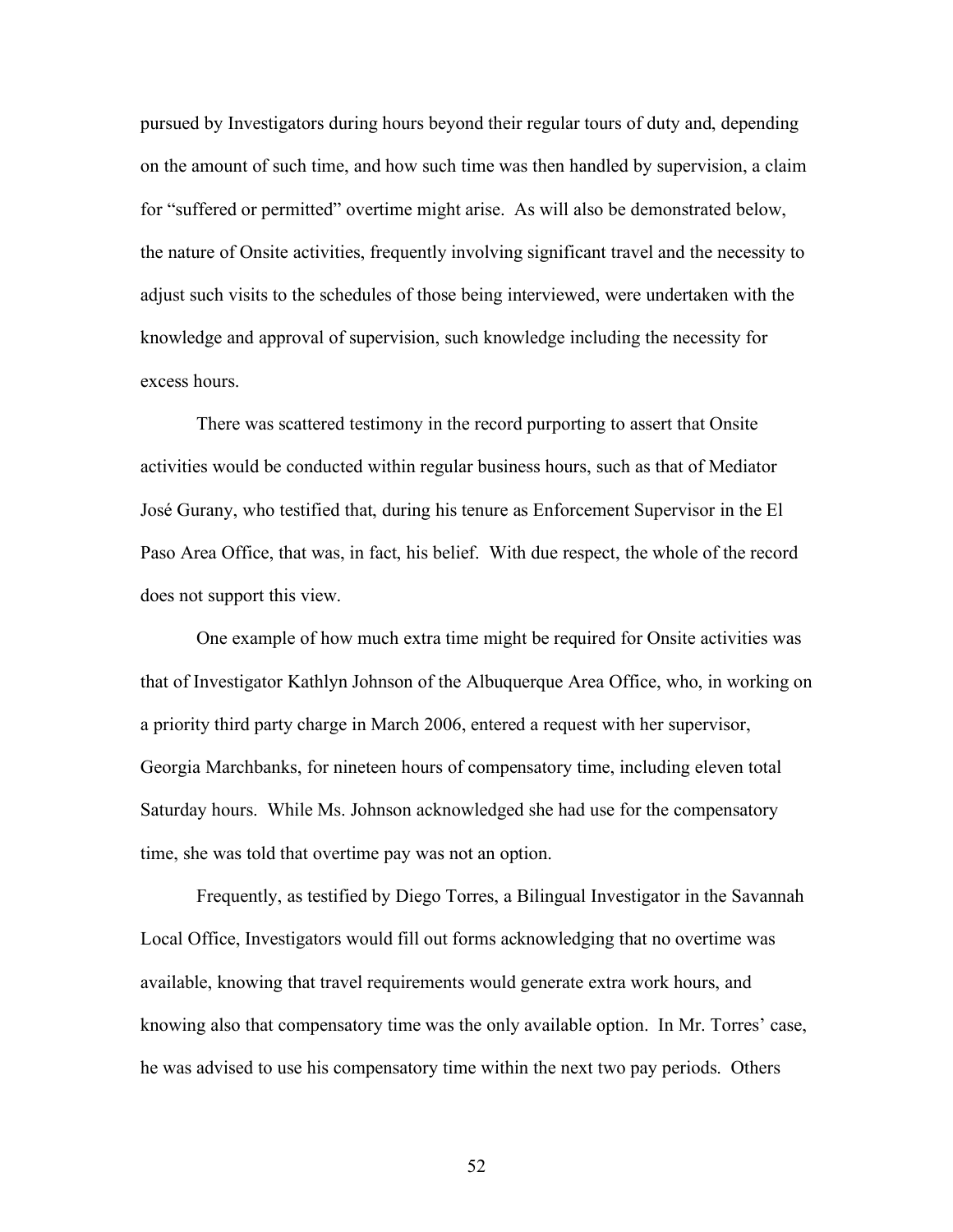pursued by Investigators during hours beyond their regular tours of duty and, depending on the amount of such time, and how such time was then handled by supervision, a claim for "suffered or permitted" overtime might arise. As will also be demonstrated below, the nature of Onsite activities, frequently involving significant travel and the necessity to adjust such visits to the schedules of those being interviewed, were undertaken with the knowledge and approval of supervision, such knowledge including the necessity for excess hours.

There was scattered testimony in the record purporting to assert that Onsite activities would be conducted within regular business hours, such as that of Mediator José Gurany, who testified that, during his tenure as Enforcement Supervisor in the El Paso Area Office, that was, in fact, his belief. With due respect, the whole of the record does not support this view.

One example of how much extra time might be required for Onsite activities was that of Investigator Kathlyn Johnson of the Albuquerque Area Office, who, in working on a priority third party charge in March 2006, entered a request with her supervisor, Georgia Marchbanks, for nineteen hours of compensatory time, including eleven total Saturday hours. While Ms. Johnson acknowledged she had use for the compensatory time, she was told that overtime pay was not an option.

Frequently, as testified by Diego Torres, a Bilingual Investigator in the Savannah Local Office, Investigators would fill out forms acknowledging that no overtime was available, knowing that travel requirements would generate extra work hours, and knowing also that compensatory time was the only available option. In Mr. Torres' case, he was advised to use his compensatory time within the next two pay periods. Others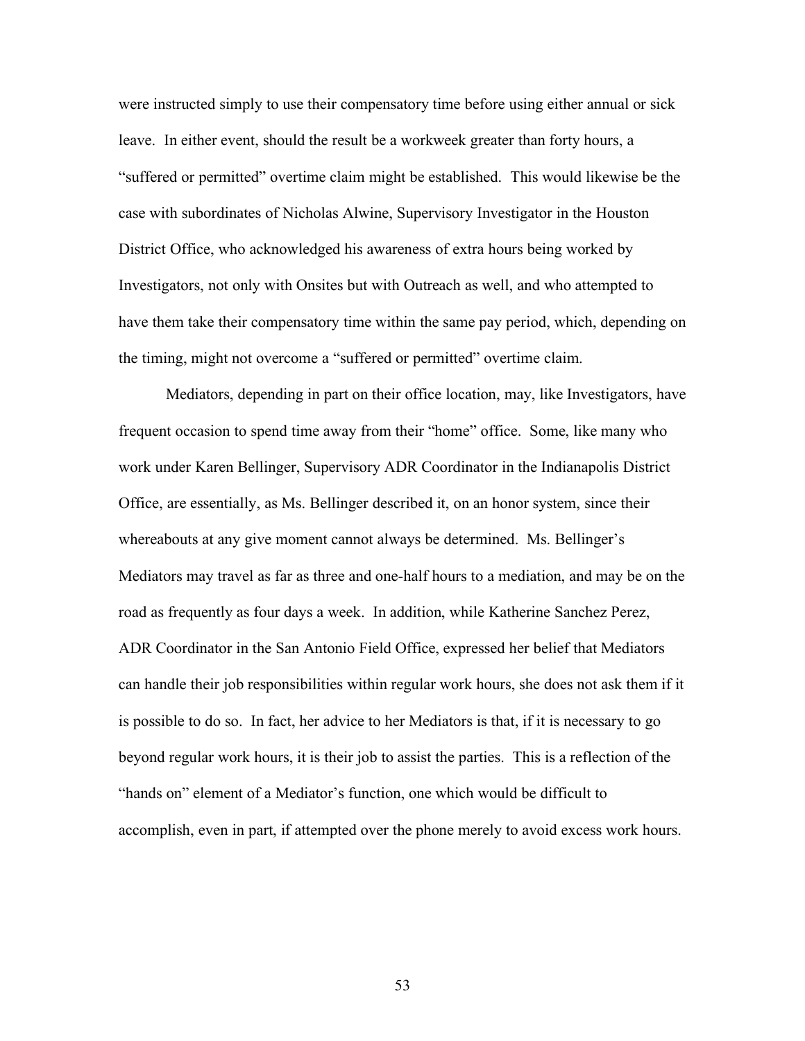were instructed simply to use their compensatory time before using either annual or sick leave. In either event, should the result be a workweek greater than forty hours, a "suffered or permitted" overtime claim might be established. This would likewise be the case with subordinates of Nicholas Alwine, Supervisory Investigator in the Houston District Office, who acknowledged his awareness of extra hours being worked by Investigators, not only with Onsites but with Outreach as well, and who attempted to have them take their compensatory time within the same pay period, which, depending on the timing, might not overcome a "suffered or permitted" overtime claim.

Mediators, depending in part on their office location, may, like Investigators, have frequent occasion to spend time away from their "home" office. Some, like many who work under Karen Bellinger, Supervisory ADR Coordinator in the Indianapolis District Office, are essentially, as Ms. Bellinger described it, on an honor system, since their whereabouts at any give moment cannot always be determined. Ms. Bellinger's Mediators may travel as far as three and one-half hours to a mediation, and may be on the road as frequently as four days a week. In addition, while Katherine Sanchez Perez, ADR Coordinator in the San Antonio Field Office, expressed her belief that Mediators can handle their job responsibilities within regular work hours, she does not ask them if it is possible to do so. In fact, her advice to her Mediators is that, if it is necessary to go beyond regular work hours, it is their job to assist the parties. This is a reflection of the "hands on" element of a Mediator's function, one which would be difficult to accomplish, even in part, if attempted over the phone merely to avoid excess work hours.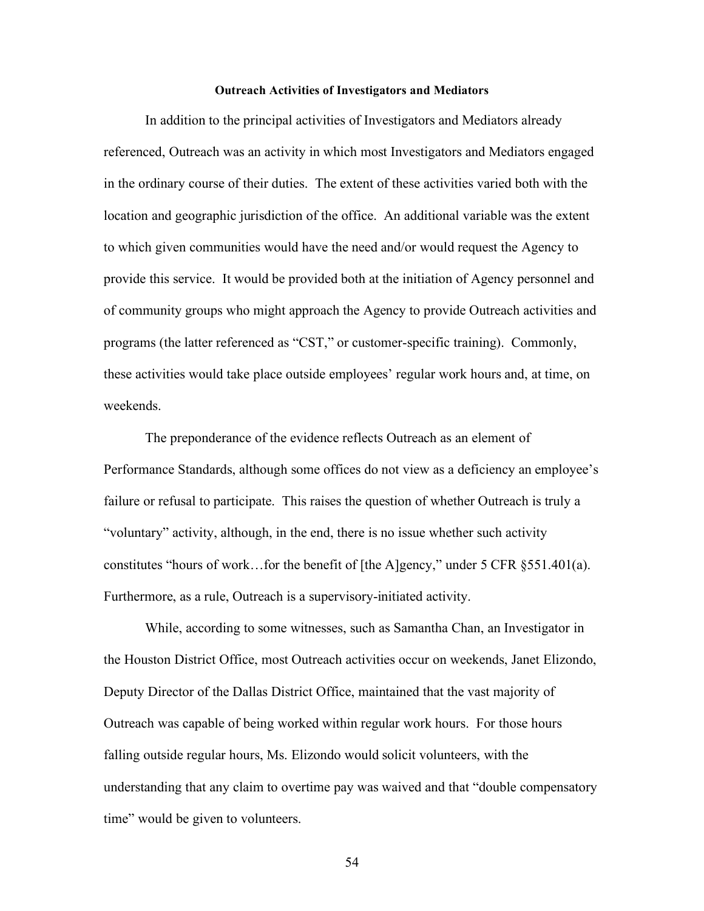**Outreach Activities of Investigators and Mediators**

In addition to the principal activities of Investigators and Mediators already referenced, Outreach was an activity in which most Investigators and Mediators engaged in the ordinary course of their duties. The extent of these activities varied both with the location and geographic jurisdiction of the office. An additional variable was the extent to which given communities would have the need and/or would request the Agency to provide this service. It would be provided both at the initiation of Agency personnel and of community groups who might approach the Agency to provide Outreach activities and programs (the latter referenced as "CST," or customer-specific training). Commonly, these activities would take place outside employees' regular work hours and, at time, on weekends.

The preponderance of the evidence reflects Outreach as an element of Performance Standards, although some offices do not view as a deficiency an employee's failure or refusal to participate. This raises the question of whether Outreach is truly a "voluntary" activity, although, in the end, there is no issue whether such activity constitutes "hours of work…for the benefit of [the A]gency," under 5 CFR §551.401(a). Furthermore, as a rule, Outreach is a supervisory-initiated activity.

While, according to some witnesses, such as Samantha Chan, an Investigator in the Houston District Office, most Outreach activities occur on weekends, Janet Elizondo, Deputy Director of the Dallas District Office, maintained that the vast majority of Outreach was capable of being worked within regular work hours. For those hours falling outside regular hours, Ms. Elizondo would solicit volunteers, with the understanding that any claim to overtime pay was waived and that "double compensatory time" would be given to volunteers.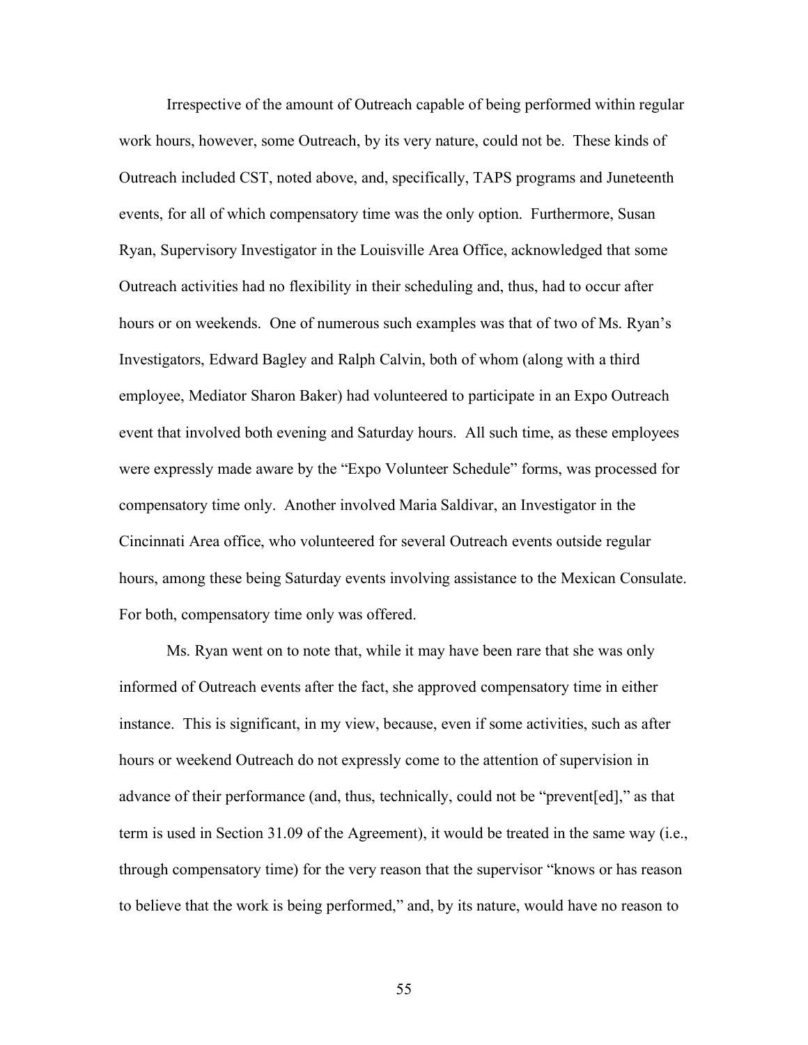Irrespective of the amount of Outreach capable of being performed within regular work hours, however, some Outreach, by its very nature, could not be. These kinds of Outreach included CST, noted above, and, specifically, TAPS programs and Juneteenth events, for all of which compensatory time was the only option. Furthermore, Susan Ryan, Supervisory Investigator in the Louisville Area Office, acknowledged that some Outreach activities had no flexibility in their scheduling and, thus, had to occur after hours or on weekends. One of numerous such examples was that of two of Ms. Ryan's Investigators, Edward Bagley and Ralph Calvin, both of whom (along with a third employee, Mediator Sharon Baker) had volunteered to participate in an Expo Outreach event that involved both evening and Saturday hours. All such time, as these employees were expressly made aware by the "Expo Volunteer Schedule" forms, was processed for compensatory time only. Another involved Maria Saldivar, an Investigator in the Cincinnati Area office, who volunteered for several Outreach events outside regular hours, among these being Saturday events involving assistance to the Mexican Consulate. For both, compensatory time only was offered.

Ms. Ryan went on to note that, while it may have been rare that she was only informed of Outreach events after the fact, she approved compensatory time in either instance. This is significant, in my view, because, even if some activities, such as after hours or weekend Outreach do not expressly come to the attention of supervision in advance of their performance (and, thus, technically, could not be "prevent[ed]," as that term is used in Section 31.09 of the Agreement), it would be treated in the same way (i.e., through compensatory time) for the very reason that the supervisor "knows or has reason to believe that the work is being performed," and, by its nature, would have no reason to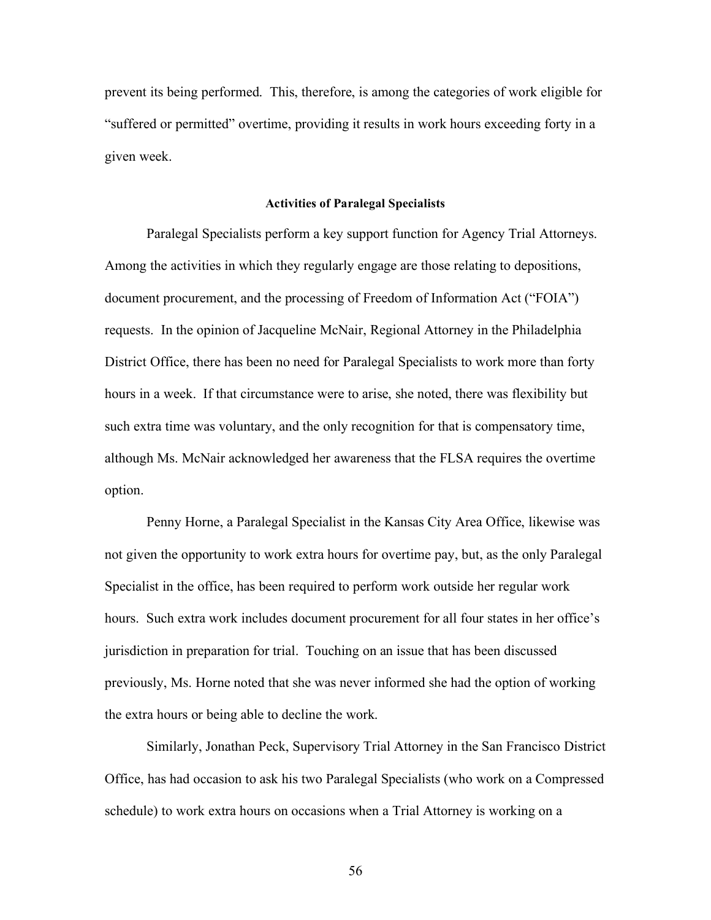prevent its being performed. This, therefore, is among the categories of work eligible for "suffered or permitted" overtime, providing it results in work hours exceeding forty in a given week.

**Activities of Paralegal Specialists**

Paralegal Specialists perform a key support function for Agency Trial Attorneys. Among the activities in which they regularly engage are those relating to depositions, document procurement, and the processing of Freedom of Information Act ("FOIA") requests. In the opinion of Jacqueline McNair, Regional Attorney in the Philadelphia District Office, there has been no need for Paralegal Specialists to work more than forty hours in a week. If that circumstance were to arise, she noted, there was flexibility but such extra time was voluntary, and the only recognition for that is compensatory time, although Ms. McNair acknowledged her awareness that the FLSA requires the overtime option.

Penny Horne, a Paralegal Specialist in the Kansas City Area Office, likewise was not given the opportunity to work extra hours for overtime pay, but, as the only Paralegal Specialist in the office, has been required to perform work outside her regular work hours. Such extra work includes document procurement for all four states in her office's jurisdiction in preparation for trial. Touching on an issue that has been discussed previously, Ms. Horne noted that she was never informed she had the option of working the extra hours or being able to decline the work.

Similarly, Jonathan Peck, Supervisory Trial Attorney in the San Francisco District Office, has had occasion to ask his two Paralegal Specialists (who work on a Compressed schedule) to work extra hours on occasions when a Trial Attorney is working on a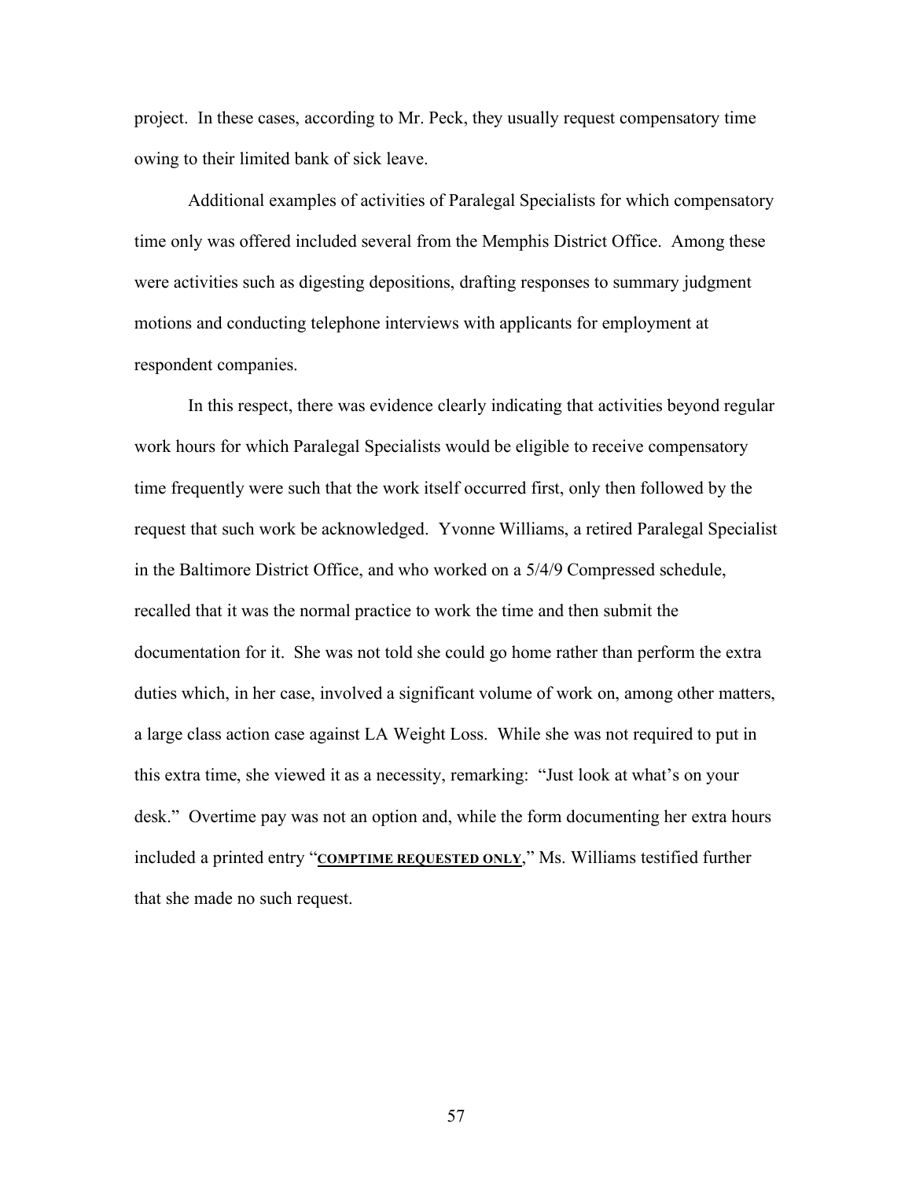project. In these cases, according to Mr. Peck, they usually request compensatory time owing to their limited bank of sick leave.

Additional examples of activities of Paralegal Specialists for which compensatory time only was offered included several from the Memphis District Office. Among these were activities such as digesting depositions, drafting responses to summary judgment motions and conducting telephone interviews with applicants for employment at respondent companies.

In this respect, there was evidence clearly indicating that activities beyond regular work hours for which Paralegal Specialists would be eligible to receive compensatory time frequently were such that the work itself occurred first, only then followed by the request that such work be acknowledged. Yvonne Williams, a retired Paralegal Specialist in the Baltimore District Office, and who worked on a 5/4/9 Compressed schedule, recalled that it was the normal practice to work the time and then submit the documentation for it. She was not told she could go home rather than perform the extra duties which, in her case, involved a significant volume of work on, among other matters, a large class action case against LA Weight Loss. While she was not required to put in this extra time, she viewed it as a necessity, remarking: "Just look at what's on your desk." Overtime pay was not an option and, while the form documenting her extra hours included a printed entry "**COMPTIME REQUESTED ONLY**," Ms. Williams testified further that she made no such request.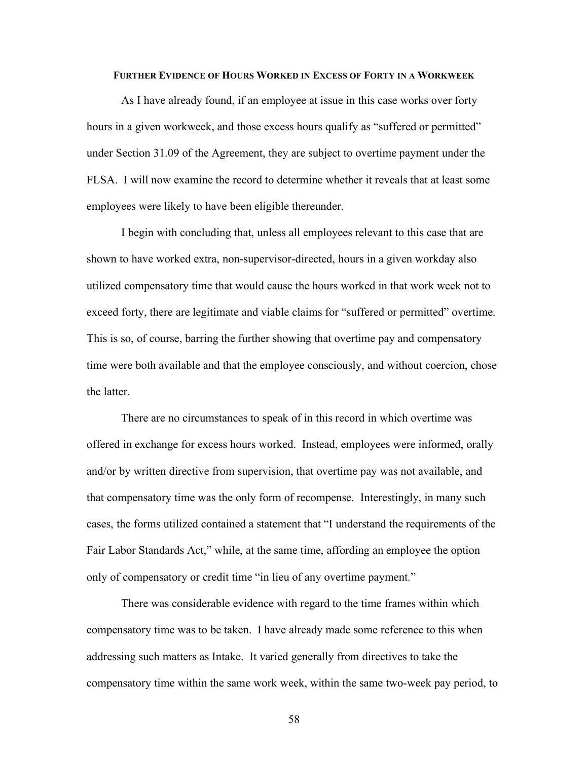## Further Evidence of Hours Worked in Excess of Forty in a Workweek

As I have already found, if an employee at issue in this case works over forty hours in a given workweek, and those excess hours qualify as "suffered or permitted" under Section 31.09 of the Agreement, they are subject to overtime payment under the FLSA. I will now examine the record to determine whether it reveals that at least some employees were likely to have been eligible thereunder.

I begin with concluding that, unless all employees relevant to this case that are shown to have worked extra, non-supervisor-directed, hours in a given workday also utilized compensatory time that would cause the hours worked in that work week not to exceed forty, there are legitimate and viable claims for "suffered or permitted" overtime. This is so, of course, barring the further showing that overtime pay and compensatory time were both available and that the employee consciously, and without coercion, chose the latter.

There are no circumstances to speak of in this record in which overtime was offered in exchange for excess hours worked. Instead, employees were informed, orally and/or by written directive from supervision, that overtime pay was not available, and that compensatory time was the only form of recompense. Interestingly, in many such cases, the forms utilized contained a statement that "I understand the requirements of the Fair Labor Standards Act," while, at the same time, affording an employee the option only of compensatory or credit time "in lieu of any overtime payment."

There was considerable evidence with regard to the time frames within which compensatory time was to be taken. I have already made some reference to this when addressing such matters as Intake. It varied generally from directives to take the compensatory time within the same work week, within the same two-week pay period, to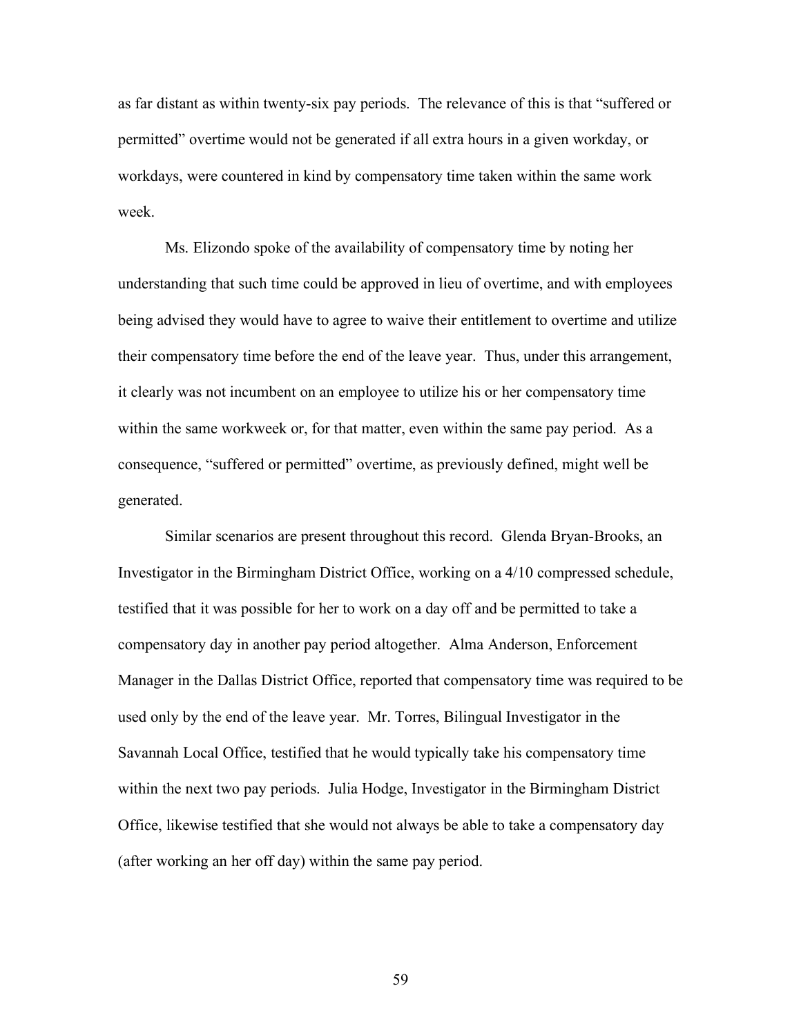as far distant as within twenty-six pay periods. The relevance of this is that "suffered or permitted" overtime would not be generated if all extra hours in a given workday, or workdays, were countered in kind by compensatory time taken within the same work week.

Ms. Elizondo spoke of the availability of compensatory time by noting her understanding that such time could be approved in lieu of overtime, and with employees being advised they would have to agree to waive their entitlement to overtime and utilize their compensatory time before the end of the leave year. Thus, under this arrangement, it clearly was not incumbent on an employee to utilize his or her compensatory time within the same workweek or, for that matter, even within the same pay period. As a consequence, "suffered or permitted" overtime, as previously defined, might well be generated.

Similar scenarios are present throughout this record. Glenda Bryan-Brooks, an Investigator in the Birmingham District Office, working on a 4/10 compressed schedule, testified that it was possible for her to work on a day off and be permitted to take a compensatory day in another pay period altogether. Alma Anderson, Enforcement Manager in the Dallas District Office, reported that compensatory time was required to be used only by the end of the leave year. Mr. Torres, Bilingual Investigator in the Savannah Local Office, testified that he would typically take his compensatory time within the next two pay periods. Julia Hodge, Investigator in the Birmingham District Office, likewise testified that she would not always be able to take a compensatory day (after working an her off day) within the same pay period.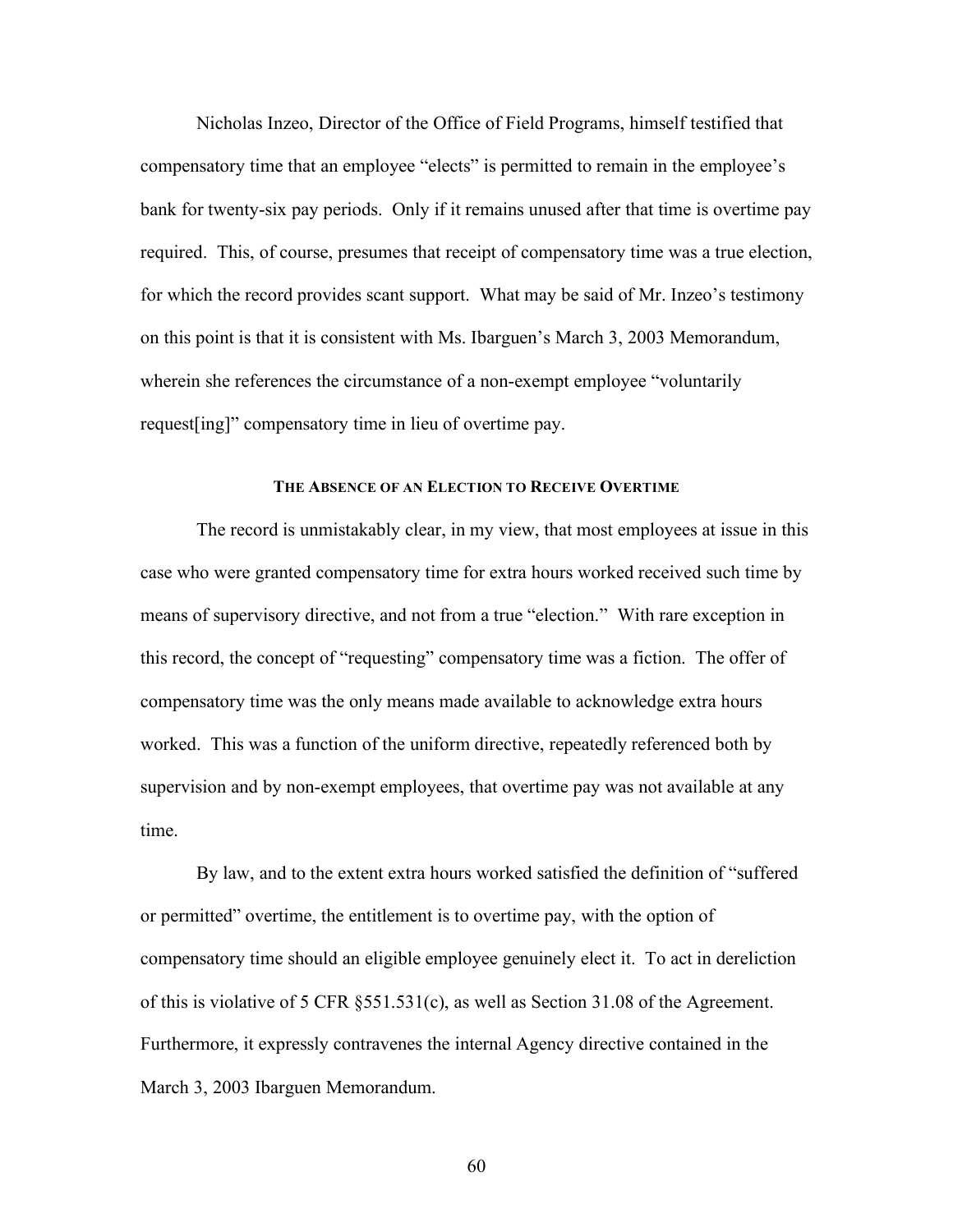Nicholas Inzeo, Director of the Office of Field Programs, himself testified that compensatory time that an employee "elects" is permitted to remain in the employee's bank for twenty-six pay periods. Only if it remains unused after that time is overtime pay required. This, of course, presumes that receipt of compensatory time was a true election, for which the record provides scant support. What may be said of Mr. Inzeo's testimony on this point is that it is consistent with Ms. Ibarguen's March 3, 2003 Memorandum, wherein she references the circumstance of a non-exempt employee "voluntarily request[ing]" compensatory time in lieu of overtime pay.

### THE ABSENCE OF AN ELECTION TO RECEIVE OVERTIME

The record is unmistakably clear, in my view, that most employees at issue in this case who were granted compensatory time for extra hours worked received such time by means of supervisory directive, and not from a true "election." With rare exception in this record, the concept of "requesting" compensatory time was a fiction. The offer of compensatory time was the only means made available to acknowledge extra hours worked. This was a function of the uniform directive, repeatedly referenced both by supervision and by non-exempt employees, that overtime pay was not available at any time.

By law, and to the extent extra hours worked satisfied the definition of "suffered or permitted" overtime, the entitlement is to overtime pay, with the option of compensatory time should an eligible employee genuinely elect it. To act in dereliction of this is violative of 5 CFR §551.531(c), as well as Section 31.08 of the Agreement. Furthermore, it expressly contravenes the internal Agency directive contained in the March 3, 2003 Ibarguen Memorandum.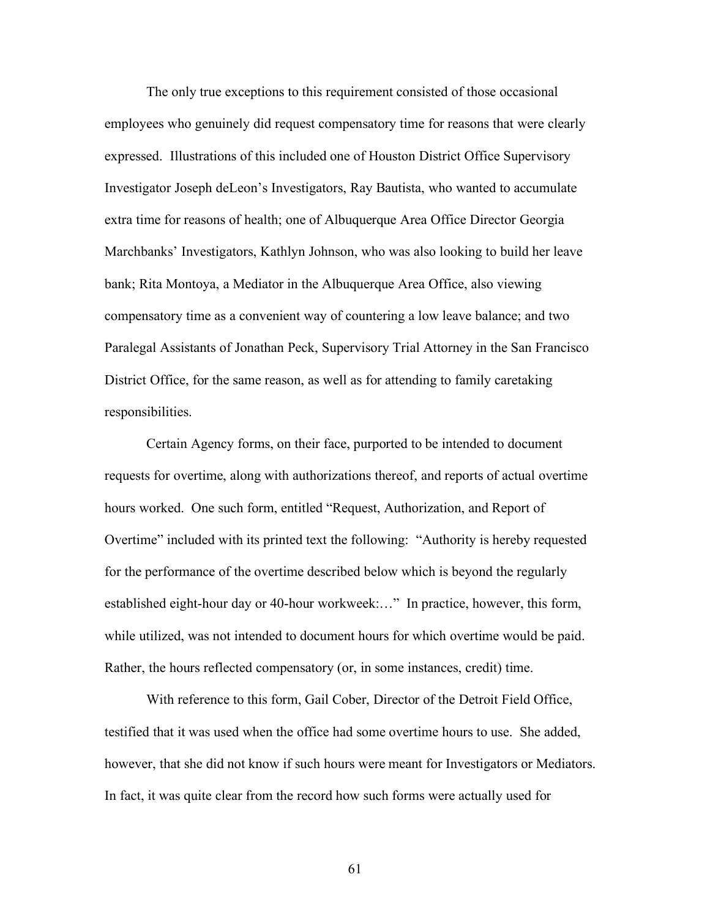The only true exceptions to this requirement consisted of those occasional employees who genuinely did request compensatory time for reasons that were clearly expressed. Illustrations of this included one of Houston District Office Supervisory Investigator Joseph deLeon's Investigators, Ray Bautista, who wanted to accumulate extra time for reasons of health; one of Albuquerque Area Office Director Georgia Marchbanks' Investigators, Kathlyn Johnson, who was also looking to build her leave bank; Rita Montoya, a Mediator in the Albuquerque Area Office, also viewing compensatory time as a convenient way of countering a low leave balance; and two Paralegal Assistants of Jonathan Peck, Supervisory Trial Attorney in the San Francisco District Office, for the same reason, as well as for attending to family caretaking responsibilities.

Certain Agency forms, on their face, purported to be intended to document requests for overtime, along with authorizations thereof, and reports of actual overtime hours worked. One such form, entitled "Request, Authorization, and Report of Overtime" included with its printed text the following: "Authority is hereby requested for the performance of the overtime described below which is beyond the regularly established eight-hour day or 40-hour workweek:…" In practice, however, this form, while utilized, was not intended to document hours for which overtime would be paid. Rather, the hours reflected compensatory (or, in some instances, credit) time.

With reference to this form, Gail Cober, Director of the Detroit Field Office, testified that it was used when the office had some overtime hours to use. She added, however, that she did not know if such hours were meant for Investigators or Mediators. In fact, it was quite clear from the record how such forms were actually used for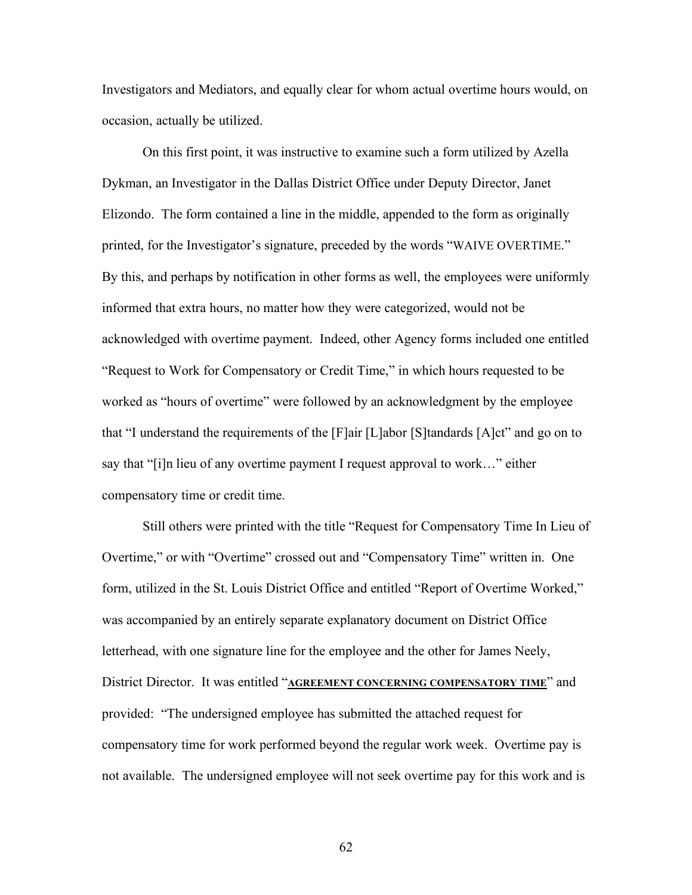Investigators and Mediators, and equally clear for whom actual overtime hours would, on occasion, actually be utilized.

On this first point, it was instructive to examine such a form utilized by Azella Dykman, an Investigator in the Dallas District Office under Deputy Director, Janet Elizondo. The form contained a line in the middle, appended to the form as originally printed, for the Investigator's signature, preceded by the words "WAIVE OVERTIME." By this, and perhaps by notification in other forms as well, the employees were uniformly informed that extra hours, no matter how they were categorized, would not be acknowledged with overtime payment. Indeed, other Agency forms included one entitled "Request to Work for Compensatory or Credit Time," in which hours requested to be worked as "hours of overtime" were followed by an acknowledgment by the employee that "I understand the requirements of the [F]air [L]abor [S]tandards [A]ct" and go on to say that "[i]n lieu of any overtime payment I request approval to work…" either compensatory time or credit time.

Still others were printed with the title "Request for Compensatory Time In Lieu of Overtime," or with "Overtime" crossed out and "Compensatory Time" written in. One form, utilized in the St. Louis District Office and entitled "Report of Overtime Worked," was accompanied by an entirely separate explanatory document on District Office letterhead, with one signature line for the employee and the other for James Neely, District Director. It was entitled "**AGREEMENT CONCERNING COMPENSATORY TIME**" and provided: "The undersigned employee has submitted the attached request for compensatory time for work performed beyond the regular work week. Overtime pay is not available. The undersigned employee will not seek overtime pay for this work and is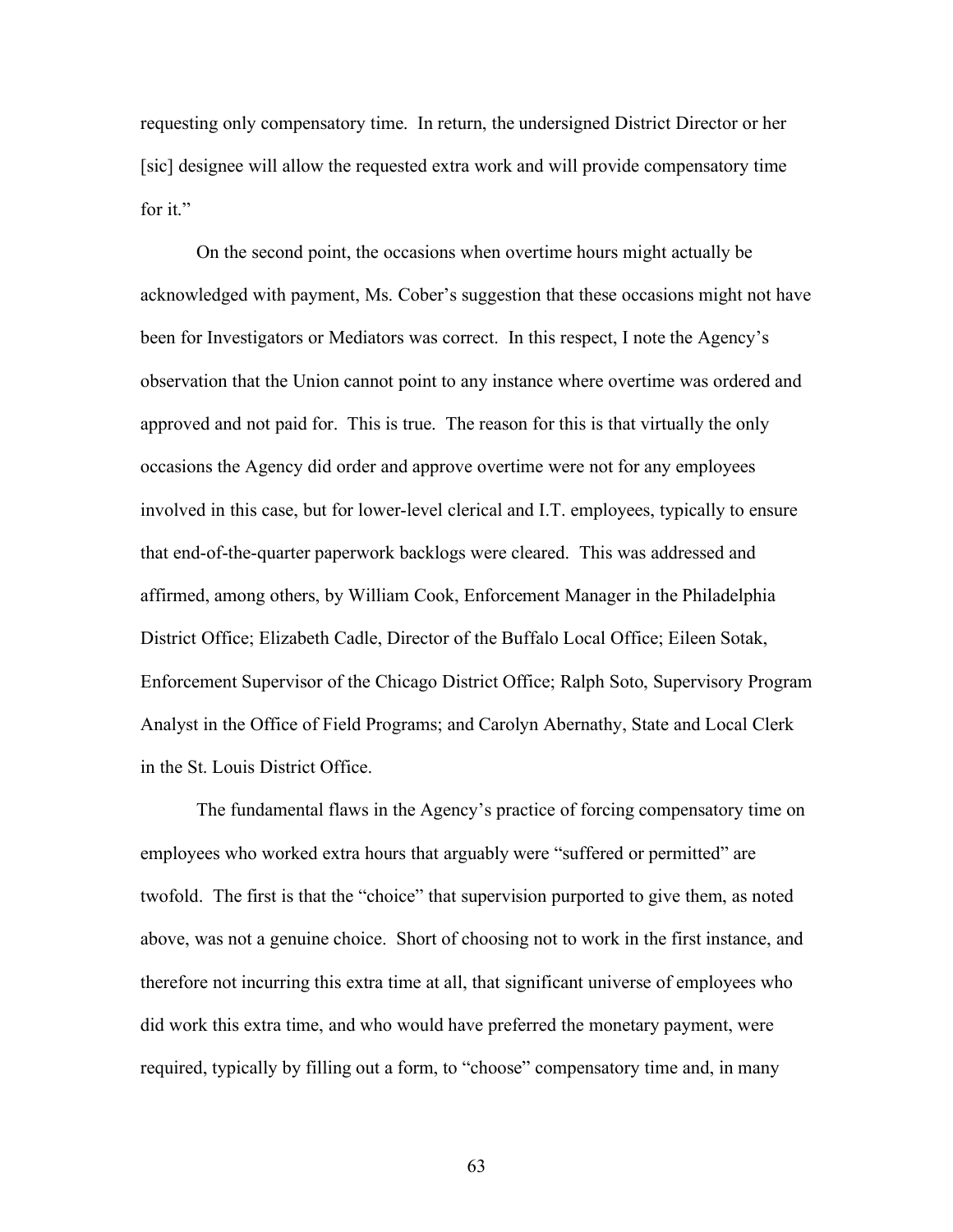requesting only compensatory time. In return, the undersigned District Director or her [sic] designee will allow the requested extra work and will provide compensatory time for it."

On the second point, the occasions when overtime hours might actually be acknowledged with payment, Ms. Cober's suggestion that these occasions might not have been for Investigators or Mediators was correct. In this respect, I note the Agency's observation that the Union cannot point to any instance where overtime was ordered and approved and not paid for. This is true. The reason for this is that virtually the only occasions the Agency did order and approve overtime were not for any employees involved in this case, but for lower-level clerical and I.T. employees, typically to ensure that end-of-the-quarter paperwork backlogs were cleared. This was addressed and affirmed, among others, by William Cook, Enforcement Manager in the Philadelphia District Office; Elizabeth Cadle, Director of the Buffalo Local Office; Eileen Sotak, Enforcement Supervisor of the Chicago District Office; Ralph Soto, Supervisory Program Analyst in the Office of Field Programs; and Carolyn Abernathy, State and Local Clerk in the St. Louis District Office.

The fundamental flaws in the Agency's practice of forcing compensatory time on employees who worked extra hours that arguably were "suffered or permitted" are twofold. The first is that the "choice" that supervision purported to give them, as noted above, was not a genuine choice. Short of choosing not to work in the first instance, and therefore not incurring this extra time at all, that significant universe of employees who did work this extra time, and who would have preferred the monetary payment, were required, typically by filling out a form, to "choose" compensatory time and, in many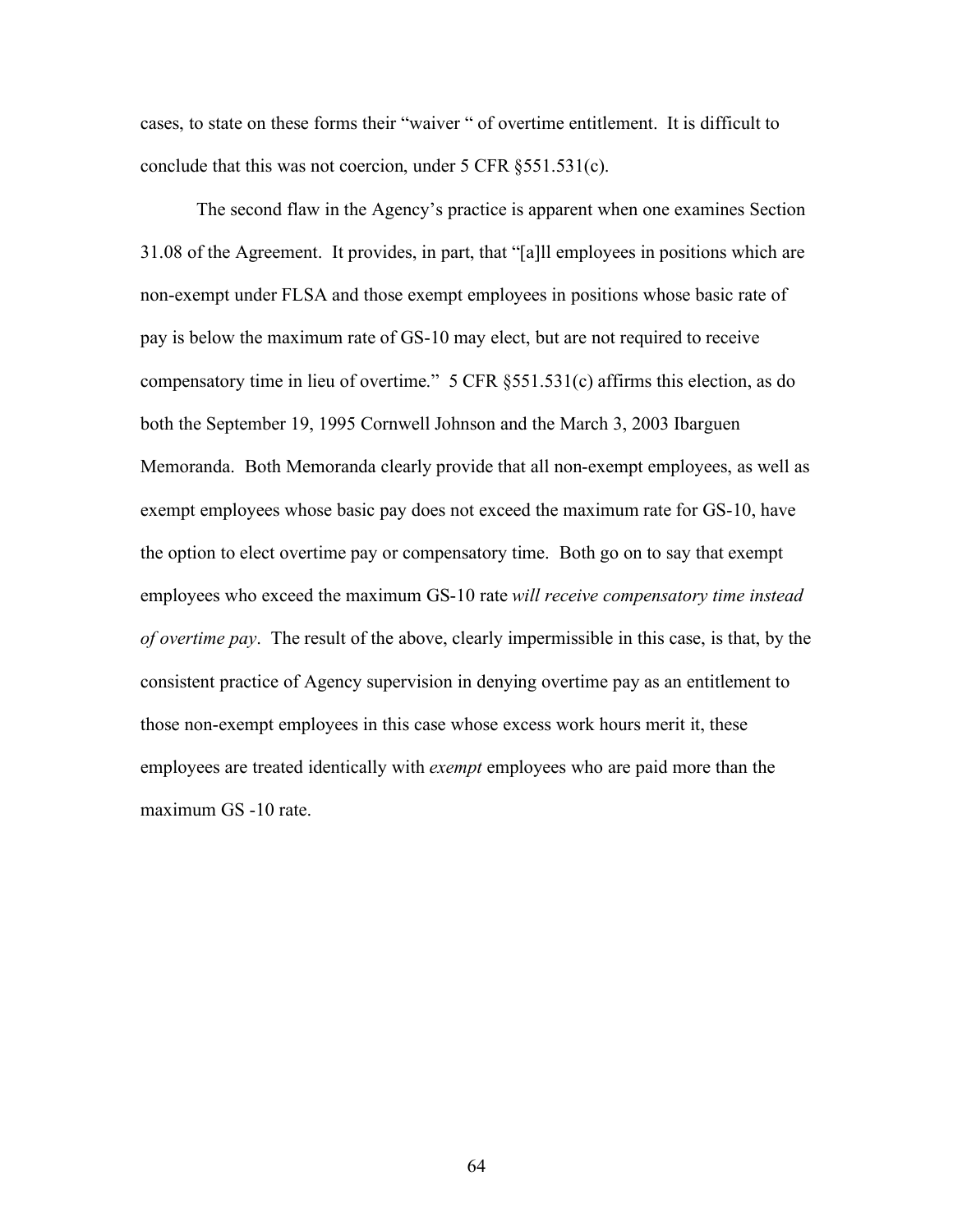cases, to state on these forms their "waiver " of overtime entitlement. It is difficult to conclude that this was not coercion, under 5 CFR §551.531(c).

The second flaw in the Agency's practice is apparent when one examines Section 31.08 of the Agreement. It provides, in part, that "[a]ll employees in positions which are non-exempt under FLSA and those exempt employees in positions whose basic rate of pay is below the maximum rate of GS-10 may elect, but are not required to receive compensatory time in lieu of overtime." 5 CFR §551.531(c) affirms this election, as do both the September 19, 1995 Cornwell Johnson and the March 3, 2003 Ibarguen Memoranda. Both Memoranda clearly provide that all non-exempt employees, as well as exempt employees whose basic pay does not exceed the maximum rate for GS-10, have the option to elect overtime pay or compensatory time. Both go on to say that exempt employees who exceed the maximum GS-10 rate *will receive compensatory time instead of overtime pay*. The result of the above, clearly impermissible in this case, is that, by the consistent practice of Agency supervision in denying overtime pay as an entitlement to those non-exempt employees in this case whose excess work hours merit it, these employees are treated identically with *exempt* employees who are paid more than the maximum GS -10 rate.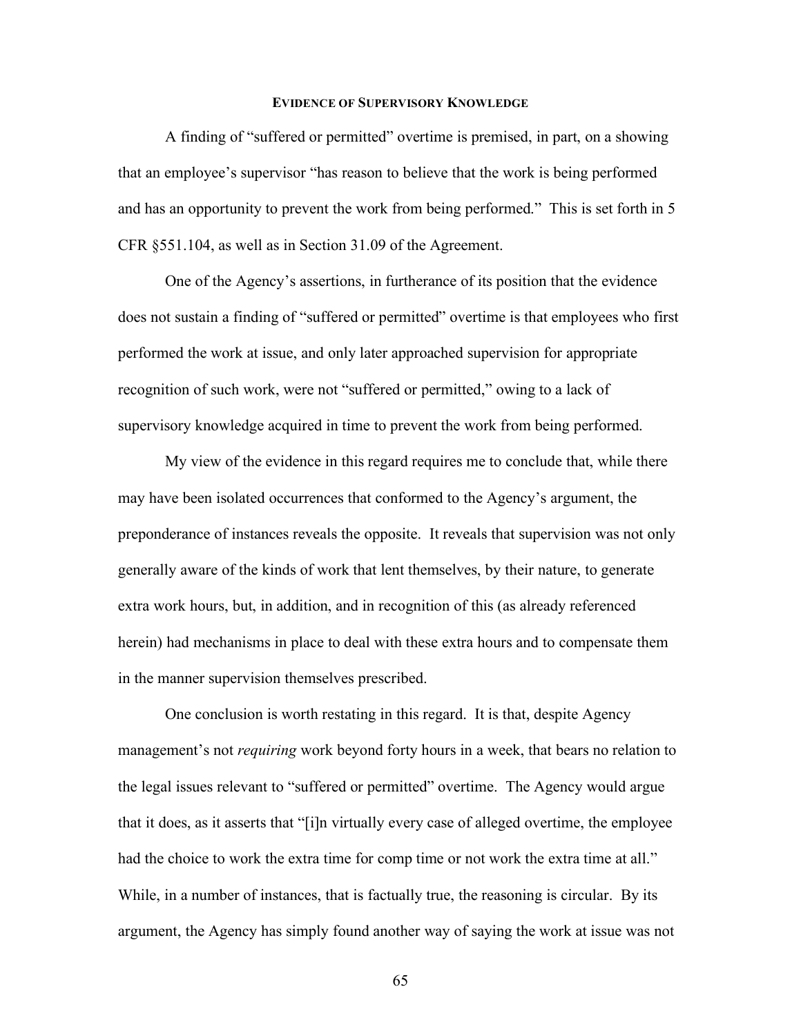## EVIDENCE OF SUPERVISORY KNOWLEDGE

A finding of "suffered or permitted" overtime is premised, in part, on a showing that an employee's supervisor "has reason to believe that the work is being performed and has an opportunity to prevent the work from being performed." This is set forth in 5 CFR §551.104, as well as in Section 31.09 of the Agreement.

One of the Agency's assertions, in furtherance of its position that the evidence does not sustain a finding of "suffered or permitted" overtime is that employees who first performed the work at issue, and only later approached supervision for appropriate recognition of such work, were not "suffered or permitted," owing to a lack of supervisory knowledge acquired in time to prevent the work from being performed.

My view of the evidence in this regard requires me to conclude that, while there may have been isolated occurrences that conformed to the Agency's argument, the preponderance of instances reveals the opposite. It reveals that supervision was not only generally aware of the kinds of work that lent themselves, by their nature, to generate extra work hours, but, in addition, and in recognition of this (as already referenced herein) had mechanisms in place to deal with these extra hours and to compensate them in the manner supervision themselves prescribed.

One conclusion is worth restating in this regard. It is that, despite Agency management's not *requiring* work beyond forty hours in a week, that bears no relation to the legal issues relevant to "suffered or permitted" overtime. The Agency would argue that it does, as it asserts that "[i]n virtually every case of alleged overtime, the employee had the choice to work the extra time for comp time or not work the extra time at all." While, in a number of instances, that is factually true, the reasoning is circular. By its argument, the Agency has simply found another way of saying the work at issue was not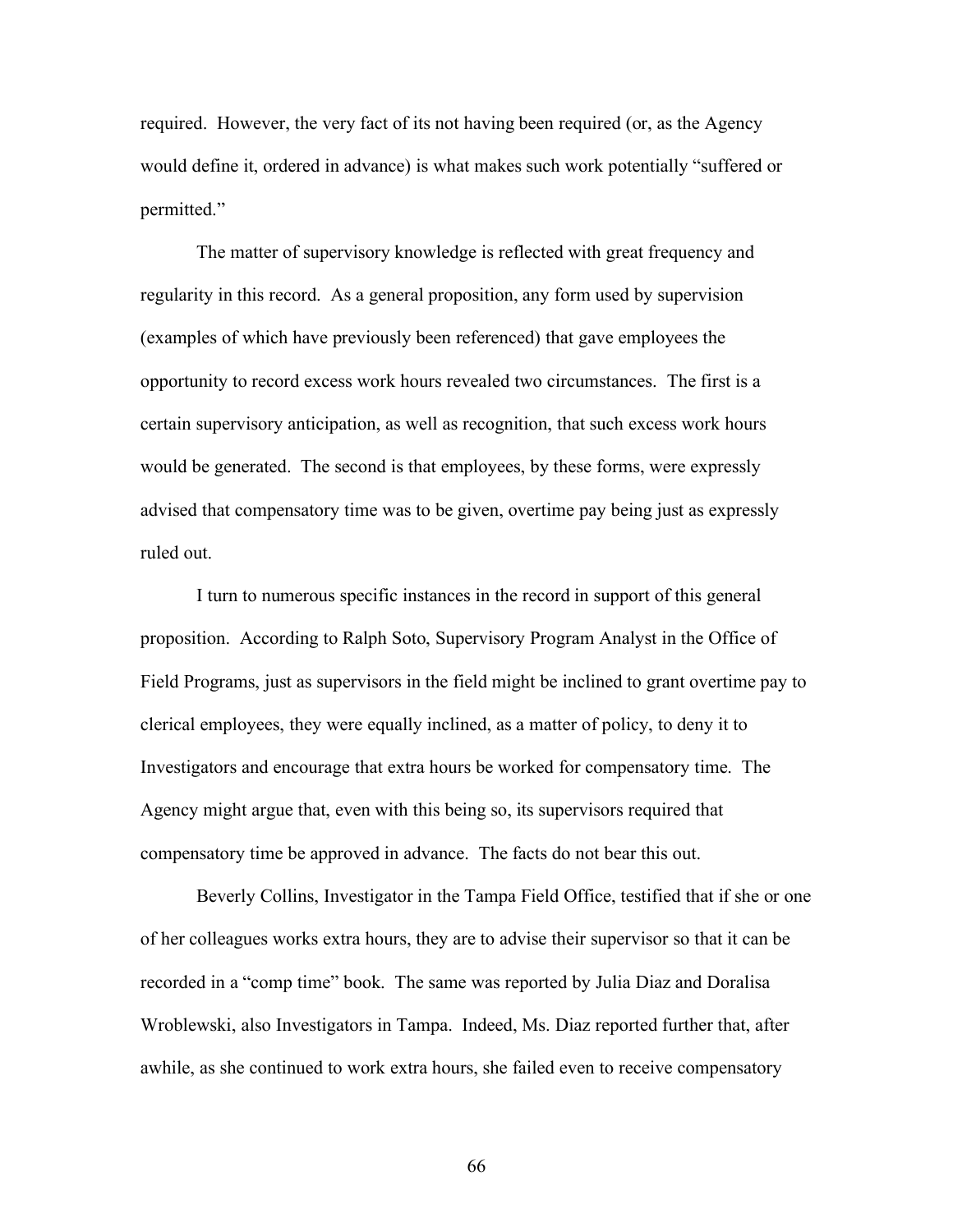required. However, the very fact of its not having been required (or, as the Agency would define it, ordered in advance) is what makes such work potentially "suffered or permitted."

The matter of supervisory knowledge is reflected with great frequency and regularity in this record. As a general proposition, any form used by supervision (examples of which have previously been referenced) that gave employees the opportunity to record excess work hours revealed two circumstances. The first is a certain supervisory anticipation, as well as recognition, that such excess work hours would be generated. The second is that employees, by these forms, were expressly advised that compensatory time was to be given, overtime pay being just as expressly ruled out.

I turn to numerous specific instances in the record in support of this general proposition. According to Ralph Soto, Supervisory Program Analyst in the Office of Field Programs, just as supervisors in the field might be inclined to grant overtime pay to clerical employees, they were equally inclined, as a matter of policy, to deny it to Investigators and encourage that extra hours be worked for compensatory time. The Agency might argue that, even with this being so, its supervisors required that compensatory time be approved in advance. The facts do not bear this out.

Beverly Collins, Investigator in the Tampa Field Office, testified that if she or one of her colleagues works extra hours, they are to advise their supervisor so that it can be recorded in a "comp time" book. The same was reported by Julia Diaz and Doralisa Wroblewski, also Investigators in Tampa. Indeed, Ms. Diaz reported further that, after awhile, as she continued to work extra hours, she failed even to receive compensatory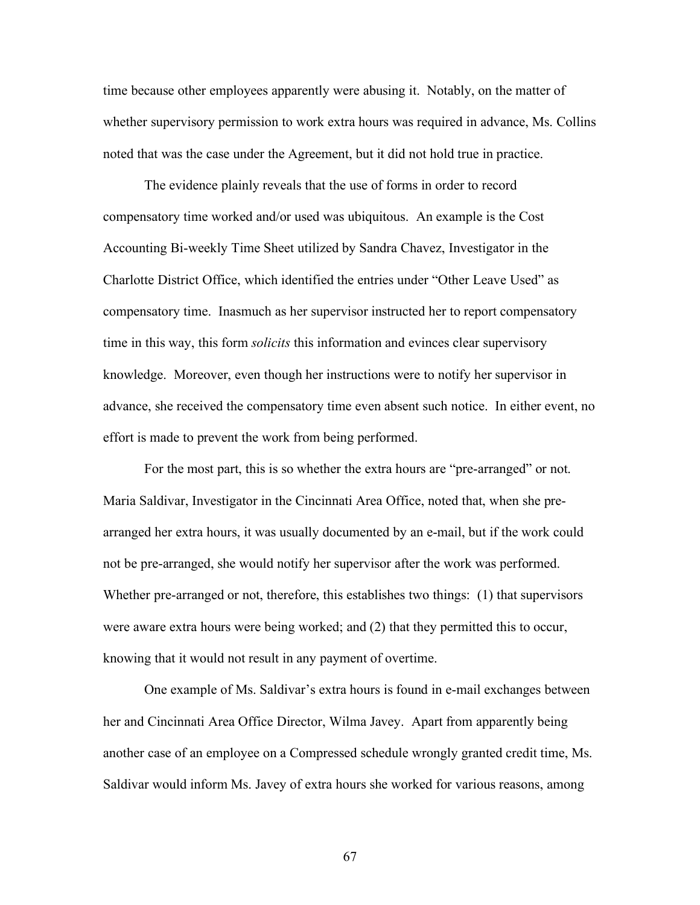time because other employees apparently were abusing it. Notably, on the matter of whether supervisory permission to work extra hours was required in advance, Ms. Collins noted that was the case under the Agreement, but it did not hold true in practice.

The evidence plainly reveals that the use of forms in order to record compensatory time worked and/or used was ubiquitous. An example is the Cost Accounting Bi-weekly Time Sheet utilized by Sandra Chavez, Investigator in the Charlotte District Office, which identified the entries under "Other Leave Used" as compensatory time. Inasmuch as her supervisor instructed her to report compensatory time in this way, this form *solicits* this information and evinces clear supervisory knowledge. Moreover, even though her instructions were to notify her supervisor in advance, she received the compensatory time even absent such notice. In either event, no effort is made to prevent the work from being performed.

For the most part, this is so whether the extra hours are "pre-arranged" or not. Maria Saldivar, Investigator in the Cincinnati Area Office, noted that, when she pre-arranged her extra hours, it was usually documented by an e-mail, but if the work could not be pre-arranged, she would notify her supervisor after the work was performed. Whether pre-arranged or not, therefore, this establishes two things: (1) that supervisors were aware extra hours were being worked; and (2) that they permitted this to occur, knowing that it would not result in any payment of overtime.

One example of Ms. Saldivar's extra hours is found in e-mail exchanges between her and Cincinnati Area Office Director, Wilma Javey. Apart from apparently being another case of an employee on a Compressed schedule wrongly granted credit time, Ms. Saldivar would inform Ms. Javey of extra hours she worked for various reasons, among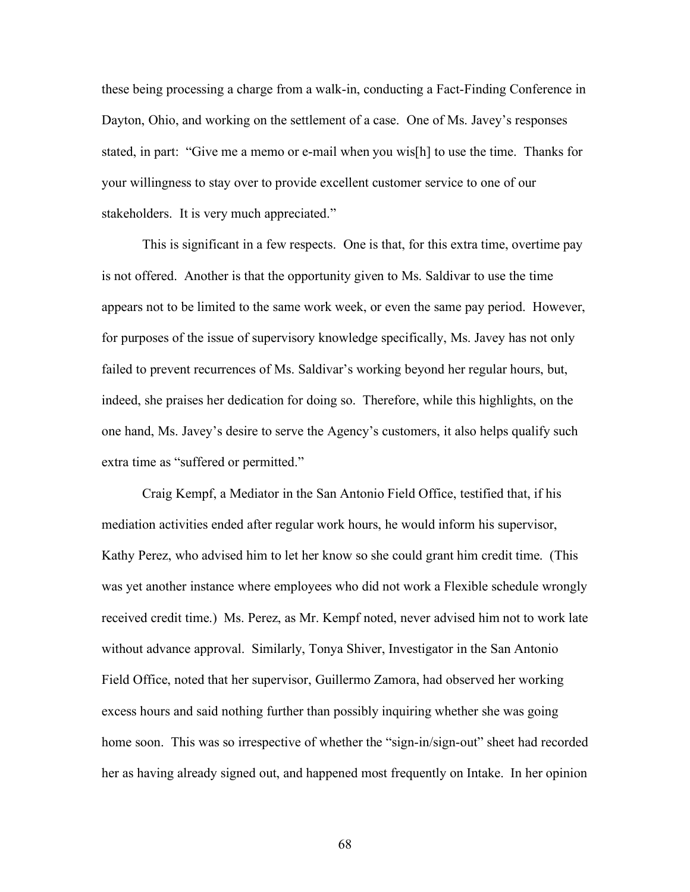these being processing a charge from a walk-in, conducting a Fact-Finding Conference in Dayton, Ohio, and working on the settlement of a case. One of Ms. Javey's responses stated, in part: "Give me a memo or e-mail when you wis[h] to use the time. Thanks for your willingness to stay over to provide excellent customer service to one of our stakeholders. It is very much appreciated."

This is significant in a few respects. One is that, for this extra time, overtime pay is not offered. Another is that the opportunity given to Ms. Saldivar to use the time appears not to be limited to the same work week, or even the same pay period. However, for purposes of the issue of supervisory knowledge specifically, Ms. Javey has not only failed to prevent recurrences of Ms. Saldivar's working beyond her regular hours, but, indeed, she praises her dedication for doing so. Therefore, while this highlights, on the one hand, Ms. Javey's desire to serve the Agency's customers, it also helps qualify such extra time as "suffered or permitted."

Craig Kempf, a Mediator in the San Antonio Field Office, testified that, if his mediation activities ended after regular work hours, he would inform his supervisor, Kathy Perez, who advised him to let her know so she could grant him credit time. (This was yet another instance where employees who did not work a Flexible schedule wrongly received credit time.) Ms. Perez, as Mr. Kempf noted, never advised him not to work late without advance approval. Similarly, Tonya Shiver, Investigator in the San Antonio Field Office, noted that her supervisor, Guillermo Zamora, had observed her working excess hours and said nothing further than possibly inquiring whether she was going home soon. This was so irrespective of whether the "sign-in/sign-out" sheet had recorded her as having already signed out, and happened most frequently on Intake. In her opinion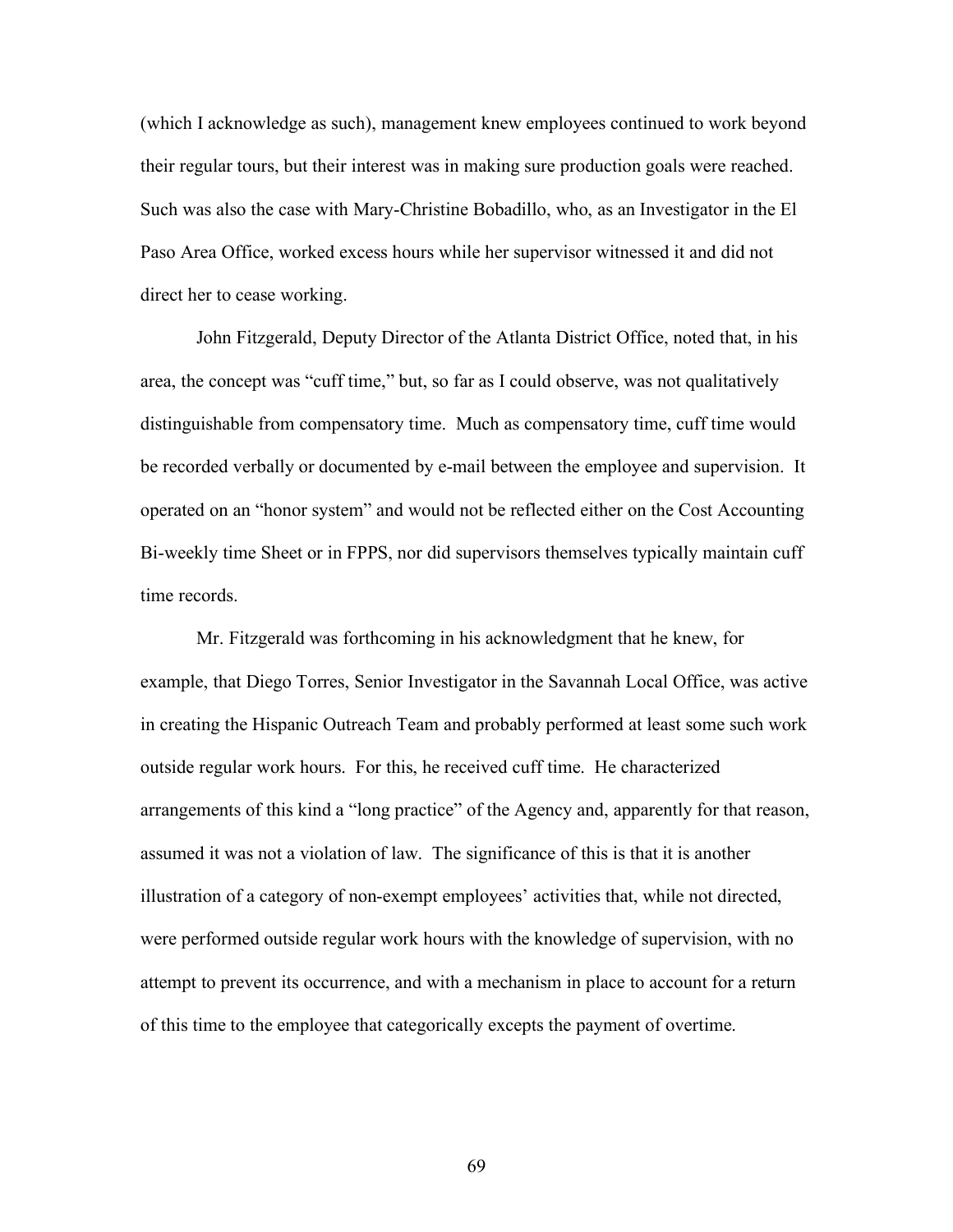(which I acknowledge as such), management knew employees continued to work beyond their regular tours, but their interest was in making sure production goals were reached. Such was also the case with Mary-Christine Bobadillo, who, as an Investigator in the El Paso Area Office, worked excess hours while her supervisor witnessed it and did not direct her to cease working.

John Fitzgerald, Deputy Director of the Atlanta District Office, noted that, in his area, the concept was "cuff time," but, so far as I could observe, was not qualitatively distinguishable from compensatory time. Much as compensatory time, cuff time would be recorded verbally or documented by e-mail between the employee and supervision. It operated on an "honor system" and would not be reflected either on the Cost Accounting Bi-weekly time Sheet or in FPPS, nor did supervisors themselves typically maintain cuff time records.

Mr. Fitzgerald was forthcoming in his acknowledgment that he knew, for example, that Diego Torres, Senior Investigator in the Savannah Local Office, was active in creating the Hispanic Outreach Team and probably performed at least some such work outside regular work hours. For this, he received cuff time. He characterized arrangements of this kind a "long practice" of the Agency and, apparently for that reason, assumed it was not a violation of law. The significance of this is that it is another illustration of a category of non-exempt employees' activities that, while not directed, were performed outside regular work hours with the knowledge of supervision, with no attempt to prevent its occurrence, and with a mechanism in place to account for a return of this time to the employee that categorically excepts the payment of overtime.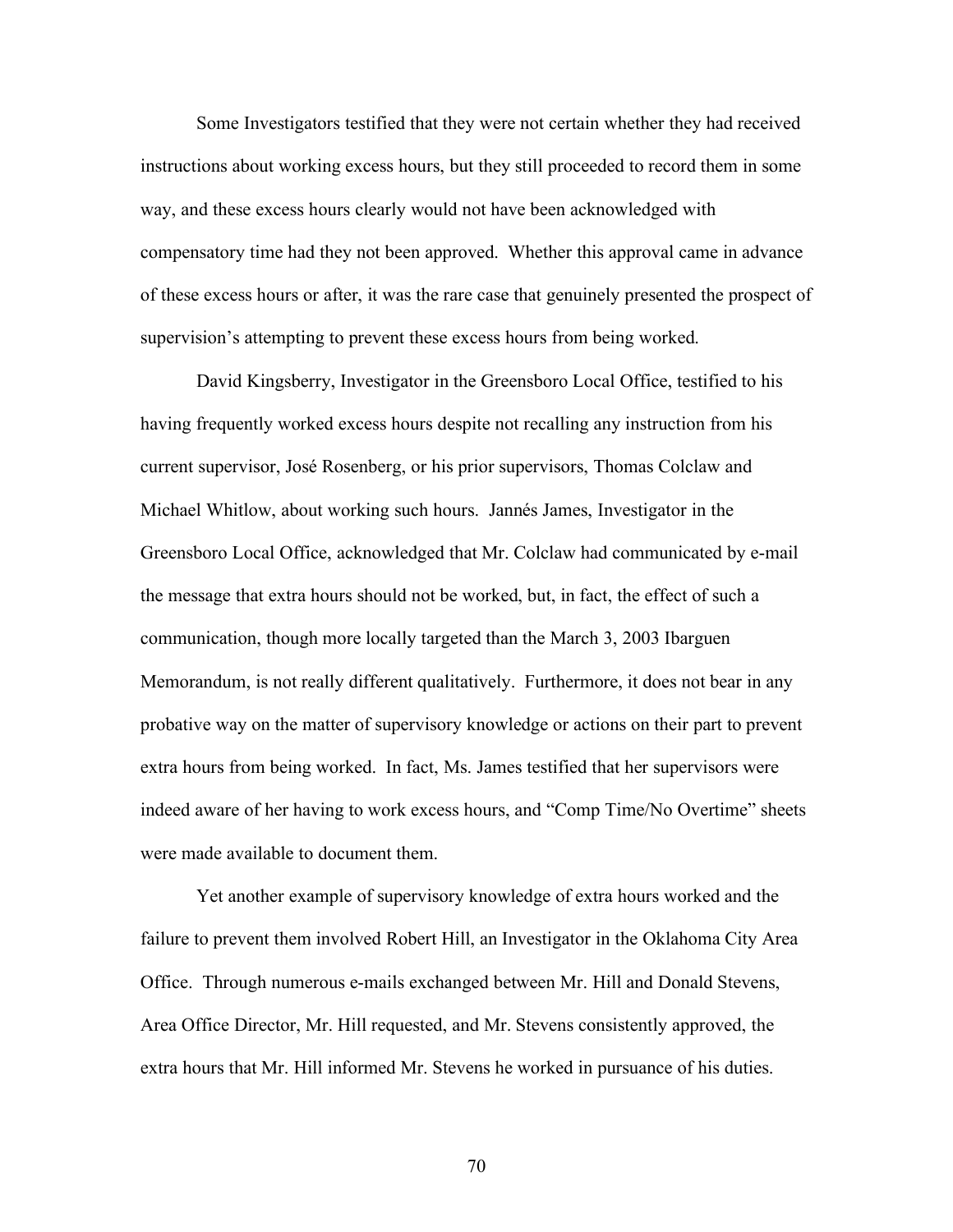Some Investigators testified that they were not certain whether they had received instructions about working excess hours, but they still proceeded to record them in some way, and these excess hours clearly would not have been acknowledged with compensatory time had they not been approved. Whether this approval came in advance of these excess hours or after, it was the rare case that genuinely presented the prospect of supervision's attempting to prevent these excess hours from being worked.

David Kingsberry, Investigator in the Greensboro Local Office, testified to his having frequently worked excess hours despite not recalling any instruction from his current supervisor, José Rosenberg, or his prior supervisors, Thomas Colclaw and Michael Whitlow, about working such hours. Jannés James, Investigator in the Greensboro Local Office, acknowledged that Mr. Colclaw had communicated by e-mail the message that extra hours should not be worked, but, in fact, the effect of such a communication, though more locally targeted than the March 3, 2003 Ibarguen Memorandum, is not really different qualitatively. Furthermore, it does not bear in any probative way on the matter of supervisory knowledge or actions on their part to prevent extra hours from being worked. In fact, Ms. James testified that her supervisors were indeed aware of her having to work excess hours, and "Comp Time/No Overtime" sheets were made available to document them.

Yet another example of supervisory knowledge of extra hours worked and the failure to prevent them involved Robert Hill, an Investigator in the Oklahoma City Area Office. Through numerous e-mails exchanged between Mr. Hill and Donald Stevens, Area Office Director, Mr. Hill requested, and Mr. Stevens consistently approved, the extra hours that Mr. Hill informed Mr. Stevens he worked in pursuance of his duties.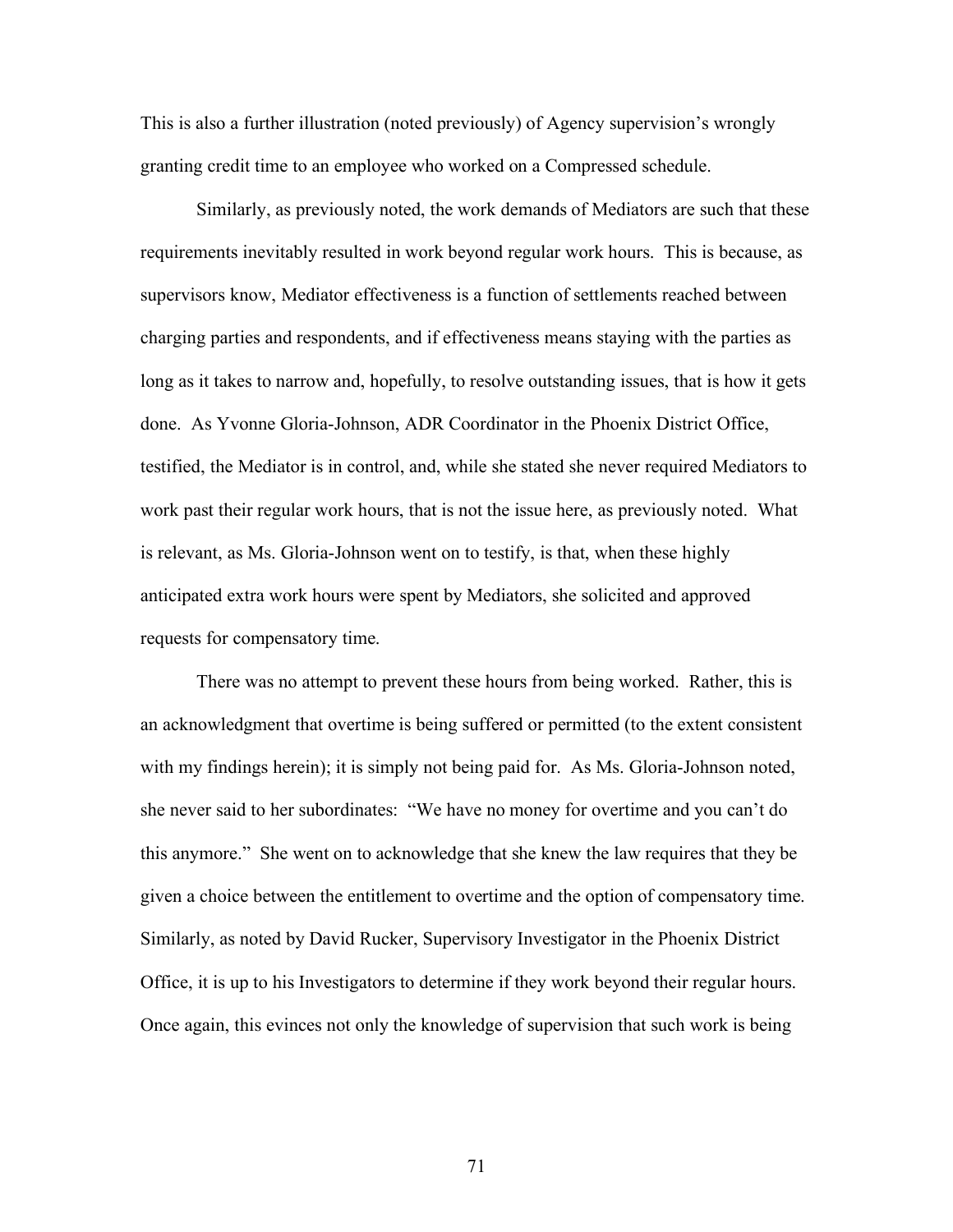This is also a further illustration (noted previously) of Agency supervision's wrongly granting credit time to an employee who worked on a Compressed schedule.

Similarly, as previously noted, the work demands of Mediators are such that these requirements inevitably resulted in work beyond regular work hours. This is because, as supervisors know, Mediator effectiveness is a function of settlements reached between charging parties and respondents, and if effectiveness means staying with the parties as long as it takes to narrow and, hopefully, to resolve outstanding issues, that is how it gets done. As Yvonne Gloria-Johnson, ADR Coordinator in the Phoenix District Office, testified, the Mediator is in control, and, while she stated she never required Mediators to work past their regular work hours, that is not the issue here, as previously noted. What is relevant, as Ms. Gloria-Johnson went on to testify, is that, when these highly anticipated extra work hours were spent by Mediators, she solicited and approved requests for compensatory time.

There was no attempt to prevent these hours from being worked. Rather, this is an acknowledgment that overtime is being suffered or permitted (to the extent consistent with my findings herein); it is simply not being paid for. As Ms. Gloria-Johnson noted, she never said to her subordinates: "We have no money for overtime and you can't do this anymore." She went on to acknowledge that she knew the law requires that they be given a choice between the entitlement to overtime and the option of compensatory time. Similarly, as noted by David Rucker, Supervisory Investigator in the Phoenix District Office, it is up to his Investigators to determine if they work beyond their regular hours. Once again, this evinces not only the knowledge of supervision that such work is being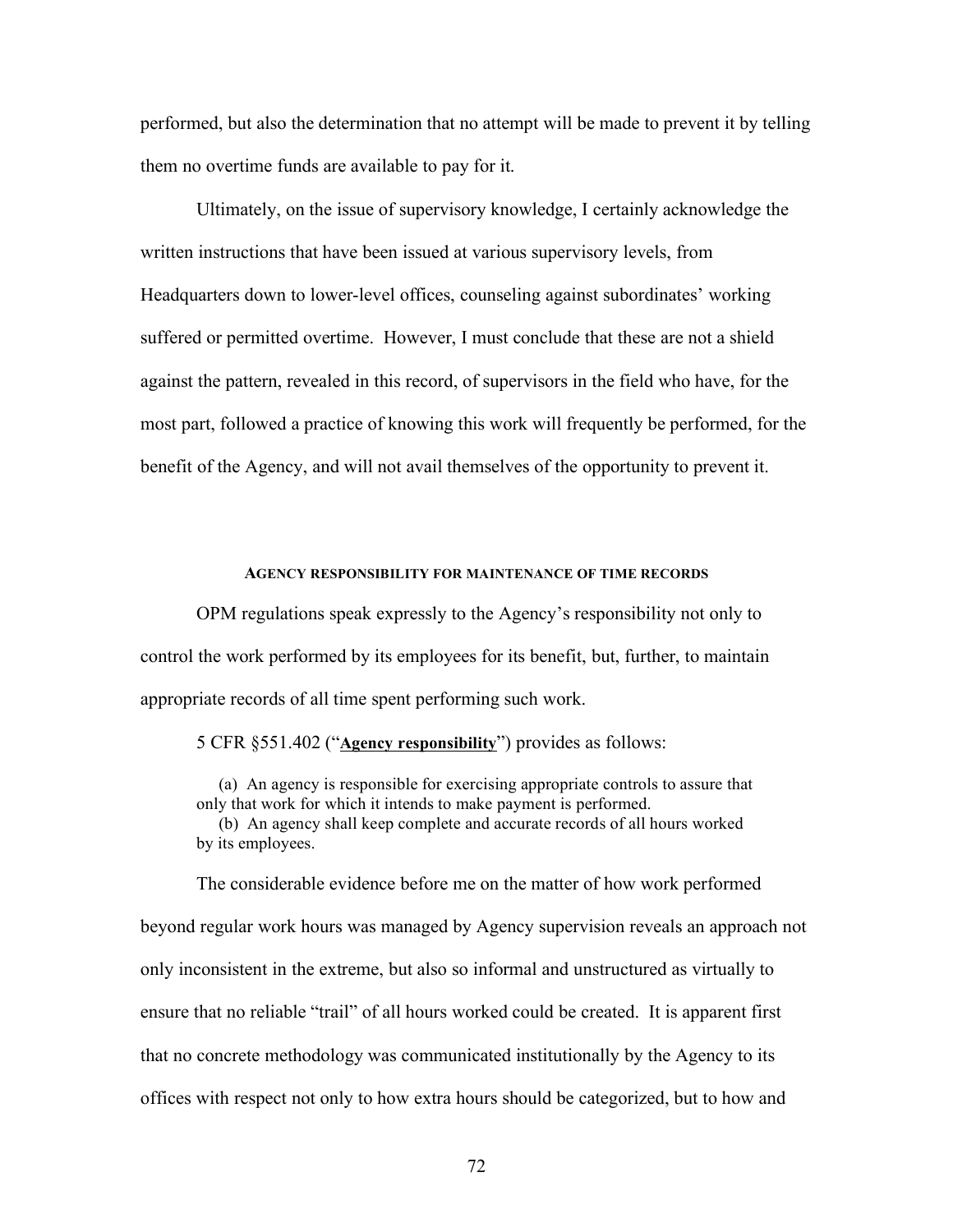performed, but also the determination that no attempt will be made to prevent it by telling them no overtime funds are available to pay for it.

Ultimately, on the issue of supervisory knowledge, I certainly acknowledge the written instructions that have been issued at various supervisory levels, from Headquarters down to lower-level offices, counseling against subordinates' working suffered or permitted overtime. However, I must conclude that these are not a shield against the pattern, revealed in this record, of supervisors in the field who have, for the most part, followed a practice of knowing this work will frequently be performed, for the benefit of the Agency, and will not avail themselves of the opportunity to prevent it.

#### AGENCY RESPONSIBILITY FOR MAINTENANCE OF TIME RECORDS

OPM regulations speak expressly to the Agency's responsibility not only to control the work performed by its employees for its benefit, but, further, to maintain appropriate records of all time spent performing such work.

5 CFR §551.402 ("**Agency responsibility**") provides as follows:

> (a) An agency is responsible for exercising appropriate controls to assure that only that work for which it intends to make payment is performed.
> (b) An agency shall keep complete and accurate records of all hours worked by its employees.

The considerable evidence before me on the matter of how work performed beyond regular work hours was managed by Agency supervision reveals an approach not only inconsistent in the extreme, but also so informal and unstructured as virtually to ensure that no reliable "trail" of all hours worked could be created. It is apparent first that no concrete methodology was communicated institutionally by the Agency to its offices with respect not only to how extra hours should be categorized, but to how and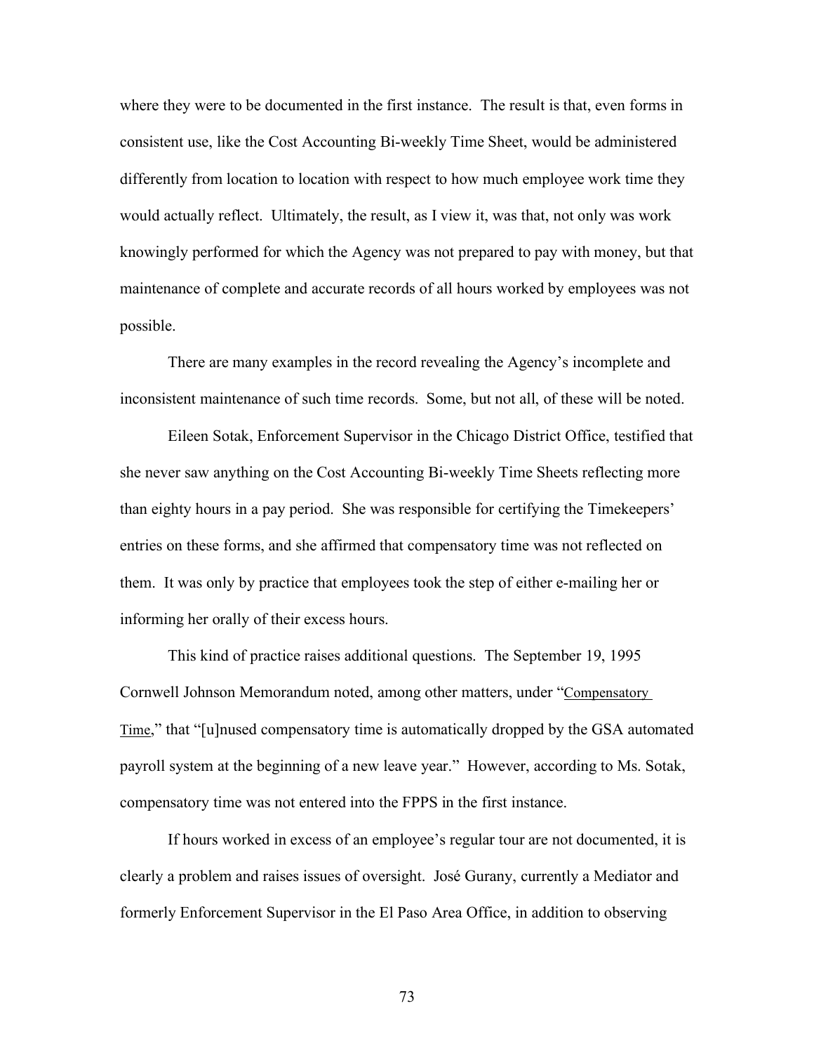where they were to be documented in the first instance. The result is that, even forms in consistent use, like the Cost Accounting Bi-weekly Time Sheet, would be administered differently from location to location with respect to how much employee work time they would actually reflect. Ultimately, the result, as I view it, was that, not only was work knowingly performed for which the Agency was not prepared to pay with money, but that maintenance of complete and accurate records of all hours worked by employees was not possible.

There are many examples in the record revealing the Agency's incomplete and inconsistent maintenance of such time records. Some, but not all, of these will be noted.

Eileen Sotak, Enforcement Supervisor in the Chicago District Office, testified that she never saw anything on the Cost Accounting Bi-weekly Time Sheets reflecting more than eighty hours in a pay period. She was responsible for certifying the Timekeepers' entries on these forms, and she affirmed that compensatory time was not reflected on them. It was only by practice that employees took the step of either e-mailing her or informing her orally of their excess hours.

This kind of practice raises additional questions. The September 19, 1995 Cornwell Johnson Memorandum noted, among other matters, under "Compensatory Time," that "[u]nused compensatory time is automatically dropped by the GSA automated payroll system at the beginning of a new leave year." However, according to Ms. Sotak, compensatory time was not entered into the FPPS in the first instance.

If hours worked in excess of an employee's regular tour are not documented, it is clearly a problem and raises issues of oversight. José Gurany, currently a Mediator and formerly Enforcement Supervisor in the El Paso Area Office, in addition to observing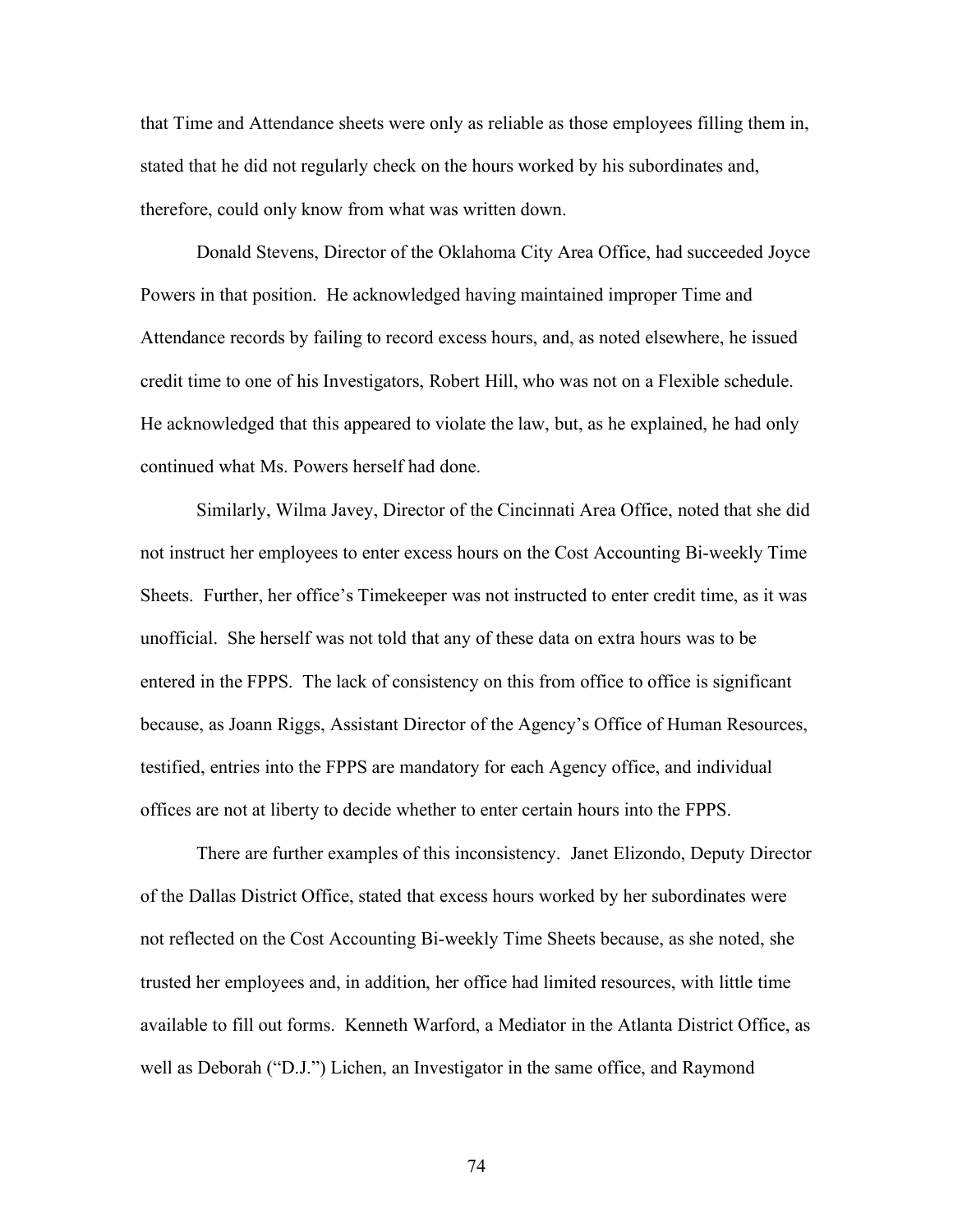that Time and Attendance sheets were only as reliable as those employees filling them in, stated that he did not regularly check on the hours worked by his subordinates and, therefore, could only know from what was written down.

Donald Stevens, Director of the Oklahoma City Area Office, had succeeded Joyce Powers in that position. He acknowledged having maintained improper Time and Attendance records by failing to record excess hours, and, as noted elsewhere, he issued credit time to one of his Investigators, Robert Hill, who was not on a Flexible schedule. He acknowledged that this appeared to violate the law, but, as he explained, he had only continued what Ms. Powers herself had done.

Similarly, Wilma Javey, Director of the Cincinnati Area Office, noted that she did not instruct her employees to enter excess hours on the Cost Accounting Bi-weekly Time Sheets. Further, her office's Timekeeper was not instructed to enter credit time, as it was unofficial. She herself was not told that any of these data on extra hours was to be entered in the FPPS. The lack of consistency on this from office to office is significant because, as Joann Riggs, Assistant Director of the Agency's Office of Human Resources, testified, entries into the FPPS are mandatory for each Agency office, and individual offices are not at liberty to decide whether to enter certain hours into the FPPS.

There are further examples of this inconsistency. Janet Elizondo, Deputy Director of the Dallas District Office, stated that excess hours worked by her subordinates were not reflected on the Cost Accounting Bi-weekly Time Sheets because, as she noted, she trusted her employees and, in addition, her office had limited resources, with little time available to fill out forms. Kenneth Warford, a Mediator in the Atlanta District Office, as well as Deborah ("D.J.") Lichen, an Investigator in the same office, and Raymond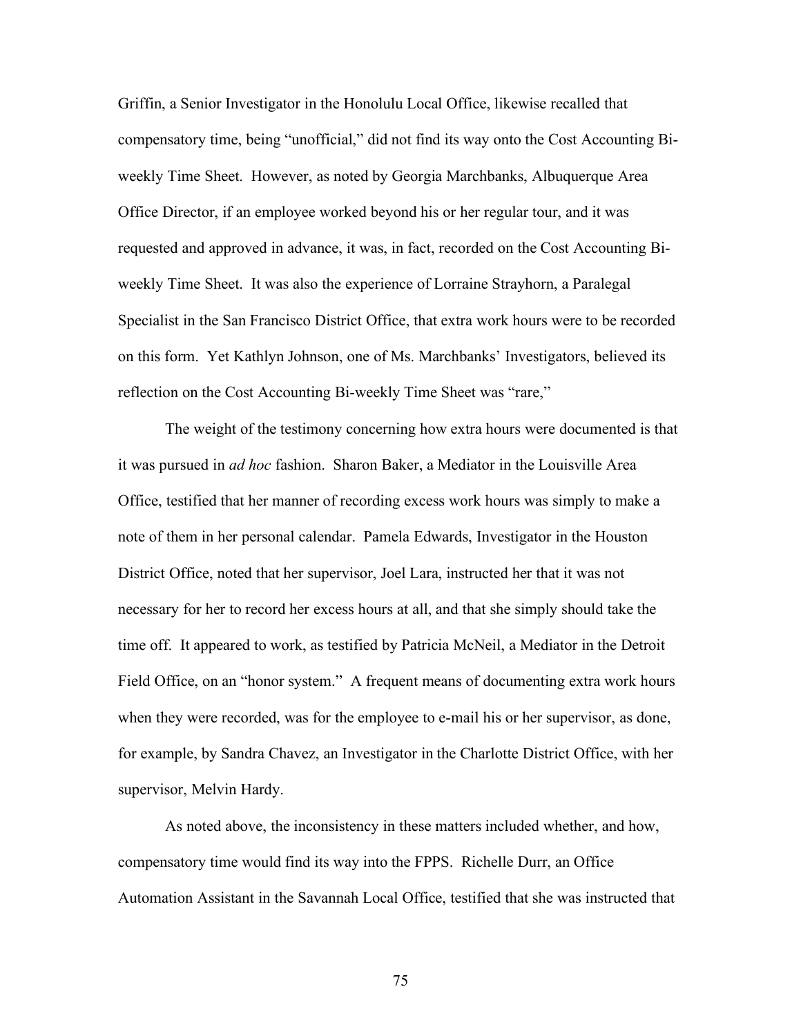Griffin, a Senior Investigator in the Honolulu Local Office, likewise recalled that compensatory time, being "unofficial," did not find its way onto the Cost Accounting Bi-weekly Time Sheet. However, as noted by Georgia Marchbanks, Albuquerque Area Office Director, if an employee worked beyond his or her regular tour, and it was requested and approved in advance, it was, in fact, recorded on the Cost Accounting Bi-weekly Time Sheet. It was also the experience of Lorraine Strayhorn, a Paralegal Specialist in the San Francisco District Office, that extra work hours were to be recorded on this form. Yet Kathlyn Johnson, one of Ms. Marchbanks' Investigators, believed its reflection on the Cost Accounting Bi-weekly Time Sheet was "rare,"

The weight of the testimony concerning how extra hours were documented is that it was pursued in *ad hoc* fashion. Sharon Baker, a Mediator in the Louisville Area Office, testified that her manner of recording excess work hours was simply to make a note of them in her personal calendar. Pamela Edwards, Investigator in the Houston District Office, noted that her supervisor, Joel Lara, instructed her that it was not necessary for her to record her excess hours at all, and that she simply should take the time off. It appeared to work, as testified by Patricia McNeil, a Mediator in the Detroit Field Office, on an "honor system." A frequent means of documenting extra work hours when they were recorded, was for the employee to e-mail his or her supervisor, as done, for example, by Sandra Chavez, an Investigator in the Charlotte District Office, with her supervisor, Melvin Hardy.

As noted above, the inconsistency in these matters included whether, and how, compensatory time would find its way into the FPPS. Richelle Durr, an Office Automation Assistant in the Savannah Local Office, testified that she was instructed that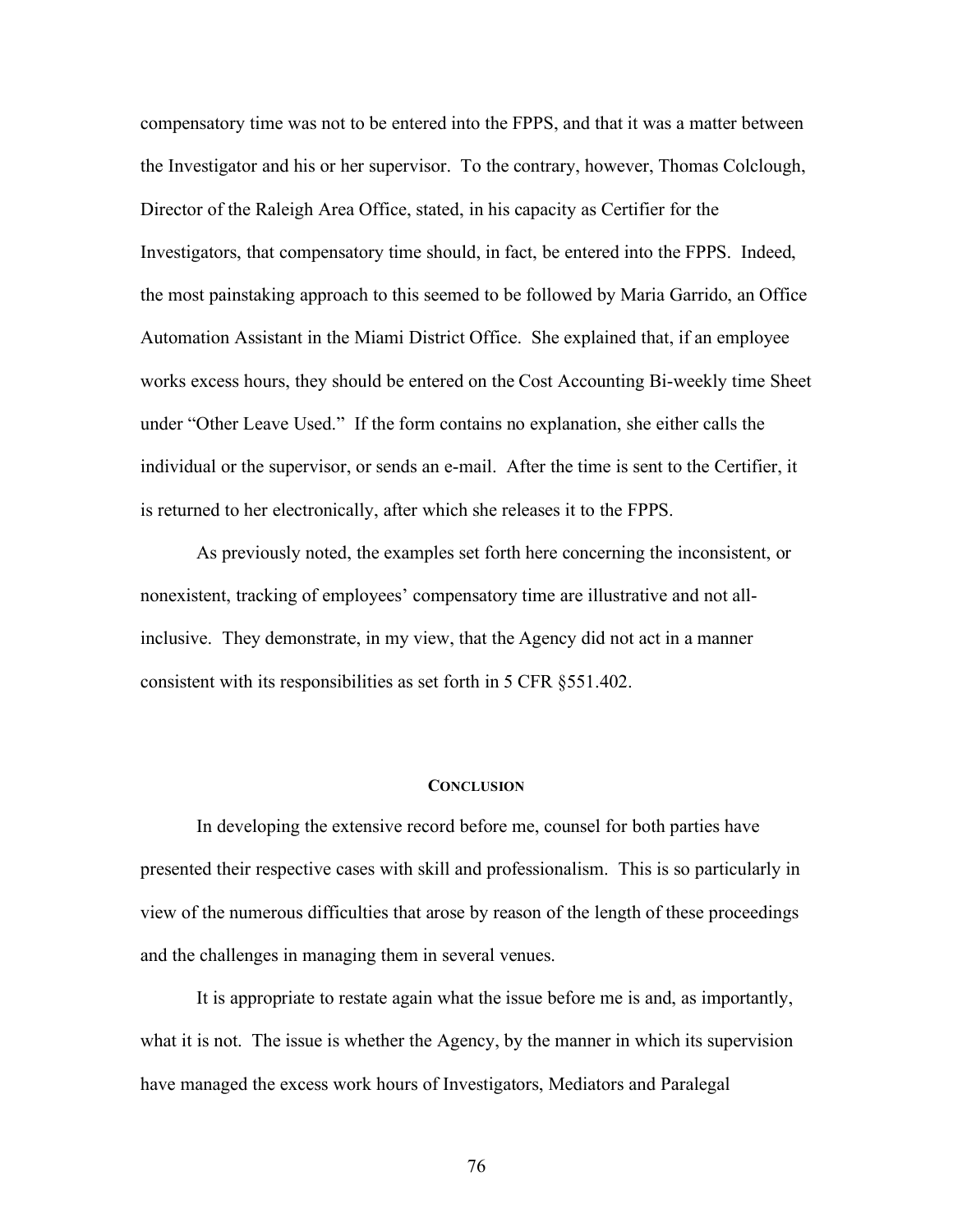compensatory time was not to be entered into the FPPS, and that it was a matter between the Investigator and his or her supervisor. To the contrary, however, Thomas Colclough, Director of the Raleigh Area Office, stated, in his capacity as Certifier for the Investigators, that compensatory time should, in fact, be entered into the FPPS. Indeed, the most painstaking approach to this seemed to be followed by Maria Garrido, an Office Automation Assistant in the Miami District Office. She explained that, if an employee works excess hours, they should be entered on the Cost Accounting Bi-weekly time Sheet under "Other Leave Used." If the form contains no explanation, she either calls the individual or the supervisor, or sends an e-mail. After the time is sent to the Certifier, it is returned to her electronically, after which she releases it to the FPPS.

As previously noted, the examples set forth here concerning the inconsistent, or nonexistent, tracking of employees' compensatory time are illustrative and not all-inclusive. They demonstrate, in my view, that the Agency did not act in a manner consistent with its responsibilities as set forth in 5 CFR §551.402.

## CONCLUSION

In developing the extensive record before me, counsel for both parties have presented their respective cases with skill and professionalism. This is so particularly in view of the numerous difficulties that arose by reason of the length of these proceedings and the challenges in managing them in several venues.

It is appropriate to restate again what the issue before me is and, as importantly, what it is not. The issue is whether the Agency, by the manner in which its supervision have managed the excess work hours of Investigators, Mediators and Paralegal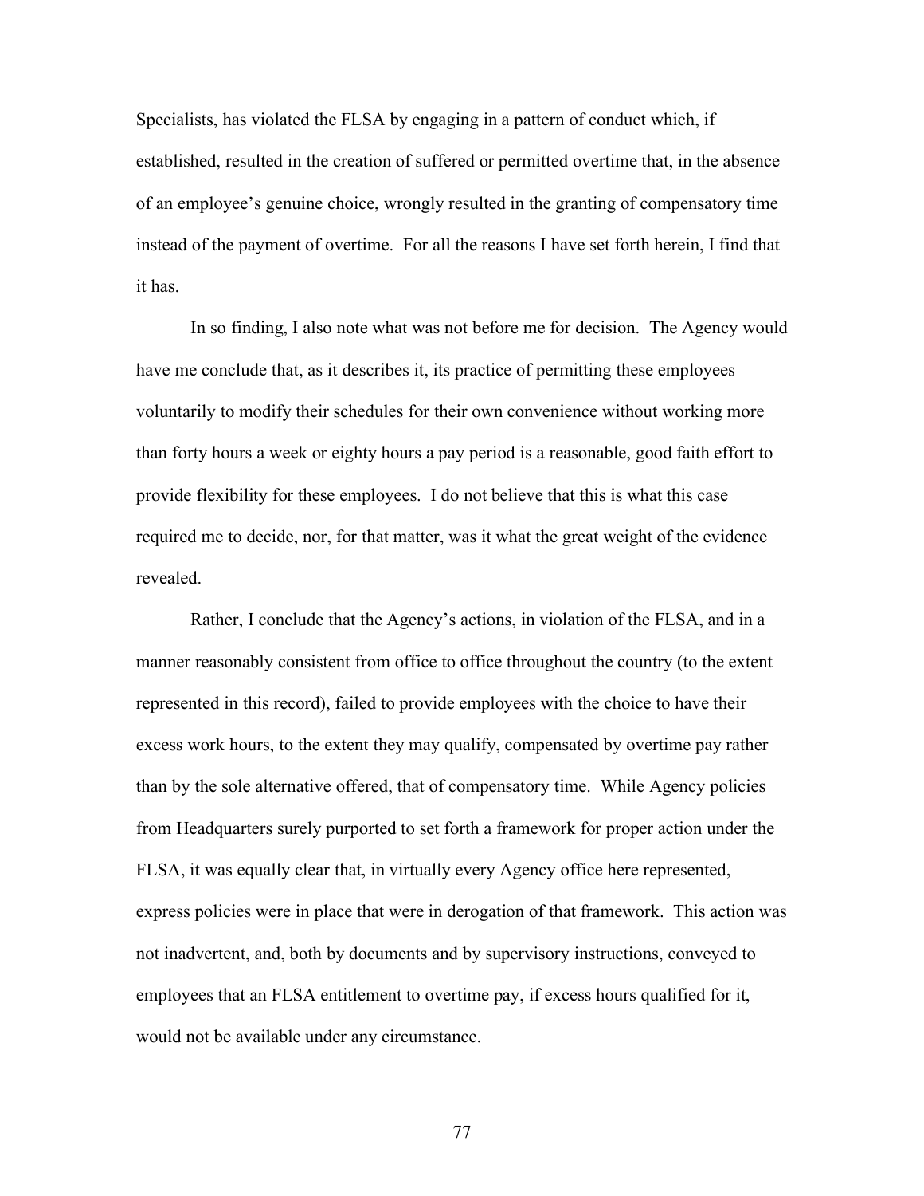Specialists, has violated the FLSA by engaging in a pattern of conduct which, if established, resulted in the creation of suffered or permitted overtime that, in the absence of an employee's genuine choice, wrongly resulted in the granting of compensatory time instead of the payment of overtime. For all the reasons I have set forth herein, I find that it has.

In so finding, I also note what was not before me for decision. The Agency would have me conclude that, as it describes it, its practice of permitting these employees voluntarily to modify their schedules for their own convenience without working more than forty hours a week or eighty hours a pay period is a reasonable, good faith effort to provide flexibility for these employees. I do not believe that this is what this case required me to decide, nor, for that matter, was it what the great weight of the evidence revealed.

Rather, I conclude that the Agency's actions, in violation of the FLSA, and in a manner reasonably consistent from office to office throughout the country (to the extent represented in this record), failed to provide employees with the choice to have their excess work hours, to the extent they may qualify, compensated by overtime pay rather than by the sole alternative offered, that of compensatory time. While Agency policies from Headquarters surely purported to set forth a framework for proper action under the FLSA, it was equally clear that, in virtually every Agency office here represented, express policies were in place that were in derogation of that framework. This action was not inadvertent, and, both by documents and by supervisory instructions, conveyed to employees that an FLSA entitlement to overtime pay, if excess hours qualified for it, would not be available under any circumstance.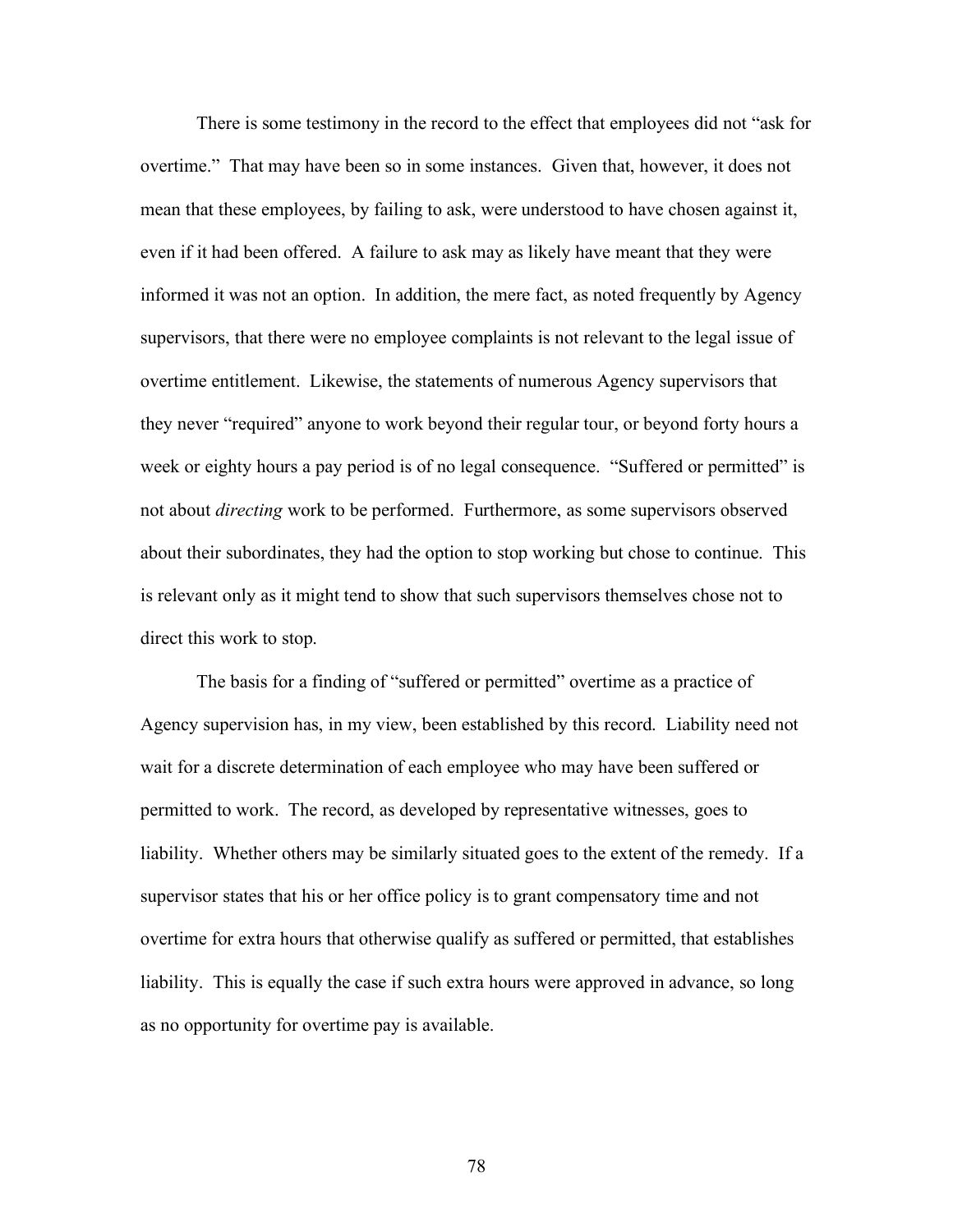There is some testimony in the record to the effect that employees did not "ask for overtime." That may have been so in some instances. Given that, however, it does not mean that these employees, by failing to ask, were understood to have chosen against it, even if it had been offered. A failure to ask may as likely have meant that they were informed it was not an option. In addition, the mere fact, as noted frequently by Agency supervisors, that there were no employee complaints is not relevant to the legal issue of overtime entitlement. Likewise, the statements of numerous Agency supervisors that they never "required" anyone to work beyond their regular tour, or beyond forty hours a week or eighty hours a pay period is of no legal consequence. "Suffered or permitted" is not about *directing* work to be performed. Furthermore, as some supervisors observed about their subordinates, they had the option to stop working but chose to continue. This is relevant only as it might tend to show that such supervisors themselves chose not to direct this work to stop.

The basis for a finding of "suffered or permitted" overtime as a practice of Agency supervision has, in my view, been established by this record. Liability need not wait for a discrete determination of each employee who may have been suffered or permitted to work. The record, as developed by representative witnesses, goes to liability. Whether others may be similarly situated goes to the extent of the remedy. If a supervisor states that his or her office policy is to grant compensatory time and not overtime for extra hours that otherwise qualify as suffered or permitted, that establishes liability. This is equally the case if such extra hours were approved in advance, so long as no opportunity for overtime pay is available.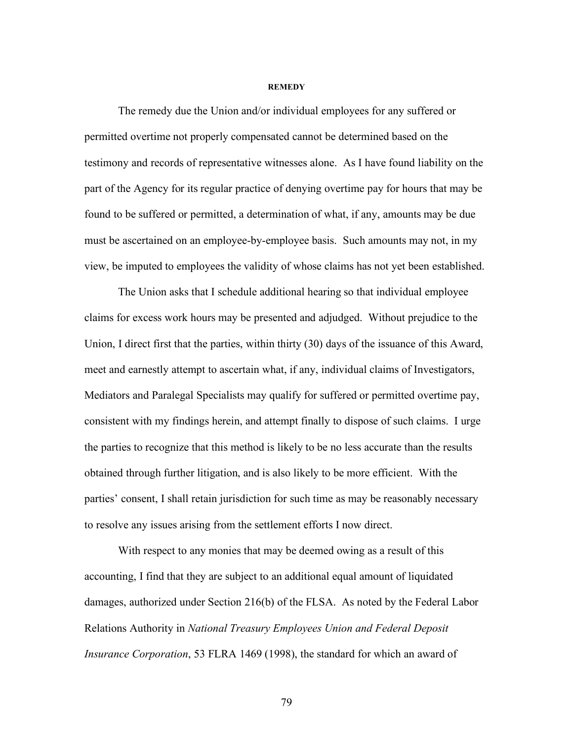## REMEDY

The remedy due the Union and/or individual employees for any suffered or permitted overtime not properly compensated cannot be determined based on the testimony and records of representative witnesses alone. As I have found liability on the part of the Agency for its regular practice of denying overtime pay for hours that may be found to be suffered or permitted, a determination of what, if any, amounts may be due must be ascertained on an employee-by-employee basis. Such amounts may not, in my view, be imputed to employees the validity of whose claims has not yet been established.

The Union asks that I schedule additional hearing so that individual employee claims for excess work hours may be presented and adjudged. Without prejudice to the Union, I direct first that the parties, within thirty (30) days of the issuance of this Award, meet and earnestly attempt to ascertain what, if any, individual claims of Investigators, Mediators and Paralegal Specialists may qualify for suffered or permitted overtime pay, consistent with my findings herein, and attempt finally to dispose of such claims. I urge the parties to recognize that this method is likely to be no less accurate than the results obtained through further litigation, and is also likely to be more efficient. With the parties' consent, I shall retain jurisdiction for such time as may be reasonably necessary to resolve any issues arising from the settlement efforts I now direct.

With respect to any monies that may be deemed owing as a result of this accounting, I find that they are subject to an additional equal amount of liquidated damages, authorized under Section 216(b) of the FLSA. As noted by the Federal Labor Relations Authority in *National Treasury Employees Union and Federal Deposit Insurance Corporation*, 53 FLRA 1469 (1998), the standard for which an award of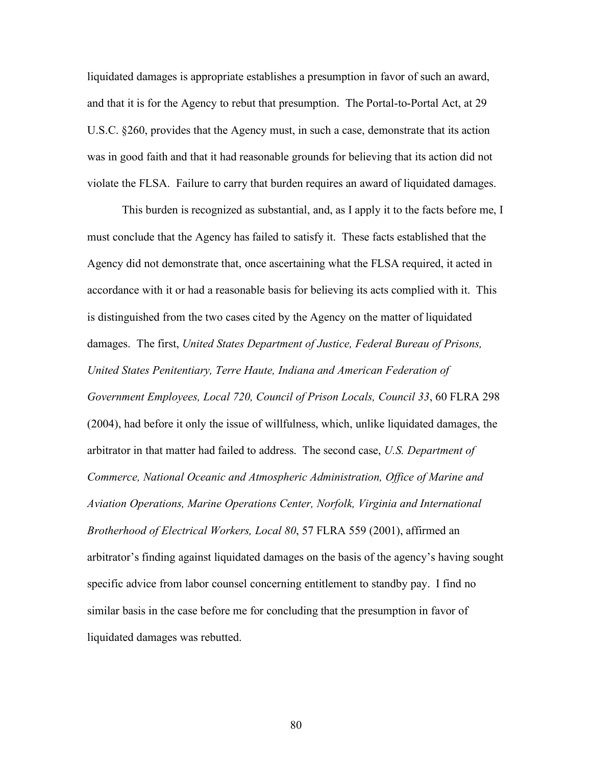liquidated damages is appropriate establishes a presumption in favor of such an award, and that it is for the Agency to rebut that presumption. The Portal-to-Portal Act, at 29 U.S.C. §260, provides that the Agency must, in such a case, demonstrate that its action was in good faith and that it had reasonable grounds for believing that its action did not violate the FLSA. Failure to carry that burden requires an award of liquidated damages.

This burden is recognized as substantial, and, as I apply it to the facts before me, I must conclude that the Agency has failed to satisfy it. These facts established that the Agency did not demonstrate that, once ascertaining what the FLSA required, it acted in accordance with it or had a reasonable basis for believing its acts complied with it. This is distinguished from the two cases cited by the Agency on the matter of liquidated damages. The first, *United States Department of Justice, Federal Bureau of Prisons, United States Penitentiary, Terre Haute, Indiana and American Federation of Government Employees, Local 720, Council of Prison Locals, Council 33*, 60 FLRA 298 (2004), had before it only the issue of willfulness, which, unlike liquidated damages, the arbitrator in that matter had failed to address. The second case, *U.S. Department of Commerce, National Oceanic and Atmospheric Administration, Office of Marine and Aviation Operations, Marine Operations Center, Norfolk, Virginia and International Brotherhood of Electrical Workers, Local 80*, 57 FLRA 559 (2001), affirmed an arbitrator's finding against liquidated damages on the basis of the agency's having sought specific advice from labor counsel concerning entitlement to standby pay. I find no similar basis in the case before me for concluding that the presumption in favor of liquidated damages was rebutted.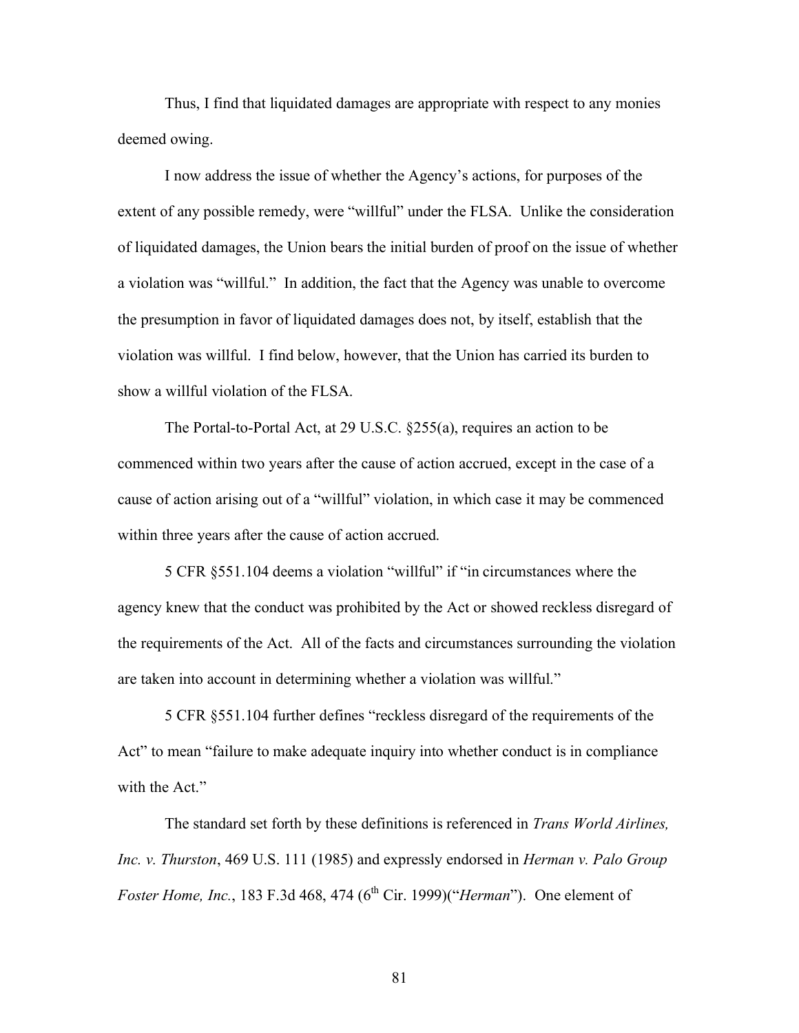Thus, I find that liquidated damages are appropriate with respect to any monies deemed owing.

I now address the issue of whether the Agency's actions, for purposes of the extent of any possible remedy, were "willful" under the FLSA. Unlike the consideration of liquidated damages, the Union bears the initial burden of proof on the issue of whether a violation was "willful." In addition, the fact that the Agency was unable to overcome the presumption in favor of liquidated damages does not, by itself, establish that the violation was willful. I find below, however, that the Union has carried its burden to show a willful violation of the FLSA.

The Portal-to-Portal Act, at 29 U.S.C. §255(a), requires an action to be commenced within two years after the cause of action accrued, except in the case of a cause of action arising out of a "willful" violation, in which case it may be commenced within three years after the cause of action accrued.

5 CFR §551.104 deems a violation "willful" if "in circumstances where the agency knew that the conduct was prohibited by the Act or showed reckless disregard of the requirements of the Act. All of the facts and circumstances surrounding the violation are taken into account in determining whether a violation was willful."

5 CFR §551.104 further defines "reckless disregard of the requirements of the Act" to mean "failure to make adequate inquiry into whether conduct is in compliance with the Act."

The standard set forth by these definitions is referenced in *Trans World Airlines, Inc. v. Thurston*, 469 U.S. 111 (1985) and expressly endorsed in *Herman v. Palo Group Foster Home, Inc.*, 183 F.3d 468, 474 (6th Cir. 1999)("*Herman*"). One element of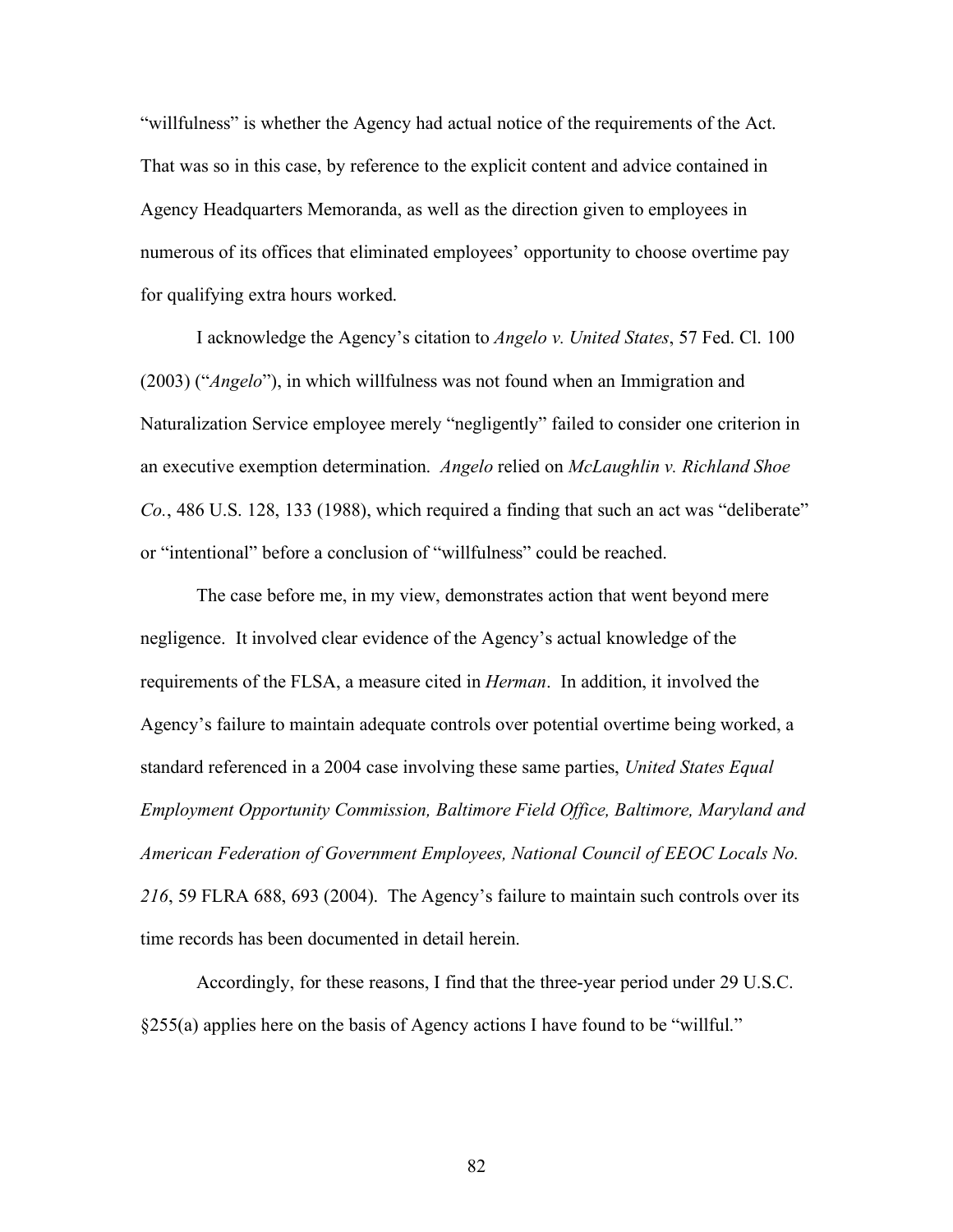"willfulness" is whether the Agency had actual notice of the requirements of the Act. That was so in this case, by reference to the explicit content and advice contained in Agency Headquarters Memoranda, as well as the direction given to employees in numerous of its offices that eliminated employees' opportunity to choose overtime pay for qualifying extra hours worked.

I acknowledge the Agency's citation to *Angelo v. United States*, 57 Fed. Cl. 100 (2003) ("*Angelo*"), in which willfulness was not found when an Immigration and Naturalization Service employee merely "negligently" failed to consider one criterion in an executive exemption determination. *Angelo* relied on *McLaughlin v. Richland Shoe Co.*, 486 U.S. 128, 133 (1988), which required a finding that such an act was "deliberate" or "intentional" before a conclusion of "willfulness" could be reached.

The case before me, in my view, demonstrates action that went beyond mere negligence. It involved clear evidence of the Agency's actual knowledge of the requirements of the FLSA, a measure cited in *Herman*. In addition, it involved the Agency's failure to maintain adequate controls over potential overtime being worked, a standard referenced in a 2004 case involving these same parties, *United States Equal Employment Opportunity Commission, Baltimore Field Office, Baltimore, Maryland and American Federation of Government Employees, National Council of EEOC Locals No. 216*, 59 FLRA 688, 693 (2004). The Agency's failure to maintain such controls over its time records has been documented in detail herein.

Accordingly, for these reasons, I find that the three-year period under 29 U.S.C. §255(a) applies here on the basis of Agency actions I have found to be "willful."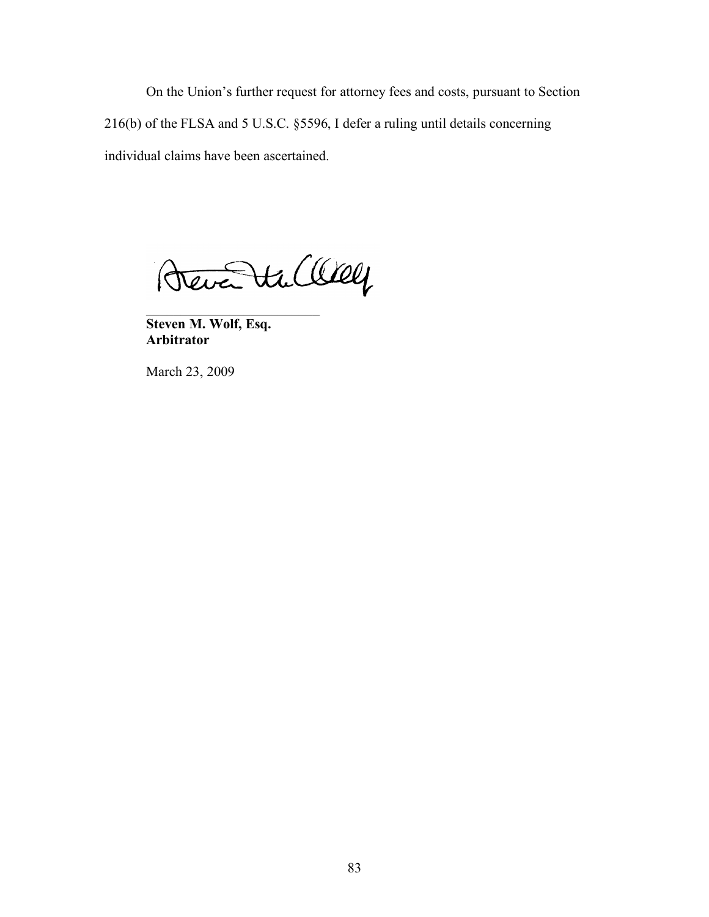On the Union's further request for attorney fees and costs, pursuant to Section 216(b) of the FLSA and 5 U.S.C. §5596, I defer a ruling until details concerning individual claims have been ascertained.

______________________________

**Steven M. Wolf, Esq.**
**Arbitrator**

March 23, 2009